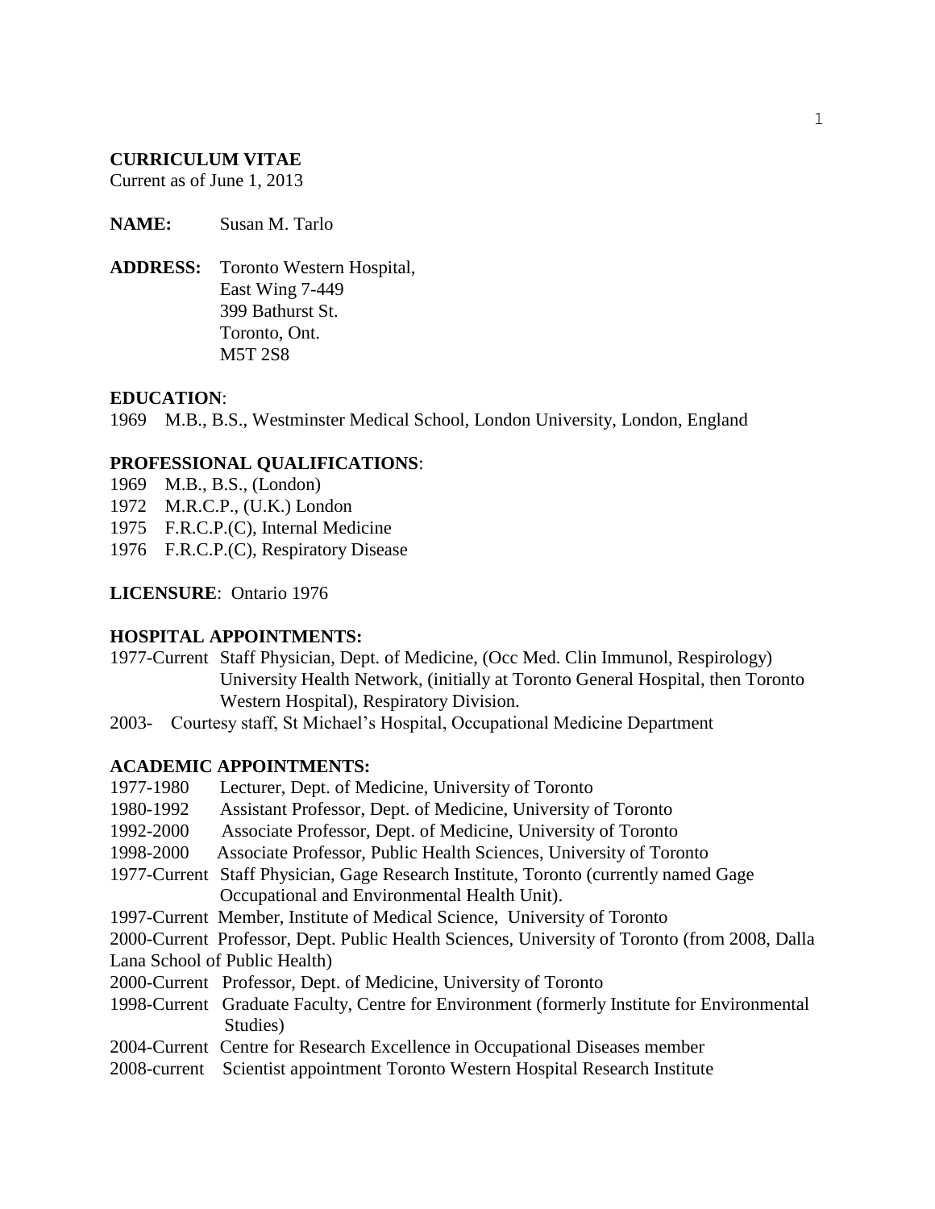# CURRICULUM VITAE

Current as of June 1, 2013

**NAME:** Susan M. Tarlo

**ADDRESS:** Toronto Western Hospital,
East Wing 7-449
399 Bathurst St.
Toronto, Ont.
M5T 2S8

## EDUCATION:

1969 M.B., B.S., Westminster Medical School, London University, London, England

## PROFESSIONAL QUALIFICATIONS:

1969 M.B., B.S., (London)
1972 M.R.C.P., (U.K.) London
1975 F.R.C.P.(C), Internal Medicine
1976 F.R.C.P.(C), Respiratory Disease

**LICENSURE**: Ontario 1976

## HOSPITAL APPOINTMENTS:

1977-Current Staff Physician, Dept. of Medicine, (Occ Med. Clin Immunol, Respirology) University Health Network, (initially at Toronto General Hospital, then Toronto Western Hospital), Respiratory Division.
2003- Courtesy staff, St Michael's Hospital, Occupational Medicine Department

## ACADEMIC APPOINTMENTS:

1977-1980 Lecturer, Dept. of Medicine, University of Toronto
1980-1992 Assistant Professor, Dept. of Medicine, University of Toronto
1992-2000 Associate Professor, Dept. of Medicine, University of Toronto
1998-2000 Associate Professor, Public Health Sciences, University of Toronto
1977-Current Staff Physician, Gage Research Institute, Toronto (currently named Gage Occupational and Environmental Health Unit).
1997-Current Member, Institute of Medical Science, University of Toronto
2000-Current Professor, Dept. Public Health Sciences, University of Toronto (from 2008, Dalla Lana School of Public Health)
2000-Current Professor, Dept. of Medicine, University of Toronto
1998-Current Graduate Faculty, Centre for Environment (formerly Institute for Environmental Studies)
2004-Current Centre for Research Excellence in Occupational Diseases member
2008-current Scientist appointment Toronto Western Hospital Research Institute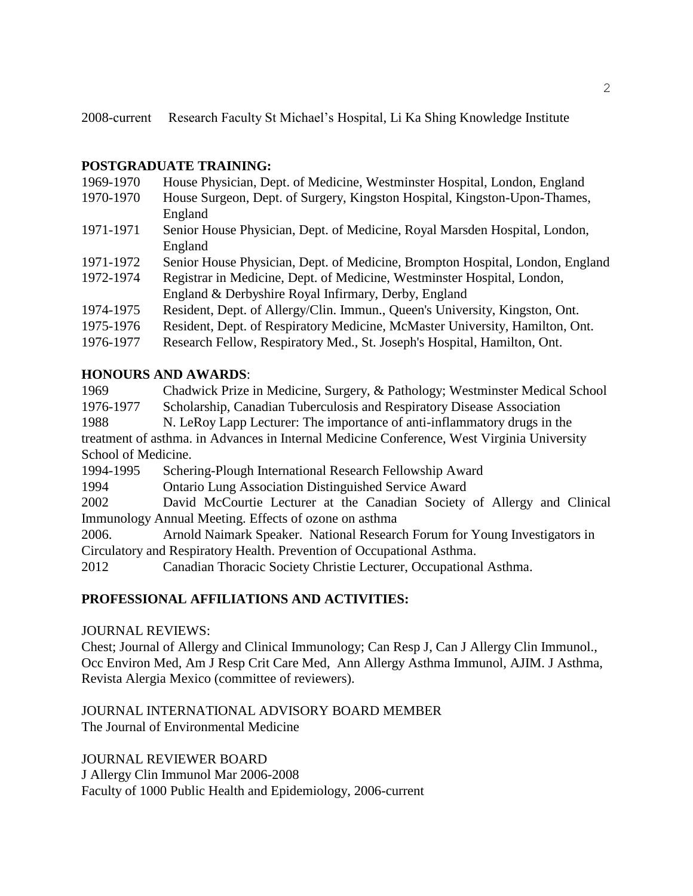2008-current Research Faculty St Michael's Hospital, Li Ka Shing Knowledge Institute

## POSTGRADUATE TRAINING:

1969-1970 House Physician, Dept. of Medicine, Westminster Hospital, London, England
1970-1970 House Surgeon, Dept. of Surgery, Kingston Hospital, Kingston-Upon-Thames, England
1971-1971 Senior House Physician, Dept. of Medicine, Royal Marsden Hospital, London, England
1971-1972 Senior House Physician, Dept. of Medicine, Brompton Hospital, London, England
1972-1974 Registrar in Medicine, Dept. of Medicine, Westminster Hospital, London, England & Derbyshire Royal Infirmary, Derby, England
1974-1975 Resident, Dept. of Allergy/Clin. Immun., Queen's University, Kingston, Ont.
1975-1976 Resident, Dept. of Respiratory Medicine, McMaster University, Hamilton, Ont.
1976-1977 Research Fellow, Respiratory Med., St. Joseph's Hospital, Hamilton, Ont.

## HONOURS AND AWARDS:

1969 Chadwick Prize in Medicine, Surgery, & Pathology; Westminster Medical School
1976-1977 Scholarship, Canadian Tuberculosis and Respiratory Disease Association
1988 N. LeRoy Lapp Lecturer: The importance of anti-inflammatory drugs in the treatment of asthma. in Advances in Internal Medicine Conference, West Virginia University School of Medicine.
1994-1995 Schering-Plough International Research Fellowship Award
1994 Ontario Lung Association Distinguished Service Award
2002 David McCourtie Lecturer at the Canadian Society of Allergy and Clinical Immunology Annual Meeting. Effects of ozone on asthma
2006. Arnold Naimark Speaker. National Research Forum for Young Investigators in Circulatory and Respiratory Health. Prevention of Occupational Asthma.
2012 Canadian Thoracic Society Christie Lecturer, Occupational Asthma.

## PROFESSIONAL AFFILIATIONS AND ACTIVITIES:

JOURNAL REVIEWS:
Chest; Journal of Allergy and Clinical Immunology; Can Resp J, Can J Allergy Clin Immunol., Occ Environ Med, Am J Resp Crit Care Med, Ann Allergy Asthma Immunol, AJIM. J Asthma, Revista Alergia Mexico (committee of reviewers).

JOURNAL INTERNATIONAL ADVISORY BOARD MEMBER
The Journal of Environmental Medicine

JOURNAL REVIEWER BOARD
J Allergy Clin Immunol Mar 2006-2008
Faculty of 1000 Public Health and Epidemiology, 2006-current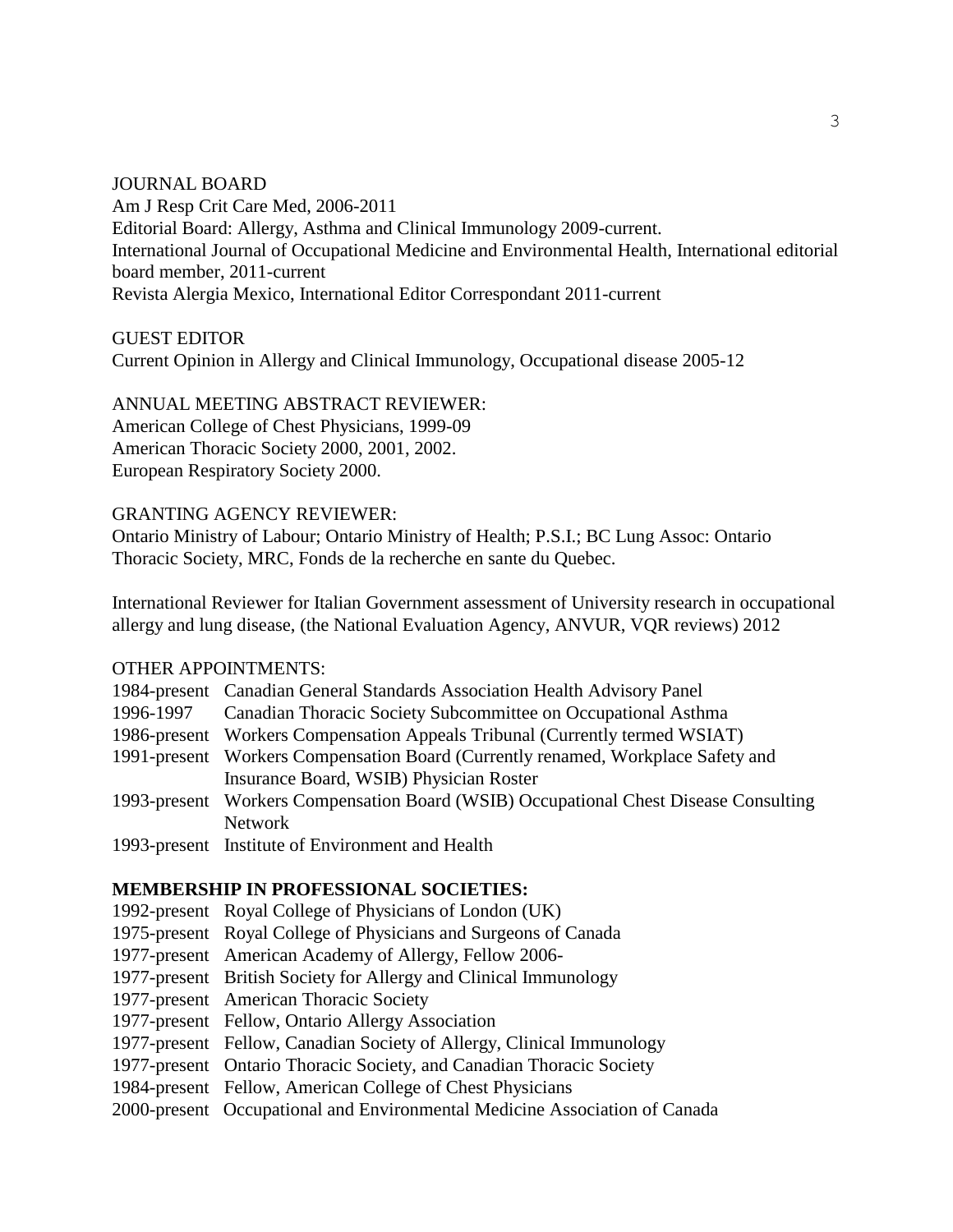JOURNAL BOARD

Am J Resp Crit Care Med, 2006-2011

Editorial Board: Allergy, Asthma and Clinical Immunology 2009-current.

International Journal of Occupational Medicine and Environmental Health, International editorial board member, 2011-current

Revista Alergia Mexico, International Editor Correspondant 2011-current

GUEST EDITOR

Current Opinion in Allergy and Clinical Immunology, Occupational disease 2005-12

ANNUAL MEETING ABSTRACT REVIEWER:

American College of Chest Physicians, 1999-09

American Thoracic Society 2000, 2001, 2002.

European Respiratory Society 2000.

GRANTING AGENCY REVIEWER:

Ontario Ministry of Labour; Ontario Ministry of Health; P.S.I.; BC Lung Assoc: Ontario Thoracic Society, MRC, Fonds de la recherche en sante du Quebec.

International Reviewer for Italian Government assessment of University research in occupational allergy and lung disease, (the National Evaluation Agency, ANVUR, VQR reviews) 2012

OTHER APPOINTMENTS:

1984-present Canadian General Standards Association Health Advisory Panel
1996-1997 Canadian Thoracic Society Subcommittee on Occupational Asthma
1986-present Workers Compensation Appeals Tribunal (Currently termed WSIAT)
1991-present Workers Compensation Board (Currently renamed, Workplace Safety and Insurance Board, WSIB) Physician Roster
1993-present Workers Compensation Board (WSIB) Occupational Chest Disease Consulting Network
1993-present Institute of Environment and Health

**MEMBERSHIP IN PROFESSIONAL SOCIETIES:**

1992-present Royal College of Physicians of London (UK)
1975-present Royal College of Physicians and Surgeons of Canada
1977-present American Academy of Allergy, Fellow 2006-
1977-present British Society for Allergy and Clinical Immunology
1977-present American Thoracic Society
1977-present Fellow, Ontario Allergy Association
1977-present Fellow, Canadian Society of Allergy, Clinical Immunology
1977-present Ontario Thoracic Society, and Canadian Thoracic Society
1984-present Fellow, American College of Chest Physicians
2000-present Occupational and Environmental Medicine Association of Canada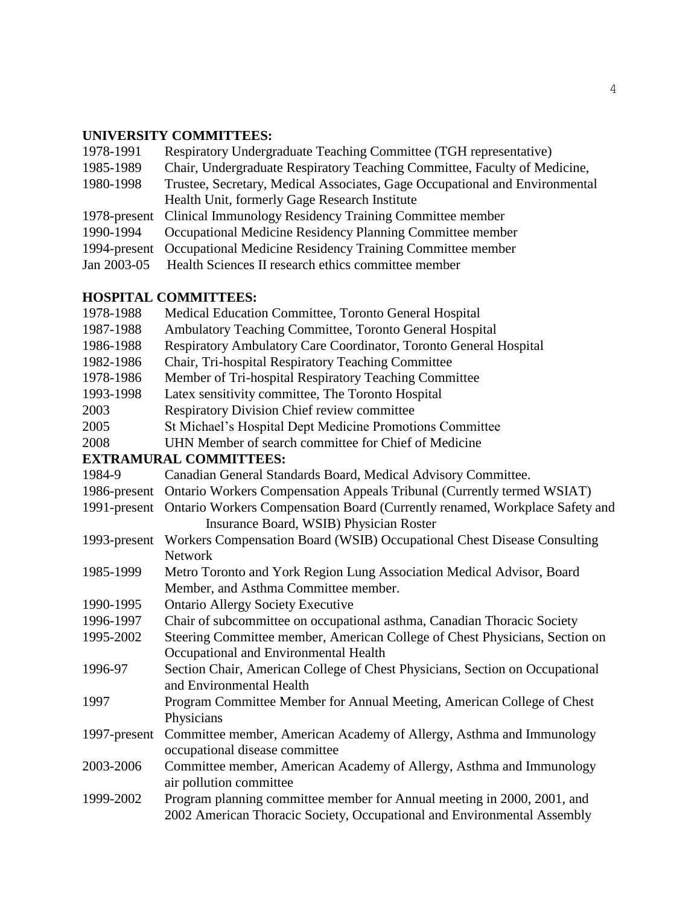## UNIVERSITY COMMITTEES:

| | |
|---|---|
| 1978-1991 | Respiratory Undergraduate Teaching Committee (TGH representative) |
| 1985-1989 | Chair, Undergraduate Respiratory Teaching Committee, Faculty of Medicine, |
| 1980-1998 | Trustee, Secretary, Medical Associates, Gage Occupational and Environmental Health Unit, formerly Gage Research Institute |
| 1978-present | Clinical Immunology Residency Training Committee member |
| 1990-1994 | Occupational Medicine Residency Planning Committee member |
| 1994-present | Occupational Medicine Residency Training Committee member |
| Jan 2003-05 | Health Sciences II research ethics committee member |

## HOSPITAL COMMITTEES:

| | |
|---|---|
| 1978-1988 | Medical Education Committee, Toronto General Hospital |
| 1987-1988 | Ambulatory Teaching Committee, Toronto General Hospital |
| 1986-1988 | Respiratory Ambulatory Care Coordinator, Toronto General Hospital |
| 1982-1986 | Chair, Tri-hospital Respiratory Teaching Committee |
| 1978-1986 | Member of Tri-hospital Respiratory Teaching Committee |
| 1993-1998 | Latex sensitivity committee, The Toronto Hospital |
| 2003 | Respiratory Division Chief review committee |
| 2005 | St Michael's Hospital Dept Medicine Promotions Committee |
| 2008 | UHN Member of search committee for Chief of Medicine |

## EXTRAMURAL COMMITTEES:

| | |
|---|---|
| 1984-9 | Canadian General Standards Board, Medical Advisory Committee. |
| 1986-present | Ontario Workers Compensation Appeals Tribunal (Currently termed WSIAT) |
| 1991-present | Ontario Workers Compensation Board (Currently renamed, Workplace Safety and Insurance Board, WSIB) Physician Roster |
| 1993-present | Workers Compensation Board (WSIB) Occupational Chest Disease Consulting Network |
| 1985-1999 | Metro Toronto and York Region Lung Association Medical Advisor, Board Member, and Asthma Committee member. |
| 1990-1995 | Ontario Allergy Society Executive |
| 1996-1997 | Chair of subcommittee on occupational asthma, Canadian Thoracic Society |
| 1995-2002 | Steering Committee member, American College of Chest Physicians, Section on Occupational and Environmental Health |
| 1996-97 | Section Chair, American College of Chest Physicians, Section on Occupational and Environmental Health |
| 1997 | Program Committee Member for Annual Meeting, American College of Chest Physicians |
| 1997-present | Committee member, American Academy of Allergy, Asthma and Immunology occupational disease committee |
| 2003-2006 | Committee member, American Academy of Allergy, Asthma and Immunology air pollution committee |
| 1999-2002 | Program planning committee member for Annual meeting in 2000, 2001, and 2002 American Thoracic Society, Occupational and Environmental Assembly |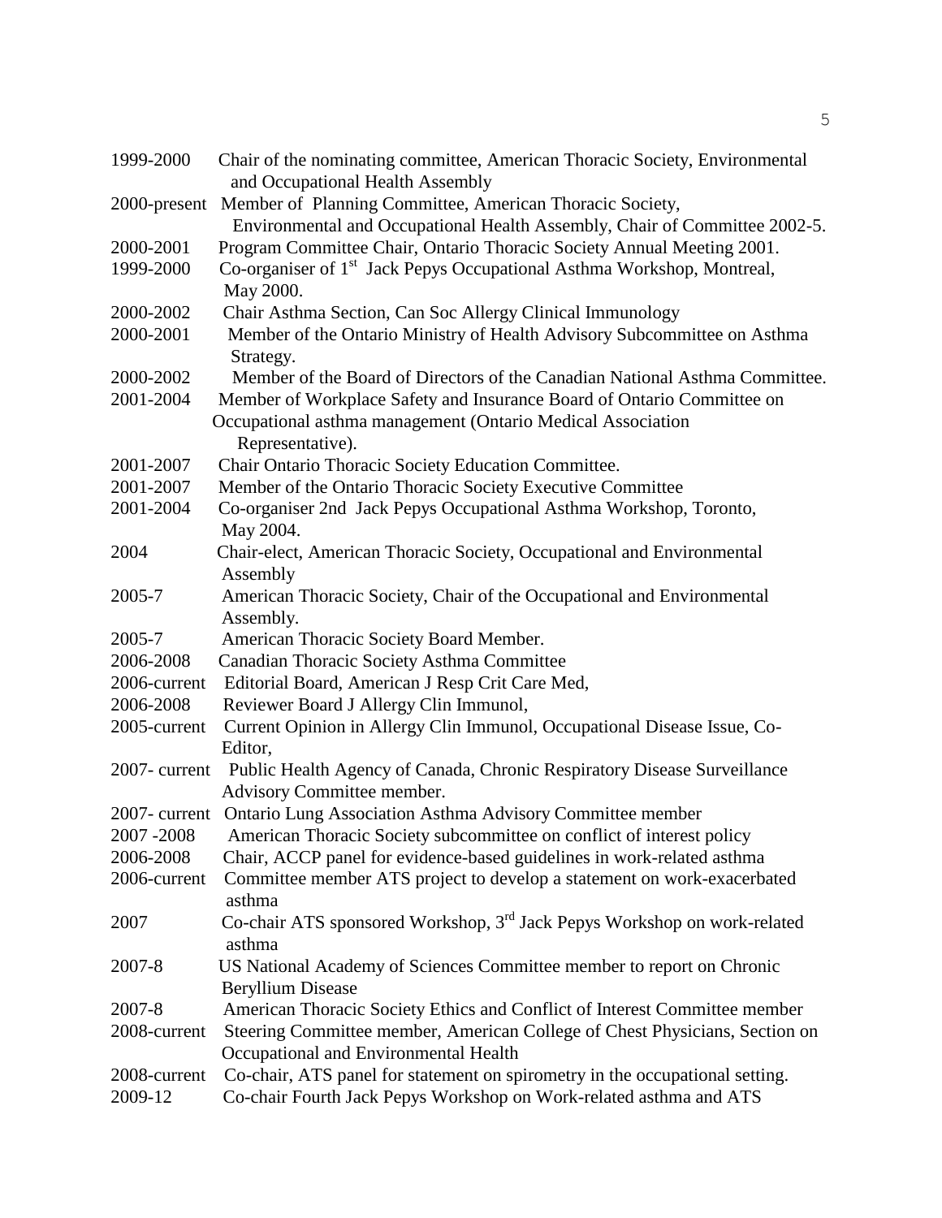1999-2000 Chair of the nominating committee, American Thoracic Society, Environmental and Occupational Health Assembly

2000-present Member of Planning Committee, American Thoracic Society, Environmental and Occupational Health Assembly, Chair of Committee 2002-5.

2000-2001 Program Committee Chair, Ontario Thoracic Society Annual Meeting 2001.

1999-2000 Co-organiser of 1st Jack Pepys Occupational Asthma Workshop, Montreal, May 2000.

2000-2002 Chair Asthma Section, Can Soc Allergy Clinical Immunology

2000-2001 Member of the Ontario Ministry of Health Advisory Subcommittee on Asthma Strategy.

2000-2002 Member of the Board of Directors of the Canadian National Asthma Committee.

2001-2004 Member of Workplace Safety and Insurance Board of Ontario Committee on Occupational asthma management (Ontario Medical Association Representative).

2001-2007 Chair Ontario Thoracic Society Education Committee.

2001-2007 Member of the Ontario Thoracic Society Executive Committee

2001-2004 Co-organiser 2nd Jack Pepys Occupational Asthma Workshop, Toronto, May 2004.

2004 Chair-elect, American Thoracic Society, Occupational and Environmental Assembly

2005-7 American Thoracic Society, Chair of the Occupational and Environmental Assembly.

2005-7 American Thoracic Society Board Member.

2006-2008 Canadian Thoracic Society Asthma Committee

2006-current Editorial Board, American J Resp Crit Care Med,

2006-2008 Reviewer Board J Allergy Clin Immunol,

2005-current Current Opinion in Allergy Clin Immunol, Occupational Disease Issue, Co-Editor,

2007- current Public Health Agency of Canada, Chronic Respiratory Disease Surveillance Advisory Committee member.

2007- current Ontario Lung Association Asthma Advisory Committee member

2007 -2008 American Thoracic Society subcommittee on conflict of interest policy

2006-2008 Chair, ACCP panel for evidence-based guidelines in work-related asthma

2006-current Committee member ATS project to develop a statement on work-exacerbated asthma

2007 Co-chair ATS sponsored Workshop, 3rd Jack Pepys Workshop on work-related asthma

2007-8 US National Academy of Sciences Committee member to report on Chronic Beryllium Disease

2007-8 American Thoracic Society Ethics and Conflict of Interest Committee member

2008-current Steering Committee member, American College of Chest Physicians, Section on Occupational and Environmental Health

2008-current Co-chair, ATS panel for statement on spirometry in the occupational setting.

2009-12 Co-chair Fourth Jack Pepys Workshop on Work-related asthma and ATS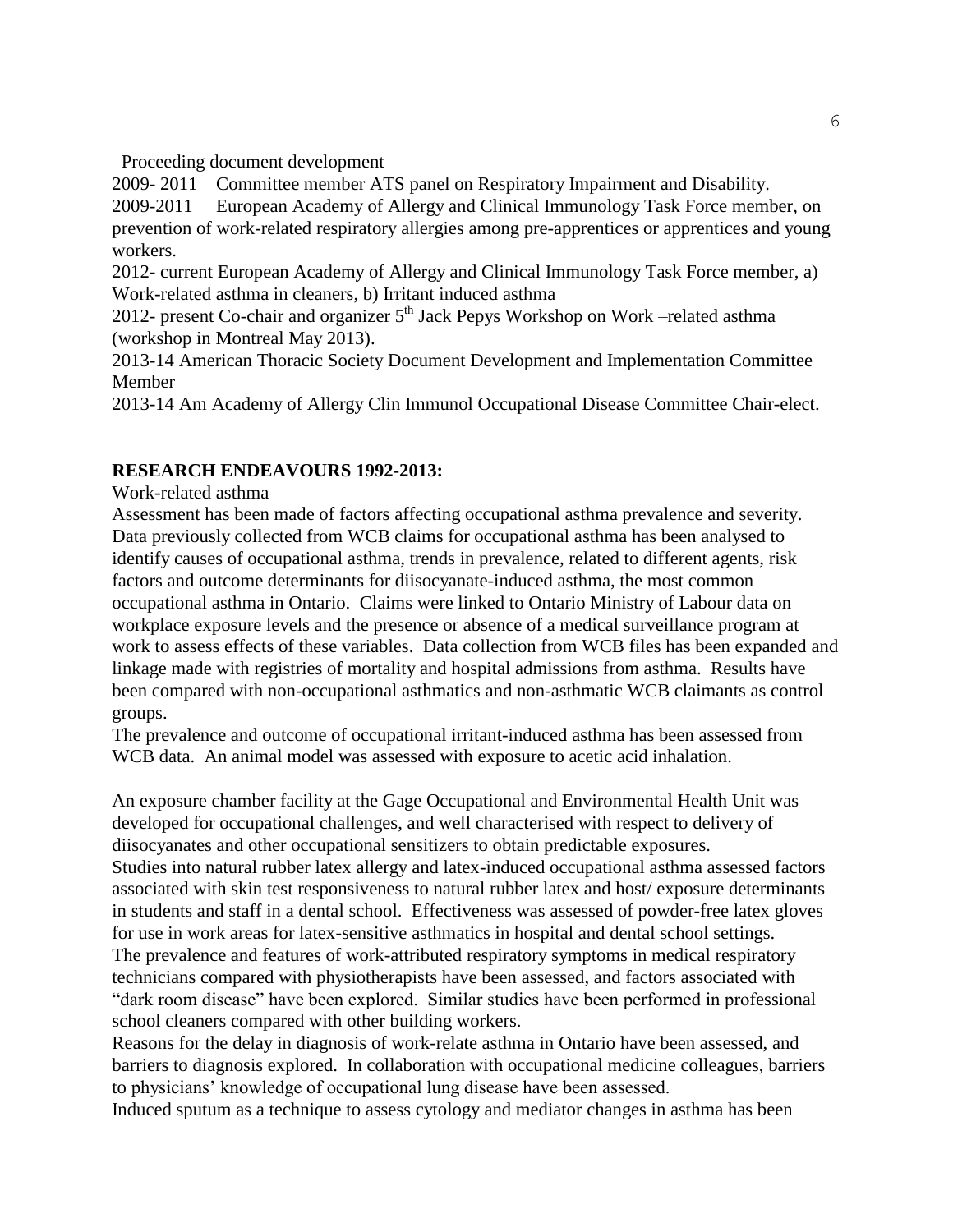Proceeding document development

2009- 2011 Committee member ATS panel on Respiratory Impairment and Disability.

2009-2011 European Academy of Allergy and Clinical Immunology Task Force member, on prevention of work-related respiratory allergies among pre-apprentices or apprentices and young workers.

2012- current European Academy of Allergy and Clinical Immunology Task Force member, a) Work-related asthma in cleaners, b) Irritant induced asthma

2012- present Co-chair and organizer 5th Jack Pepys Workshop on Work –related asthma (workshop in Montreal May 2013).

2013-14 American Thoracic Society Document Development and Implementation Committee Member

2013-14 Am Academy of Allergy Clin Immunol Occupational Disease Committee Chair-elect.

**RESEARCH ENDEAVOURS 1992-2013:**

Work-related asthma

Assessment has been made of factors affecting occupational asthma prevalence and severity. Data previously collected from WCB claims for occupational asthma has been analysed to identify causes of occupational asthma, trends in prevalence, related to different agents, risk factors and outcome determinants for diisocyanate-induced asthma, the most common occupational asthma in Ontario. Claims were linked to Ontario Ministry of Labour data on workplace exposure levels and the presence or absence of a medical surveillance program at work to assess effects of these variables. Data collection from WCB files has been expanded and linkage made with registries of mortality and hospital admissions from asthma. Results have been compared with non-occupational asthmatics and non-asthmatic WCB claimants as control groups.

The prevalence and outcome of occupational irritant-induced asthma has been assessed from WCB data. An animal model was assessed with exposure to acetic acid inhalation.

An exposure chamber facility at the Gage Occupational and Environmental Health Unit was developed for occupational challenges, and well characterised with respect to delivery of diisocyanates and other occupational sensitizers to obtain predictable exposures.

Studies into natural rubber latex allergy and latex-induced occupational asthma assessed factors associated with skin test responsiveness to natural rubber latex and host/ exposure determinants in students and staff in a dental school. Effectiveness was assessed of powder-free latex gloves for use in work areas for latex-sensitive asthmatics in hospital and dental school settings.

The prevalence and features of work-attributed respiratory symptoms in medical respiratory technicians compared with physiotherapists have been assessed, and factors associated with "dark room disease" have been explored. Similar studies have been performed in professional school cleaners compared with other building workers.

Reasons for the delay in diagnosis of work-relate asthma in Ontario have been assessed, and barriers to diagnosis explored. In collaboration with occupational medicine colleagues, barriers to physicians' knowledge of occupational lung disease have been assessed.

Induced sputum as a technique to assess cytology and mediator changes in asthma has been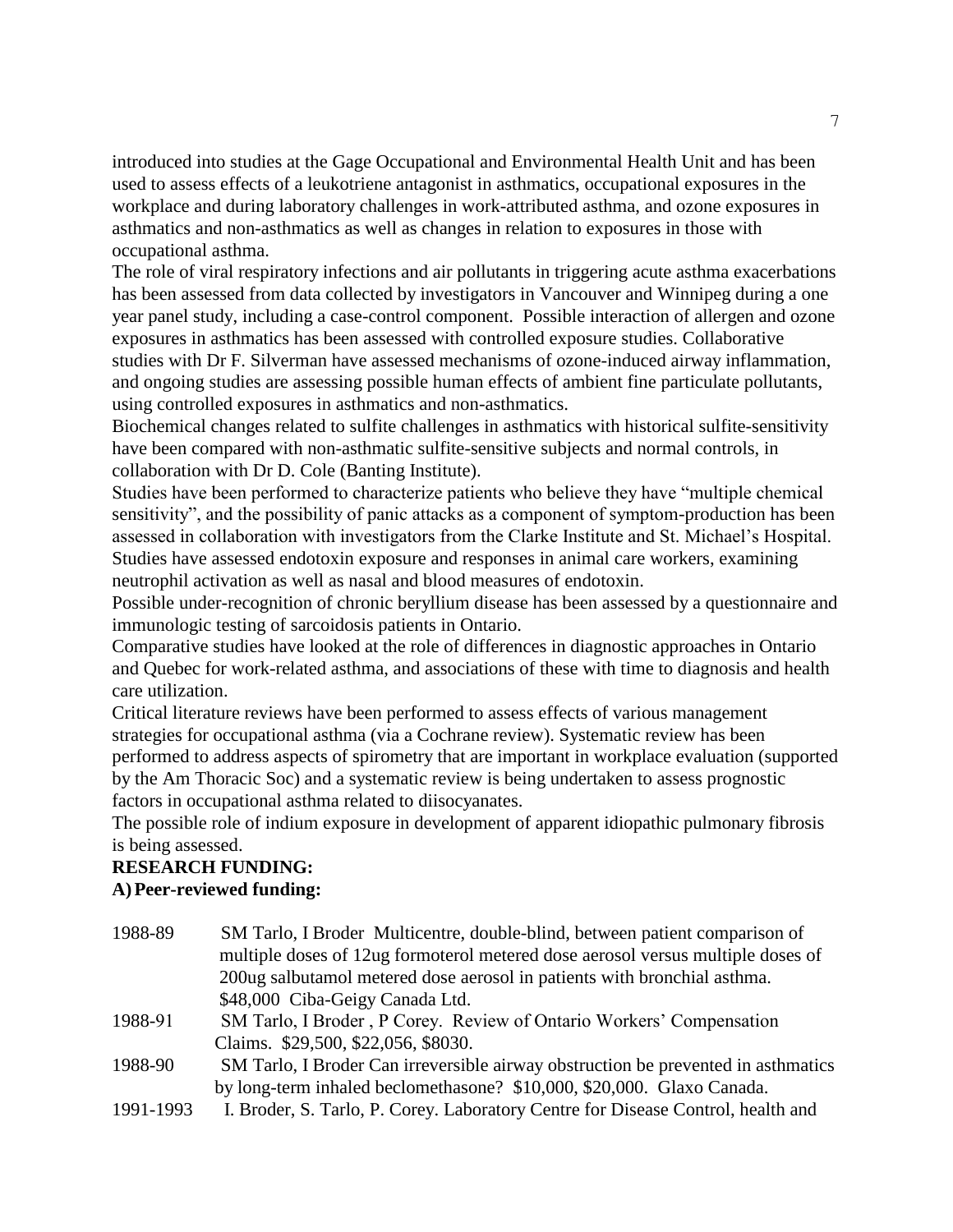introduced into studies at the Gage Occupational and Environmental Health Unit and has been used to assess effects of a leukotriene antagonist in asthmatics, occupational exposures in the workplace and during laboratory challenges in work-attributed asthma, and ozone exposures in asthmatics and non-asthmatics as well as changes in relation to exposures in those with occupational asthma.

The role of viral respiratory infections and air pollutants in triggering acute asthma exacerbations has been assessed from data collected by investigators in Vancouver and Winnipeg during a one year panel study, including a case-control component. Possible interaction of allergen and ozone exposures in asthmatics has been assessed with controlled exposure studies. Collaborative studies with Dr F. Silverman have assessed mechanisms of ozone-induced airway inflammation, and ongoing studies are assessing possible human effects of ambient fine particulate pollutants, using controlled exposures in asthmatics and non-asthmatics.

Biochemical changes related to sulfite challenges in asthmatics with historical sulfite-sensitivity have been compared with non-asthmatic sulfite-sensitive subjects and normal controls, in collaboration with Dr D. Cole (Banting Institute).

Studies have been performed to characterize patients who believe they have "multiple chemical sensitivity", and the possibility of panic attacks as a component of symptom-production has been assessed in collaboration with investigators from the Clarke Institute and St. Michael's Hospital.

Studies have assessed endotoxin exposure and responses in animal care workers, examining neutrophil activation as well as nasal and blood measures of endotoxin.

Possible under-recognition of chronic beryllium disease has been assessed by a questionnaire and immunologic testing of sarcoidosis patients in Ontario.

Comparative studies have looked at the role of differences in diagnostic approaches in Ontario and Quebec for work-related asthma, and associations of these with time to diagnosis and health care utilization.

Critical literature reviews have been performed to assess effects of various management strategies for occupational asthma (via a Cochrane review). Systematic review has been performed to address aspects of spirometry that are important in workplace evaluation (supported by the Am Thoracic Soc) and a systematic review is being undertaken to assess prognostic factors in occupational asthma related to diisocyanates.

The possible role of indium exposure in development of apparent idiopathic pulmonary fibrosis is being assessed.

**RESEARCH FUNDING:**

**A) Peer-reviewed funding:**

1988-89 SM Tarlo, I Broder Multicentre, double-blind, between patient comparison of multiple doses of 12ug formoterol metered dose aerosol versus multiple doses of 200ug salbutamol metered dose aerosol in patients with bronchial asthma. $48,000 Ciba-Geigy Canada Ltd.

1988-91 SM Tarlo, I Broder , P Corey. Review of Ontario Workers' Compensation Claims. $29,500, $22,056, $8030.

1988-90 SM Tarlo, I Broder Can irreversible airway obstruction be prevented in asthmatics by long-term inhaled beclomethasone? $10,000, $20,000. Glaxo Canada.

1991-1993 I. Broder, S. Tarlo, P. Corey. Laboratory Centre for Disease Control, health and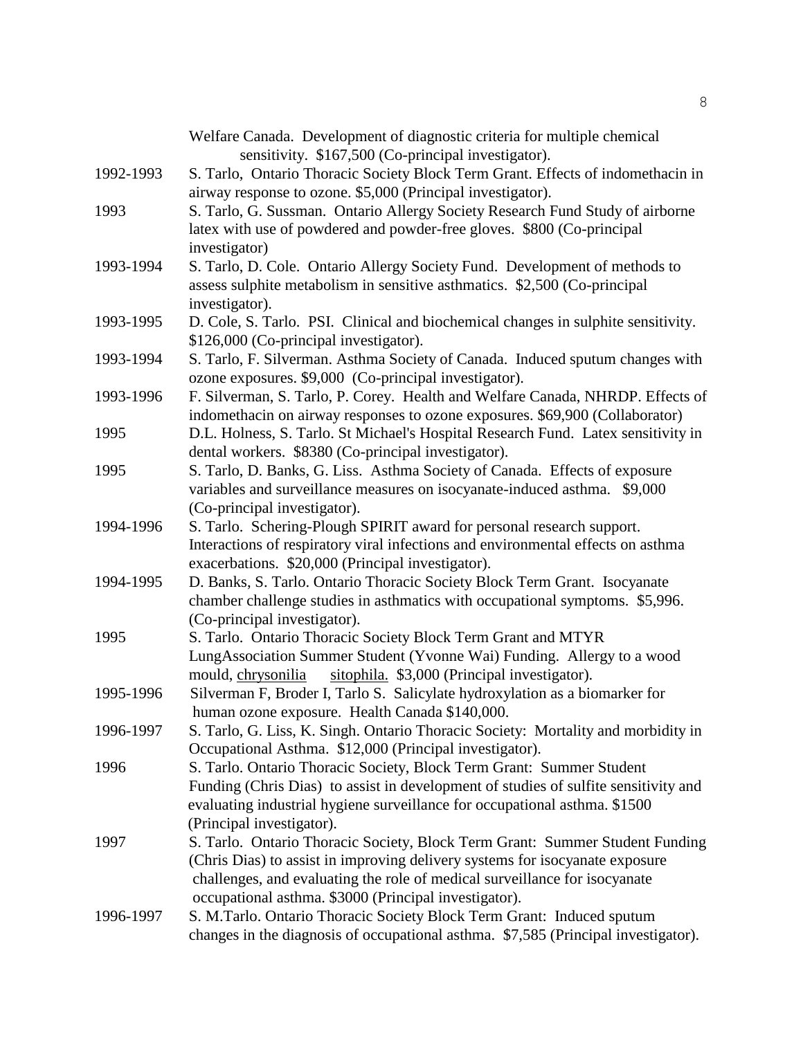Welfare Canada. Development of diagnostic criteria for multiple chemical sensitivity. $167,500 (Co-principal investigator).

| | |
|---|---|
| 1992-1993 | S. Tarlo, Ontario Thoracic Society Block Term Grant. Effects of indomethacin in airway response to ozone. $5,000 (Principal investigator). |
| 1993 | S. Tarlo, G. Sussman. Ontario Allergy Society Research Fund Study of airborne latex with use of powdered and powder-free gloves. $800 (Co-principal investigator) |
| 1993-1994 | S. Tarlo, D. Cole. Ontario Allergy Society Fund. Development of methods to assess sulphite metabolism in sensitive asthmatics. $2,500 (Co-principal investigator). |
| 1993-1995 | D. Cole, S. Tarlo. PSI. Clinical and biochemical changes in sulphite sensitivity. $126,000 (Co-principal investigator). |
| 1993-1994 | S. Tarlo, F. Silverman. Asthma Society of Canada. Induced sputum changes with ozone exposures. $9,000 (Co-principal investigator). |
| 1993-1996 | F. Silverman, S. Tarlo, P. Corey. Health and Welfare Canada, NHRDP. Effects of indomethacin on airway responses to ozone exposures. $69,900 (Collaborator) |
| 1995 | D.L. Holness, S. Tarlo. St Michael's Hospital Research Fund. Latex sensitivity in dental workers. $8380 (Co-principal investigator). |
| 1995 | S. Tarlo, D. Banks, G. Liss. Asthma Society of Canada. Effects of exposure variables and surveillance measures on isocyanate-induced asthma. $9,000 (Co-principal investigator). |
| 1994-1996 | S. Tarlo. Schering-Plough SPIRIT award for personal research support. Interactions of respiratory viral infections and environmental effects on asthma exacerbations. $20,000 (Principal investigator). |
| 1994-1995 | D. Banks, S. Tarlo. Ontario Thoracic Society Block Term Grant. Isocyanate chamber challenge studies in asthmatics with occupational symptoms. $5,996. (Co-principal investigator). |
| 1995 | S. Tarlo. Ontario Thoracic Society Block Term Grant and MTYR LungAssociation Summer Student (Yvonne Wai) Funding. Allergy to a wood mould, chrysonilia sitophila. $3,000 (Principal investigator). |
| 1995-1996 | Silverman F, Broder I, Tarlo S. Salicylate hydroxylation as a biomarker for human ozone exposure. Health Canada $140,000. |
| 1996-1997 | S. Tarlo, G. Liss, K. Singh. Ontario Thoracic Society: Mortality and morbidity in Occupational Asthma. $12,000 (Principal investigator). |
| 1996 | S. Tarlo. Ontario Thoracic Society, Block Term Grant: Summer Student Funding (Chris Dias) to assist in development of studies of sulfite sensitivity and evaluating industrial hygiene surveillance for occupational asthma. $1500 (Principal investigator). |
| 1997 | S. Tarlo. Ontario Thoracic Society, Block Term Grant: Summer Student Funding (Chris Dias) to assist in improving delivery systems for isocyanate exposure challenges, and evaluating the role of medical surveillance for isocyanate occupational asthma. $3000 (Principal investigator). |
| 1996-1997 | S. M.Tarlo. Ontario Thoracic Society Block Term Grant: Induced sputum changes in the diagnosis of occupational asthma. $7,585 (Principal investigator). |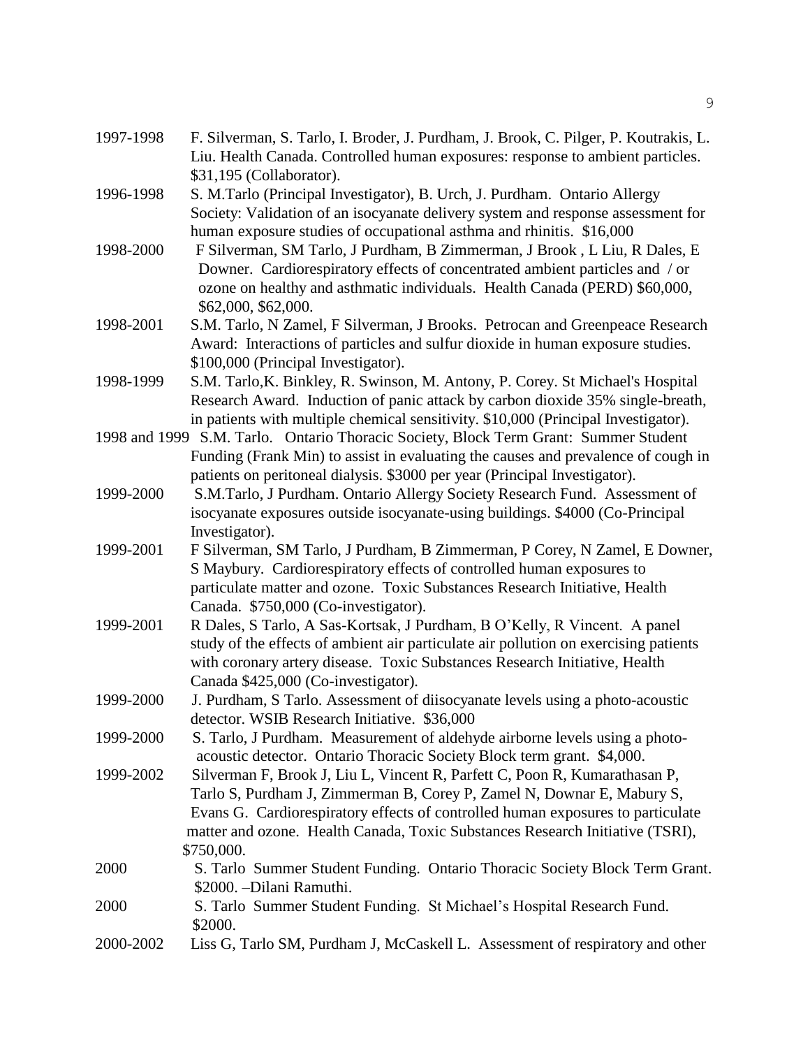1997-1998 F. Silverman, S. Tarlo, I. Broder, J. Purdham, J. Brook, C. Pilger, P. Koutrakis, L. Liu. Health Canada. Controlled human exposures: response to ambient particles. $31,195 (Collaborator).

1996-1998 S. M.Tarlo (Principal Investigator), B. Urch, J. Purdham. Ontario Allergy Society: Validation of an isocyanate delivery system and response assessment for human exposure studies of occupational asthma and rhinitis. $16,000

1998-2000 F Silverman, SM Tarlo, J Purdham, B Zimmerman, J Brook , L Liu, R Dales, E Downer. Cardiorespiratory effects of concentrated ambient particles and / or ozone on healthy and asthmatic individuals. Health Canada (PERD) $60,000, $62,000, $62,000.

1998-2001 S.M. Tarlo, N Zamel, F Silverman, J Brooks. Petrocan and Greenpeace Research Award: Interactions of particles and sulfur dioxide in human exposure studies. $100,000 (Principal Investigator).

1998-1999 S.M. Tarlo,K. Binkley, R. Swinson, M. Antony, P. Corey. St Michael's Hospital Research Award. Induction of panic attack by carbon dioxide 35% single-breath, in patients with multiple chemical sensitivity. $10,000 (Principal Investigator).

1998 and 1999 S.M. Tarlo. Ontario Thoracic Society, Block Term Grant: Summer Student Funding (Frank Min) to assist in evaluating the causes and prevalence of cough in patients on peritoneal dialysis. $3000 per year (Principal Investigator).

1999-2000 S.M.Tarlo, J Purdham. Ontario Allergy Society Research Fund. Assessment of isocyanate exposures outside isocyanate-using buildings. $4000 (Co-Principal Investigator).

1999-2001 F Silverman, SM Tarlo, J Purdham, B Zimmerman, P Corey, N Zamel, E Downer, S Maybury. Cardiorespiratory effects of controlled human exposures to particulate matter and ozone. Toxic Substances Research Initiative, Health Canada. $750,000 (Co-investigator).

1999-2001 R Dales, S Tarlo, A Sas-Kortsak, J Purdham, B O'Kelly, R Vincent. A panel study of the effects of ambient air particulate air pollution on exercising patients with coronary artery disease. Toxic Substances Research Initiative, Health Canada $425,000 (Co-investigator).

1999-2000 J. Purdham, S Tarlo. Assessment of diisocyanate levels using a photo-acoustic detector. WSIB Research Initiative. $36,000

1999-2000 S. Tarlo, J Purdham. Measurement of aldehyde airborne levels using a photo-acoustic detector. Ontario Thoracic Society Block term grant. $4,000.

1999-2002 Silverman F, Brook J, Liu L, Vincent R, Parfett C, Poon R, Kumarathasan P, Tarlo S, Purdham J, Zimmerman B, Corey P, Zamel N, Downar E, Mabury S, Evans G. Cardiorespiratory effects of controlled human exposures to particulate matter and ozone. Health Canada, Toxic Substances Research Initiative (TSRI), $750,000.

2000 S. Tarlo Summer Student Funding. Ontario Thoracic Society Block Term Grant. $2000. –Dilani Ramuthi.

2000 S. Tarlo Summer Student Funding. St Michael's Hospital Research Fund. $2000.

2000-2002 Liss G, Tarlo SM, Purdham J, McCaskell L. Assessment of respiratory and other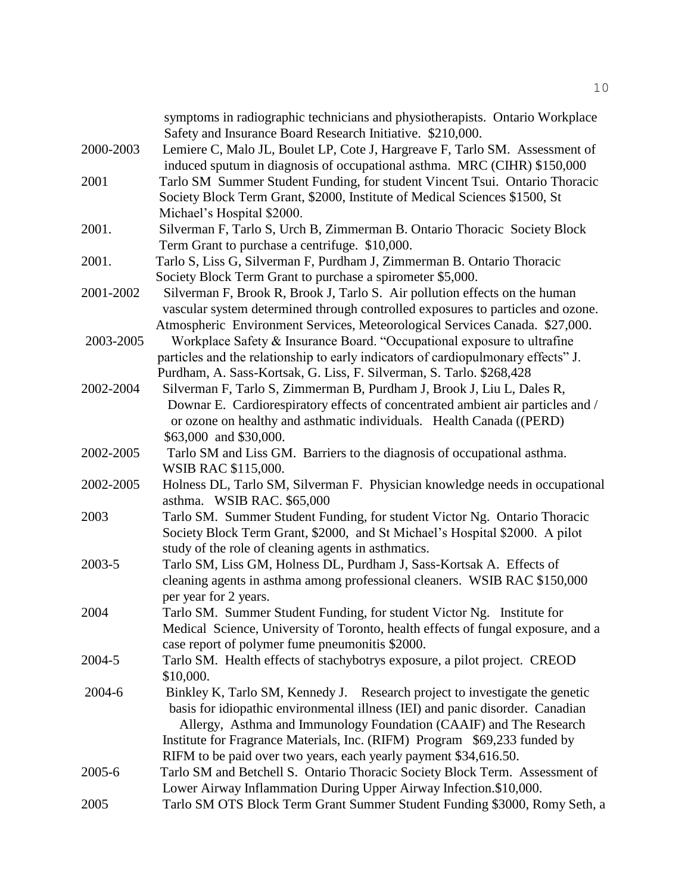symptoms in radiographic technicians and physiotherapists. Ontario Workplace Safety and Insurance Board Research Initiative. $210,000.

2000-2003 Lemiere C, Malo JL, Boulet LP, Cote J, Hargreave F, Tarlo SM. Assessment of induced sputum in diagnosis of occupational asthma. MRC (CIHR) $150,000

2001 Tarlo SM Summer Student Funding, for student Vincent Tsui. Ontario Thoracic Society Block Term Grant, $2000, Institute of Medical Sciences $1500, St Michael's Hospital $2000.

2001. Silverman F, Tarlo S, Urch B, Zimmerman B. Ontario Thoracic Society Block Term Grant to purchase a centrifuge. $10,000.

2001. Tarlo S, Liss G, Silverman F, Purdham J, Zimmerman B. Ontario Thoracic Society Block Term Grant to purchase a spirometer $5,000.

2001-2002 Silverman F, Brook R, Brook J, Tarlo S. Air pollution effects on the human vascular system determined through controlled exposures to particles and ozone. Atmospheric Environment Services, Meteorological Services Canada. $27,000.

2003-2005 Workplace Safety & Insurance Board. "Occupational exposure to ultrafine particles and the relationship to early indicators of cardiopulmonary effects" J. Purdham, A. Sass-Kortsak, G. Liss, F. Silverman, S. Tarlo. $268,428

2002-2004 Silverman F, Tarlo S, Zimmerman B, Purdham J, Brook J, Liu L, Dales R, Downar E. Cardiorespiratory effects of concentrated ambient air particles and / or ozone on healthy and asthmatic individuals. Health Canada ((PERD) $63,000 and $30,000.

2002-2005 Tarlo SM and Liss GM. Barriers to the diagnosis of occupational asthma. WSIB RAC $115,000.

2002-2005 Holness DL, Tarlo SM, Silverman F. Physician knowledge needs in occupational asthma. WSIB RAC. $65,000

2003 Tarlo SM. Summer Student Funding, for student Victor Ng. Ontario Thoracic Society Block Term Grant, $2000, and St Michael's Hospital $2000. A pilot study of the role of cleaning agents in asthmatics.

2003-5 Tarlo SM, Liss GM, Holness DL, Purdham J, Sass-Kortsak A. Effects of cleaning agents in asthma among professional cleaners. WSIB RAC $150,000 per year for 2 years.

2004 Tarlo SM. Summer Student Funding, for student Victor Ng. Institute for Medical Science, University of Toronto, health effects of fungal exposure, and a case report of polymer fume pneumonitis $2000.

2004-5 Tarlo SM. Health effects of stachybotrys exposure, a pilot project. CREOD $10,000.

2004-6 Binkley K, Tarlo SM, Kennedy J. Research project to investigate the genetic basis for idiopathic environmental illness (IEI) and panic disorder. Canadian Allergy, Asthma and Immunology Foundation (CAAIF) and The Research Institute for Fragrance Materials, Inc. (RIFM) Program $69,233 funded by RIFM to be paid over two years, each yearly payment $34,616.50.

2005-6 Tarlo SM and Betchell S. Ontario Thoracic Society Block Term. Assessment of Lower Airway Inflammation During Upper Airway Infection.$10,000.

2005 Tarlo SM OTS Block Term Grant Summer Student Funding $3000, Romy Seth, a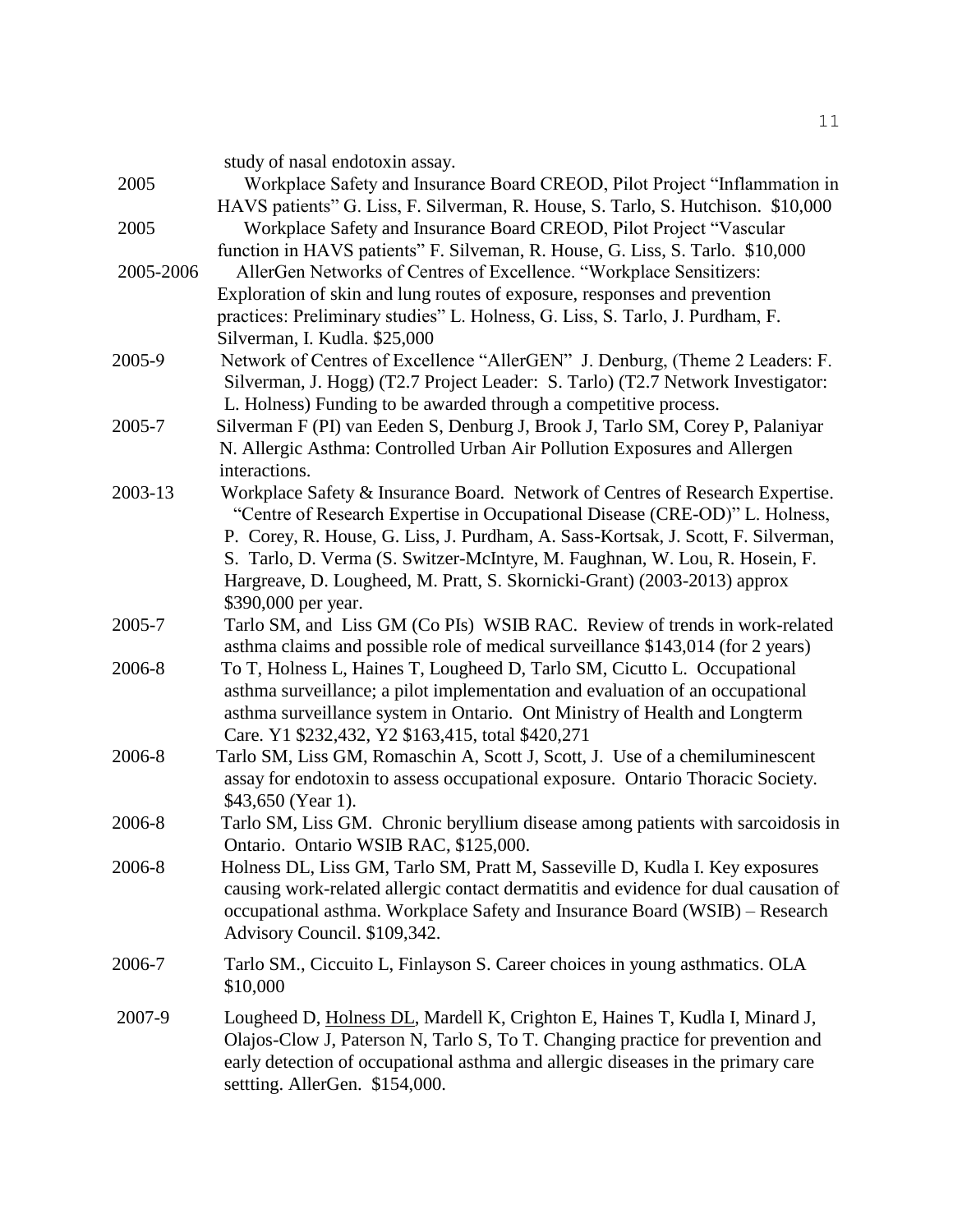study of nasal endotoxin assay.

| | |
|---|---|
| 2005 | Workplace Safety and Insurance Board CREOD, Pilot Project "Inflammation in HAVS patients" G. Liss, F. Silverman, R. House, S. Tarlo, S. Hutchison. $10,000 |
| 2005 | Workplace Safety and Insurance Board CREOD, Pilot Project "Vascular function in HAVS patients" F. Silveman, R. House, G. Liss, S. Tarlo. $10,000 |
| 2005-2006 | AllerGen Networks of Centres of Excellence. "Workplace Sensitizers: Exploration of skin and lung routes of exposure, responses and prevention practices: Preliminary studies" L. Holness, G. Liss, S. Tarlo, J. Purdham, F. Silverman, I. Kudla. $25,000 |
| 2005-9 | Network of Centres of Excellence "AllerGEN" J. Denburg, (Theme 2 Leaders: F. Silverman, J. Hogg) (T2.7 Project Leader: S. Tarlo) (T2.7 Network Investigator: L. Holness) Funding to be awarded through a competitive process. |
| 2005-7 | Silverman F (PI) van Eeden S, Denburg J, Brook J, Tarlo SM, Corey P, Palaniyar N. Allergic Asthma: Controlled Urban Air Pollution Exposures and Allergen interactions. |
| 2003-13 | Workplace Safety & Insurance Board. Network of Centres of Research Expertise. "Centre of Research Expertise in Occupational Disease (CRE-OD)" L. Holness, P. Corey, R. House, G. Liss, J. Purdham, A. Sass-Kortsak, J. Scott, F. Silverman, S. Tarlo, D. Verma (S. Switzer-McIntyre, M. Faughnan, W. Lou, R. Hosein, F. Hargreave, D. Lougheed, M. Pratt, S. Skornicki-Grant) (2003-2013) approx $390,000 per year. |
| 2005-7 | Tarlo SM, and Liss GM (Co PIs) WSIB RAC. Review of trends in work-related asthma claims and possible role of medical surveillance $143,014 (for 2 years) |
| 2006-8 | To T, Holness L, Haines T, Lougheed D, Tarlo SM, Cicutto L. Occupational asthma surveillance; a pilot implementation and evaluation of an occupational asthma surveillance system in Ontario. Ont Ministry of Health and Longterm Care. Y1 $232,432, Y2 $163,415, total $420,271 |
| 2006-8 | Tarlo SM, Liss GM, Romaschin A, Scott J, Scott, J. Use of a chemiluminescent assay for endotoxin to assess occupational exposure. Ontario Thoracic Society. $43,650 (Year 1). |
| 2006-8 | Tarlo SM, Liss GM. Chronic beryllium disease among patients with sarcoidosis in Ontario. Ontario WSIB RAC, $125,000. |
| 2006-8 | Holness DL, Liss GM, Tarlo SM, Pratt M, Sasseville D, Kudla I. Key exposures causing work-related allergic contact dermatitis and evidence for dual causation of occupational asthma. Workplace Safety and Insurance Board (WSIB) – Research Advisory Council. $109,342. |
| 2006-7 | Tarlo SM., Ciccuito L, Finlayson S. Career choices in young asthmatics. OLA $10,000 |
| 2007-9 | Lougheed D, Holness DL, Mardell K, Crighton E, Haines T, Kudla I, Minard J, Olajos-Clow J, Paterson N, Tarlo S, To T. Changing practice for prevention and early detection of occupational asthma and allergic diseases in the primary care settting. AllerGen. $154,000. |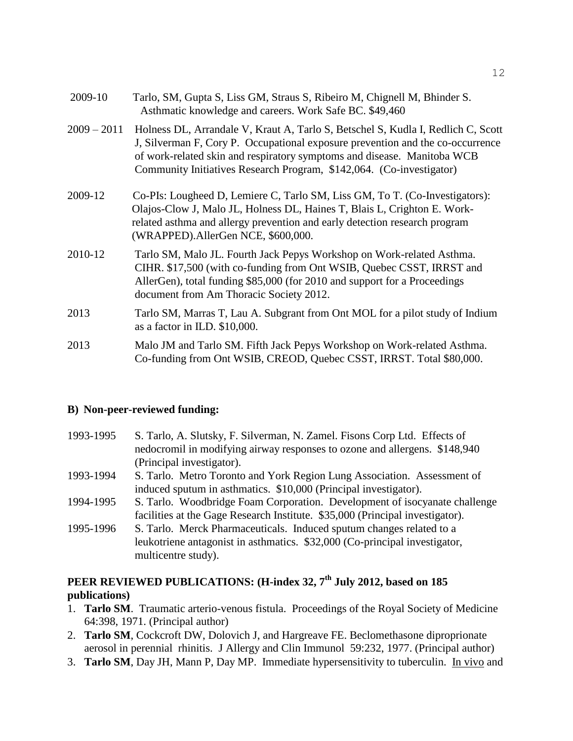2009-10 Tarlo, SM, Gupta S, Liss GM, Straus S, Ribeiro M, Chignell M, Bhinder S. Asthmatic knowledge and careers. Work Safe BC. $49,460

2009 – 2011 Holness DL, Arrandale V, Kraut A, Tarlo S, Betschel S, Kudla I, Redlich C, Scott J, Silverman F, Cory P. Occupational exposure prevention and the co-occurrence of work-related skin and respiratory symptoms and disease. Manitoba WCB Community Initiatives Research Program, $142,064. (Co-investigator)

2009-12 Co-PIs: Lougheed D, Lemiere C, Tarlo SM, Liss GM, To T. (Co-Investigators): Olajos-Clow J, Malo JL, Holness DL, Haines T, Blais L, Crighton E. Work-related asthma and allergy prevention and early detection research program (WRAPPED).AllerGen NCE, $600,000.

2010-12 Tarlo SM, Malo JL. Fourth Jack Pepys Workshop on Work-related Asthma. CIHR. $17,500 (with co-funding from Ont WSIB, Quebec CSST, IRRST and AllerGen), total funding $85,000 (for 2010 and support for a Proceedings document from Am Thoracic Society 2012.

2013 Tarlo SM, Marras T, Lau A. Subgrant from Ont MOL for a pilot study of Indium as a factor in ILD. $10,000.

2013 Malo JM and Tarlo SM. Fifth Jack Pepys Workshop on Work-related Asthma. Co-funding from Ont WSIB, CREOD, Quebec CSST, IRRST. Total $80,000.

**B) Non-peer-reviewed funding:**

1993-1995 S. Tarlo, A. Slutsky, F. Silverman, N. Zamel. Fisons Corp Ltd. Effects of nedocromil in modifying airway responses to ozone and allergens. $148,940 (Principal investigator).

1993-1994 S. Tarlo. Metro Toronto and York Region Lung Association. Assessment of induced sputum in asthmatics. $10,000 (Principal investigator).

1994-1995 S. Tarlo. Woodbridge Foam Corporation. Development of isocyanate challenge facilities at the Gage Research Institute. $35,000 (Principal investigator).

1995-1996 S. Tarlo. Merck Pharmaceuticals. Induced sputum changes related to a leukotriene antagonist in asthmatics. $32,000 (Co-principal investigator, multicentre study).

## PEER REVIEWED PUBLICATIONS: (H-index 32, 7th July 2012, based on 185 publications)

1. **Tarlo SM**. Traumatic arterio-venous fistula. Proceedings of the Royal Society of Medicine 64:398, 1971. (Principal author)
2. **Tarlo SM**, Cockcroft DW, Dolovich J, and Hargreave FE. Beclomethasone diproprionate aerosol in perennial rhinitis. J Allergy and Clin Immunol 59:232, 1977. (Principal author)
3. **Tarlo SM**, Day JH, Mann P, Day MP. Immediate hypersensitivity to tuberculin. In vivo and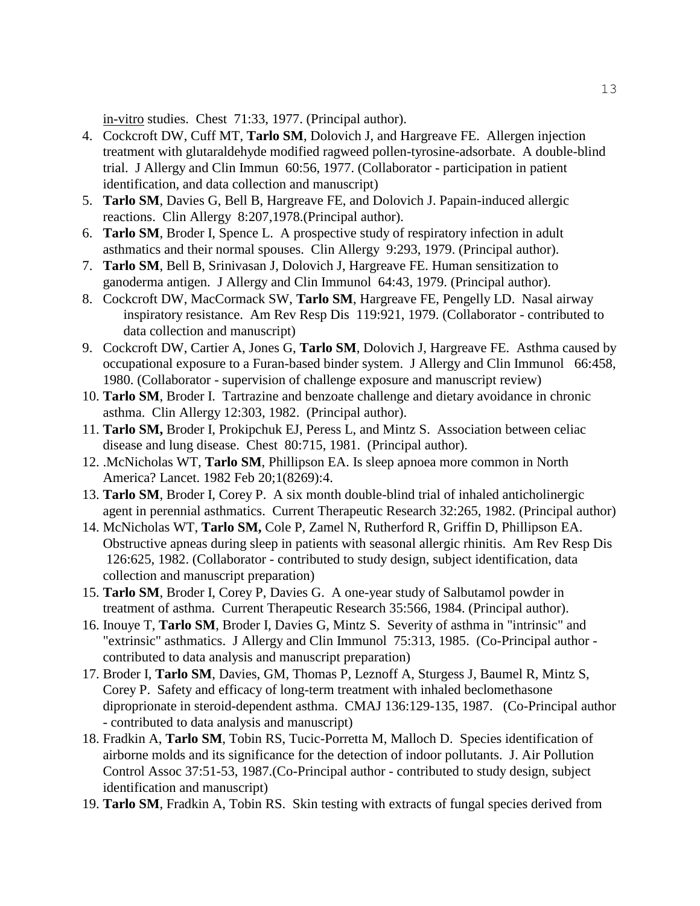in-vitro studies. Chest 71:33, 1977. (Principal author).

4. Cockcroft DW, Cuff MT, **Tarlo SM**, Dolovich J, and Hargreave FE. Allergen injection treatment with glutaraldehyde modified ragweed pollen-tyrosine-adsorbate. A double-blind trial. J Allergy and Clin Immun 60:56, 1977. (Collaborator - participation in patient identification, and data collection and manuscript)
5. **Tarlo SM**, Davies G, Bell B, Hargreave FE, and Dolovich J. Papain-induced allergic reactions. Clin Allergy 8:207,1978.(Principal author).
6. **Tarlo SM**, Broder I, Spence L. A prospective study of respiratory infection in adult asthmatics and their normal spouses. Clin Allergy 9:293, 1979. (Principal author).
7. **Tarlo SM**, Bell B, Srinivasan J, Dolovich J, Hargreave FE. Human sensitization to ganoderma antigen. J Allergy and Clin Immunol 64:43, 1979. (Principal author).
8. Cockcroft DW, MacCormack SW, **Tarlo SM**, Hargreave FE, Pengelly LD. Nasal airway inspiratory resistance. Am Rev Resp Dis 119:921, 1979. (Collaborator - contributed to data collection and manuscript)
9. Cockcroft DW, Cartier A, Jones G, **Tarlo SM**, Dolovich J, Hargreave FE. Asthma caused by occupational exposure to a Furan-based binder system. J Allergy and Clin Immunol 66:458, 1980. (Collaborator - supervision of challenge exposure and manuscript review)
10. **Tarlo SM**, Broder I. Tartrazine and benzoate challenge and dietary avoidance in chronic asthma. Clin Allergy 12:303, 1982. (Principal author).
11. **Tarlo SM,** Broder I, Prokipchuk EJ, Peress L, and Mintz S. Association between celiac disease and lung disease. Chest 80:715, 1981. (Principal author).
12. .McNicholas WT, **Tarlo SM**, Phillipson EA. Is sleep apnoea more common in North America? Lancet. 1982 Feb 20;1(8269):4.
13. **Tarlo SM**, Broder I, Corey P. A six month double-blind trial of inhaled anticholinergic agent in perennial asthmatics. Current Therapeutic Research 32:265, 1982. (Principal author)
14. McNicholas WT, **Tarlo SM,** Cole P, Zamel N, Rutherford R, Griffin D, Phillipson EA. Obstructive apneas during sleep in patients with seasonal allergic rhinitis. Am Rev Resp Dis 126:625, 1982. (Collaborator - contributed to study design, subject identification, data collection and manuscript preparation)
15. **Tarlo SM**, Broder I, Corey P, Davies G. A one-year study of Salbutamol powder in treatment of asthma. Current Therapeutic Research 35:566, 1984. (Principal author).
16. Inouye T, **Tarlo SM**, Broder I, Davies G, Mintz S. Severity of asthma in "intrinsic" and "extrinsic" asthmatics. J Allergy and Clin Immunol 75:313, 1985. (Co-Principal author - contributed to data analysis and manuscript preparation)
17. Broder I, **Tarlo SM**, Davies, GM, Thomas P, Leznoff A, Sturgess J, Baumel R, Mintz S, Corey P. Safety and efficacy of long-term treatment with inhaled beclomethasone diproprionate in steroid-dependent asthma. CMAJ 136:129-135, 1987. (Co-Principal author - contributed to data analysis and manuscript)
18. Fradkin A, **Tarlo SM**, Tobin RS, Tucic-Porretta M, Malloch D. Species identification of airborne molds and its significance for the detection of indoor pollutants. J. Air Pollution Control Assoc 37:51-53, 1987.(Co-Principal author - contributed to study design, subject identification and manuscript)
19. **Tarlo SM**, Fradkin A, Tobin RS. Skin testing with extracts of fungal species derived from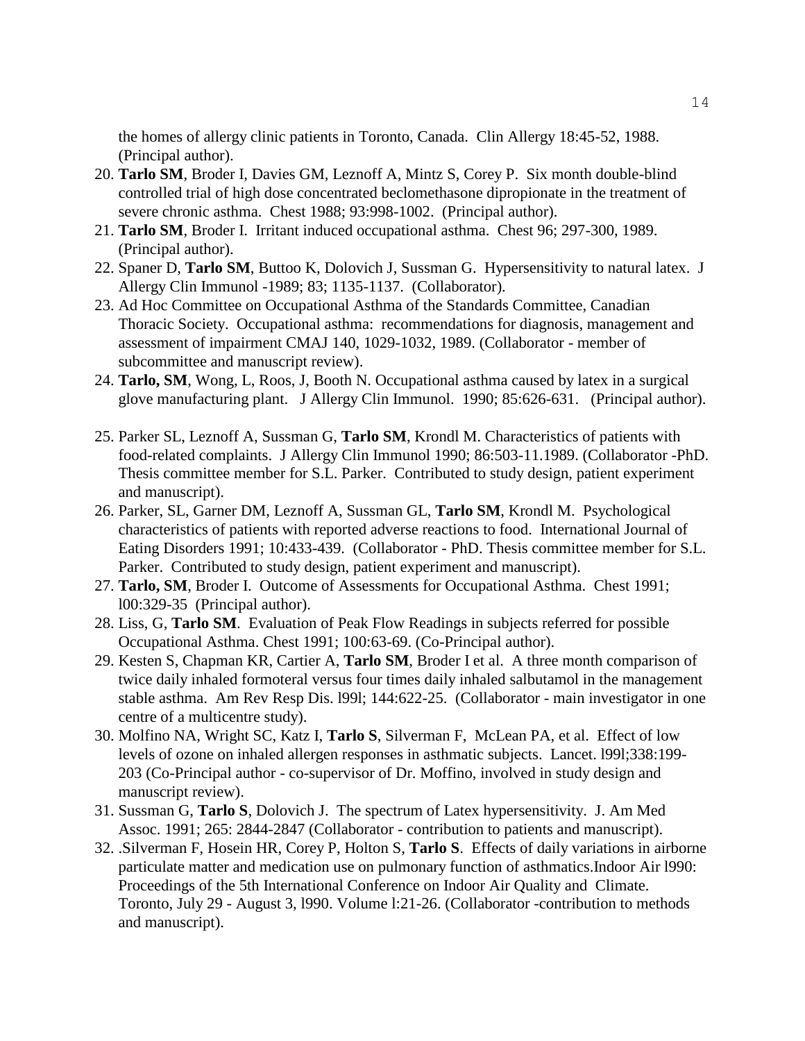the homes of allergy clinic patients in Toronto, Canada. Clin Allergy 18:45-52, 1988. (Principal author).

20. **Tarlo SM**, Broder I, Davies GM, Leznoff A, Mintz S, Corey P. Six month double-blind controlled trial of high dose concentrated beclomethasone dipropionate in the treatment of severe chronic asthma. Chest 1988; 93:998-1002. (Principal author).
21. **Tarlo SM**, Broder I. Irritant induced occupational asthma. Chest 96; 297-300, 1989. (Principal author).
22. Spaner D, **Tarlo SM**, Buttoo K, Dolovich J, Sussman G. Hypersensitivity to natural latex. J Allergy Clin Immunol -1989; 83; 1135-1137. (Collaborator).
23. Ad Hoc Committee on Occupational Asthma of the Standards Committee, Canadian Thoracic Society. Occupational asthma: recommendations for diagnosis, management and assessment of impairment CMAJ 140, 1029-1032, 1989. (Collaborator - member of subcommittee and manuscript review).
24. **Tarlo, SM**, Wong, L, Roos, J, Booth N. Occupational asthma caused by latex in a surgical glove manufacturing plant. J Allergy Clin Immunol. 1990; 85:626-631. (Principal author).
25. Parker SL, Leznoff A, Sussman G, **Tarlo SM**, Krondl M. Characteristics of patients with food-related complaints. J Allergy Clin Immunol 1990; 86:503-11.1989. (Collaborator -PhD. Thesis committee member for S.L. Parker. Contributed to study design, patient experiment and manuscript).
26. Parker, SL, Garner DM, Leznoff A, Sussman GL, **Tarlo SM**, Krondl M. Psychological characteristics of patients with reported adverse reactions to food. International Journal of Eating Disorders 1991; 10:433-439. (Collaborator - PhD. Thesis committee member for S.L. Parker. Contributed to study design, patient experiment and manuscript).
27. **Tarlo, SM**, Broder I. Outcome of Assessments for Occupational Asthma. Chest 1991; l00:329-35 (Principal author).
28. Liss, G, **Tarlo SM**. Evaluation of Peak Flow Readings in subjects referred for possible Occupational Asthma. Chest 1991; 100:63-69. (Co-Principal author).
29. Kesten S, Chapman KR, Cartier A, **Tarlo SM**, Broder I et al. A three month comparison of twice daily inhaled formoteral versus four times daily inhaled salbutamol in the management stable asthma. Am Rev Resp Dis. l99l; 144:622-25. (Collaborator - main investigator in one centre of a multicentre study).
30. Molfino NA, Wright SC, Katz I, **Tarlo S**, Silverman F, McLean PA, et al. Effect of low levels of ozone on inhaled allergen responses in asthmatic subjects. Lancet. l99l;338:199-203 (Co-Principal author - co-supervisor of Dr. Moffino, involved in study design and manuscript review).
31. Sussman G, **Tarlo S**, Dolovich J. The spectrum of Latex hypersensitivity. J. Am Med Assoc. 1991; 265: 2844-2847 (Collaborator - contribution to patients and manuscript).
32. .Silverman F, Hosein HR, Corey P, Holton S, **Tarlo S**. Effects of daily variations in airborne particulate matter and medication use on pulmonary function of asthmatics.Indoor Air l990: Proceedings of the 5th International Conference on Indoor Air Quality and Climate. Toronto, July 29 - August 3, l990. Volume l:21-26. (Collaborator -contribution to methods and manuscript).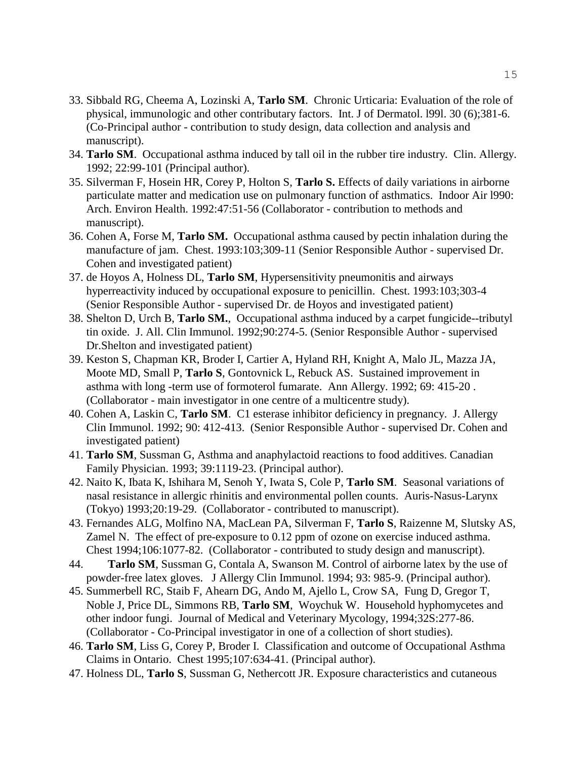33. Sibbald RG, Cheema A, Lozinski A, **Tarlo SM**. Chronic Urticaria: Evaluation of the role of physical, immunologic and other contributary factors. Int. J of Dermatol. l99l. 30 (6);381-6. (Co-Principal author - contribution to study design, data collection and analysis and manuscript).
34. **Tarlo SM**. Occupational asthma induced by tall oil in the rubber tire industry. Clin. Allergy. 1992; 22:99-101 (Principal author).
35. Silverman F, Hosein HR, Corey P, Holton S, **Tarlo S.** Effects of daily variations in airborne particulate matter and medication use on pulmonary function of asthmatics. Indoor Air l990: Arch. Environ Health. 1992:47:51-56 (Collaborator - contribution to methods and manuscript).
36. Cohen A, Forse M, **Tarlo SM.** Occupational asthma caused by pectin inhalation during the manufacture of jam. Chest. 1993:103;309-11 (Senior Responsible Author - supervised Dr. Cohen and investigated patient)
37. de Hoyos A, Holness DL, **Tarlo SM**, Hypersensitivity pneumonitis and airways hyperreactivity induced by occupational exposure to penicillin. Chest. 1993:103;303-4 (Senior Responsible Author - supervised Dr. de Hoyos and investigated patient)
38. Shelton D, Urch B, **Tarlo SM.**, Occupational asthma induced by a carpet fungicide--tributyl tin oxide. J. All. Clin Immunol. 1992;90:274-5. (Senior Responsible Author - supervised Dr.Shelton and investigated patient)
39. Keston S, Chapman KR, Broder I, Cartier A, Hyland RH, Knight A, Malo JL, Mazza JA, Moote MD, Small P, **Tarlo S**, Gontovnick L, Rebuck AS. Sustained improvement in asthma with long -term use of formoterol fumarate. Ann Allergy. 1992; 69: 415-20 . (Collaborator - main investigator in one centre of a multicentre study).
40. Cohen A, Laskin C, **Tarlo SM**. C1 esterase inhibitor deficiency in pregnancy. J. Allergy Clin Immunol. 1992; 90: 412-413. (Senior Responsible Author - supervised Dr. Cohen and investigated patient)
41. **Tarlo SM**, Sussman G, Asthma and anaphylactoid reactions to food additives. Canadian Family Physician. 1993; 39:1119-23. (Principal author).
42. Naito K, Ibata K, Ishihara M, Senoh Y, Iwata S, Cole P, **Tarlo SM**. Seasonal variations of nasal resistance in allergic rhinitis and environmental pollen counts. Auris-Nasus-Larynx (Tokyo) 1993;20:19-29. (Collaborator - contributed to manuscript).
43. Fernandes ALG, Molfino NA, MacLean PA, Silverman F, **Tarlo S**, Raizenne M, Slutsky AS, Zamel N. The effect of pre-exposure to 0.12 ppm of ozone on exercise induced asthma. Chest 1994;106:1077-82. (Collaborator - contributed to study design and manuscript).
44. **Tarlo SM**, Sussman G, Contala A, Swanson M. Control of airborne latex by the use of powder-free latex gloves. J Allergy Clin Immunol. 1994; 93: 985-9. (Principal author).
45. Summerbell RC, Staib F, Ahearn DG, Ando M, Ajello L, Crow SA, Fung D, Gregor T, Noble J, Price DL, Simmons RB, **Tarlo SM**, Woychuk W. Household hyphomycetes and other indoor fungi. Journal of Medical and Veterinary Mycology, 1994;32S:277-86. (Collaborator - Co-Principal investigator in one of a collection of short studies).
46. **Tarlo SM**, Liss G, Corey P, Broder I. Classification and outcome of Occupational Asthma Claims in Ontario. Chest 1995;107:634-41. (Principal author).
47. Holness DL, **Tarlo S**, Sussman G, Nethercott JR. Exposure characteristics and cutaneous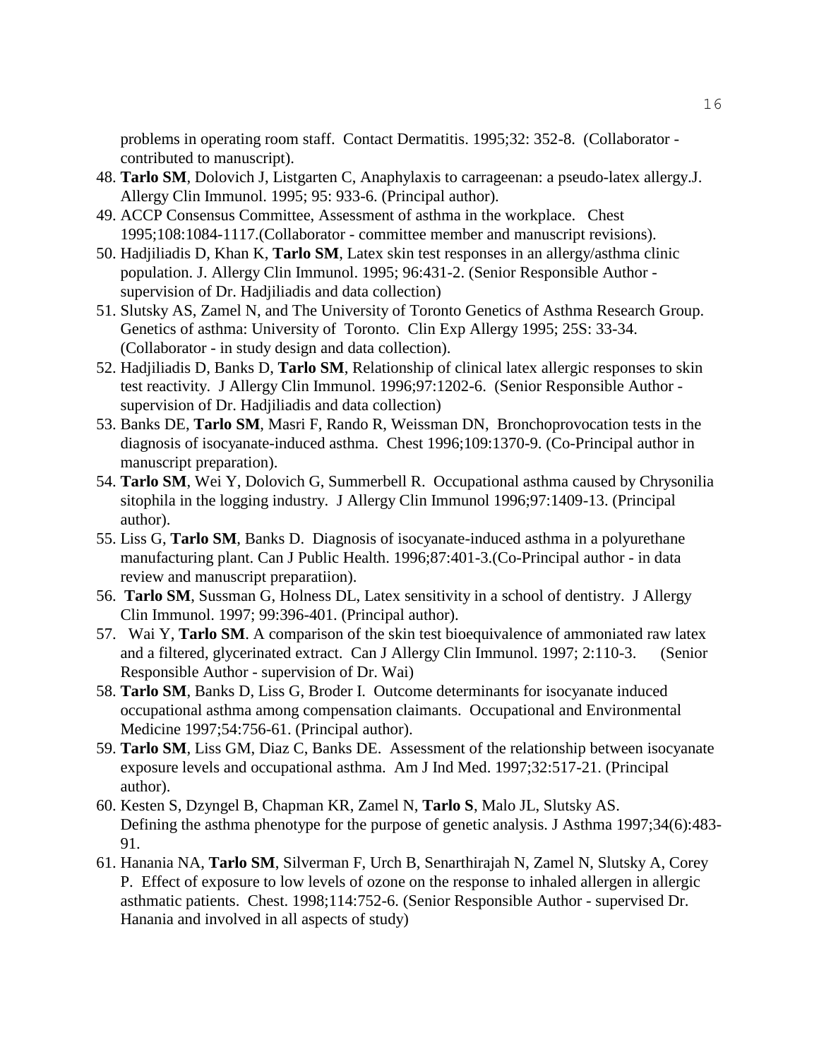problems in operating room staff. Contact Dermatitis. 1995;32: 352-8. (Collaborator - contributed to manuscript).

48. **Tarlo SM**, Dolovich J, Listgarten C, Anaphylaxis to carrageenan: a pseudo-latex allergy.J. Allergy Clin Immunol. 1995; 95: 933-6. (Principal author).
49. ACCP Consensus Committee, Assessment of asthma in the workplace. Chest 1995;108:1084-1117.(Collaborator - committee member and manuscript revisions).
50. Hadjiliadis D, Khan K, **Tarlo SM**, Latex skin test responses in an allergy/asthma clinic population. J. Allergy Clin Immunol. 1995; 96:431-2. (Senior Responsible Author - supervision of Dr. Hadjiliadis and data collection)
51. Slutsky AS, Zamel N, and The University of Toronto Genetics of Asthma Research Group. Genetics of asthma: University of Toronto. Clin Exp Allergy 1995; 25S: 33-34. (Collaborator - in study design and data collection).
52. Hadjiliadis D, Banks D, **Tarlo SM**, Relationship of clinical latex allergic responses to skin test reactivity. J Allergy Clin Immunol. 1996;97:1202-6. (Senior Responsible Author - supervision of Dr. Hadjiliadis and data collection)
53. Banks DE, **Tarlo SM**, Masri F, Rando R, Weissman DN, Bronchoprovocation tests in the diagnosis of isocyanate-induced asthma. Chest 1996;109:1370-9. (Co-Principal author in manuscript preparation).
54. **Tarlo SM**, Wei Y, Dolovich G, Summerbell R. Occupational asthma caused by Chrysonilia sitophila in the logging industry. J Allergy Clin Immunol 1996;97:1409-13. (Principal author).
55. Liss G, **Tarlo SM**, Banks D. Diagnosis of isocyanate-induced asthma in a polyurethane manufacturing plant. Can J Public Health. 1996;87:401-3.(Co-Principal author - in data review and manuscript preparatiion).
56. **Tarlo SM**, Sussman G, Holness DL, Latex sensitivity in a school of dentistry. J Allergy Clin Immunol. 1997; 99:396-401. (Principal author).
57. Wai Y, **Tarlo SM**. A comparison of the skin test bioequivalence of ammoniated raw latex and a filtered, glycerinated extract. Can J Allergy Clin Immunol. 1997; 2:110-3. (Senior Responsible Author - supervision of Dr. Wai)
58. **Tarlo SM**, Banks D, Liss G, Broder I. Outcome determinants for isocyanate induced occupational asthma among compensation claimants. Occupational and Environmental Medicine 1997;54:756-61. (Principal author).
59. **Tarlo SM**, Liss GM, Diaz C, Banks DE. Assessment of the relationship between isocyanate exposure levels and occupational asthma. Am J Ind Med. 1997;32:517-21. (Principal author).
60. Kesten S, Dzyngel B, Chapman KR, Zamel N, **Tarlo S**, Malo JL, Slutsky AS. Defining the asthma phenotype for the purpose of genetic analysis. J Asthma 1997;34(6):483-91.
61. Hanania NA, **Tarlo SM**, Silverman F, Urch B, Senarthirajah N, Zamel N, Slutsky A, Corey P. Effect of exposure to low levels of ozone on the response to inhaled allergen in allergic asthmatic patients. Chest. 1998;114:752-6. (Senior Responsible Author - supervised Dr. Hanania and involved in all aspects of study)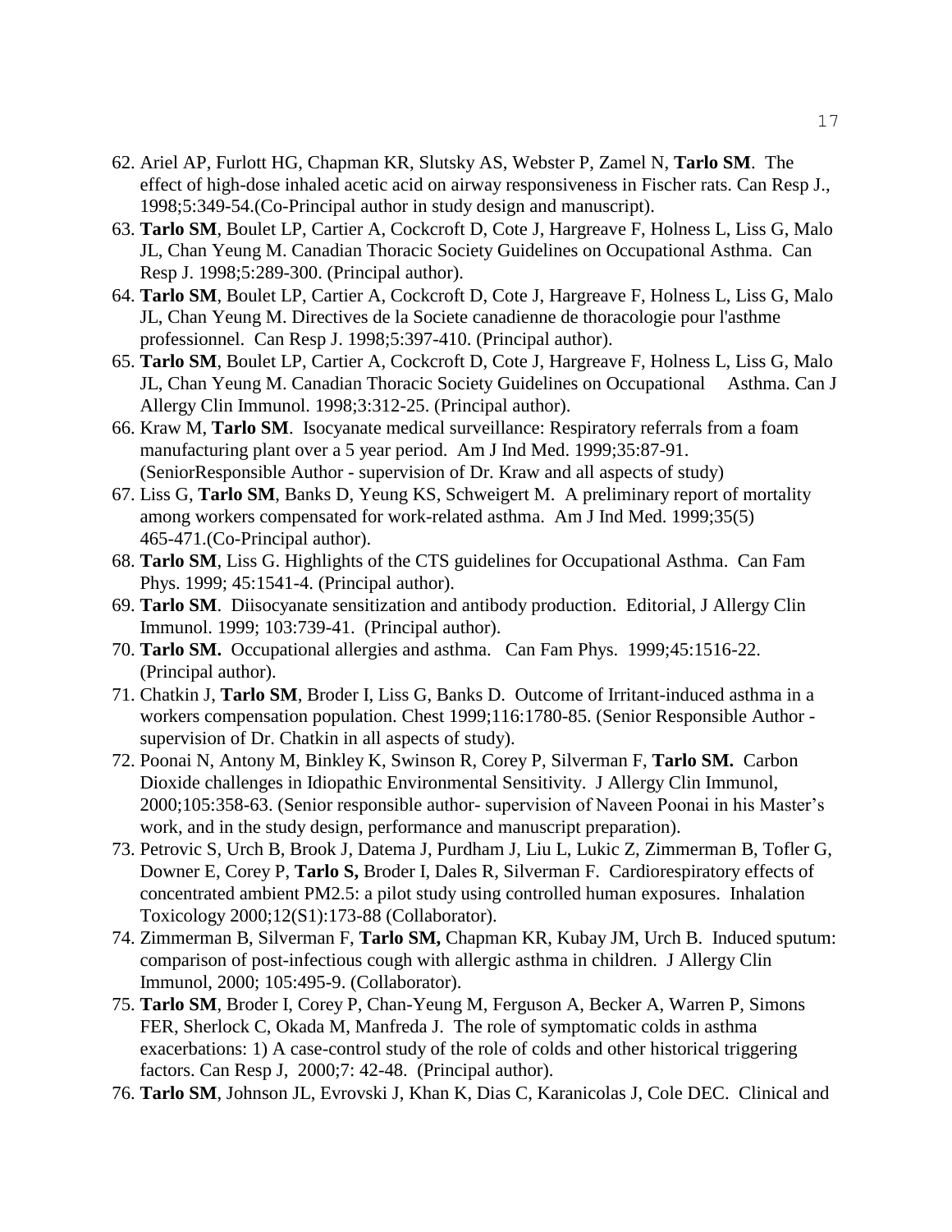62. Ariel AP, Furlott HG, Chapman KR, Slutsky AS, Webster P, Zamel N, **Tarlo SM**. The effect of high-dose inhaled acetic acid on airway responsiveness in Fischer rats. Can Resp J., 1998;5:349-54.(Co-Principal author in study design and manuscript).
63. **Tarlo SM**, Boulet LP, Cartier A, Cockcroft D, Cote J, Hargreave F, Holness L, Liss G, Malo JL, Chan Yeung M. Canadian Thoracic Society Guidelines on Occupational Asthma. Can Resp J. 1998;5:289-300. (Principal author).
64. **Tarlo SM**, Boulet LP, Cartier A, Cockcroft D, Cote J, Hargreave F, Holness L, Liss G, Malo JL, Chan Yeung M. Directives de la Societe canadienne de thoracologie pour l'asthme professionnel. Can Resp J. 1998;5:397-410. (Principal author).
65. **Tarlo SM**, Boulet LP, Cartier A, Cockcroft D, Cote J, Hargreave F, Holness L, Liss G, Malo JL, Chan Yeung M. Canadian Thoracic Society Guidelines on Occupational Asthma. Can J Allergy Clin Immunol. 1998;3:312-25. (Principal author).
66. Kraw M, **Tarlo SM**. Isocyanate medical surveillance: Respiratory referrals from a foam manufacturing plant over a 5 year period. Am J Ind Med. 1999;35:87-91. (SeniorResponsible Author - supervision of Dr. Kraw and all aspects of study)
67. Liss G, **Tarlo SM**, Banks D, Yeung KS, Schweigert M. A preliminary report of mortality among workers compensated for work-related asthma. Am J Ind Med. 1999;35(5) 465-471.(Co-Principal author).
68. **Tarlo SM**, Liss G. Highlights of the CTS guidelines for Occupational Asthma. Can Fam Phys. 1999; 45:1541-4. (Principal author).
69. **Tarlo SM**. Diisocyanate sensitization and antibody production. Editorial, J Allergy Clin Immunol. 1999; 103:739-41. (Principal author).
70. **Tarlo SM.** Occupational allergies and asthma. Can Fam Phys. 1999;45:1516-22. (Principal author).
71. Chatkin J, **Tarlo SM**, Broder I, Liss G, Banks D. Outcome of Irritant-induced asthma in a workers compensation population. Chest 1999;116:1780-85. (Senior Responsible Author - supervision of Dr. Chatkin in all aspects of study).
72. Poonai N, Antony M, Binkley K, Swinson R, Corey P, Silverman F, **Tarlo SM.** Carbon Dioxide challenges in Idiopathic Environmental Sensitivity. J Allergy Clin Immunol, 2000;105:358-63. (Senior responsible author- supervision of Naveen Poonai in his Master's work, and in the study design, performance and manuscript preparation).
73. Petrovic S, Urch B, Brook J, Datema J, Purdham J, Liu L, Lukic Z, Zimmerman B, Tofler G, Downer E, Corey P, **Tarlo S,** Broder I, Dales R, Silverman F. Cardiorespiratory effects of concentrated ambient PM2.5: a pilot study using controlled human exposures. Inhalation Toxicology 2000;12(S1):173-88 (Collaborator).
74. Zimmerman B, Silverman F, **Tarlo SM,** Chapman KR, Kubay JM, Urch B. Induced sputum: comparison of post-infectious cough with allergic asthma in children. J Allergy Clin Immunol, 2000; 105:495-9. (Collaborator).
75. **Tarlo SM**, Broder I, Corey P, Chan-Yeung M, Ferguson A, Becker A, Warren P, Simons FER, Sherlock C, Okada M, Manfreda J. The role of symptomatic colds in asthma exacerbations: 1) A case-control study of the role of colds and other historical triggering factors. Can Resp J, 2000;7: 42-48. (Principal author).
76. **Tarlo SM**, Johnson JL, Evrovski J, Khan K, Dias C, Karanicolas J, Cole DEC. Clinical and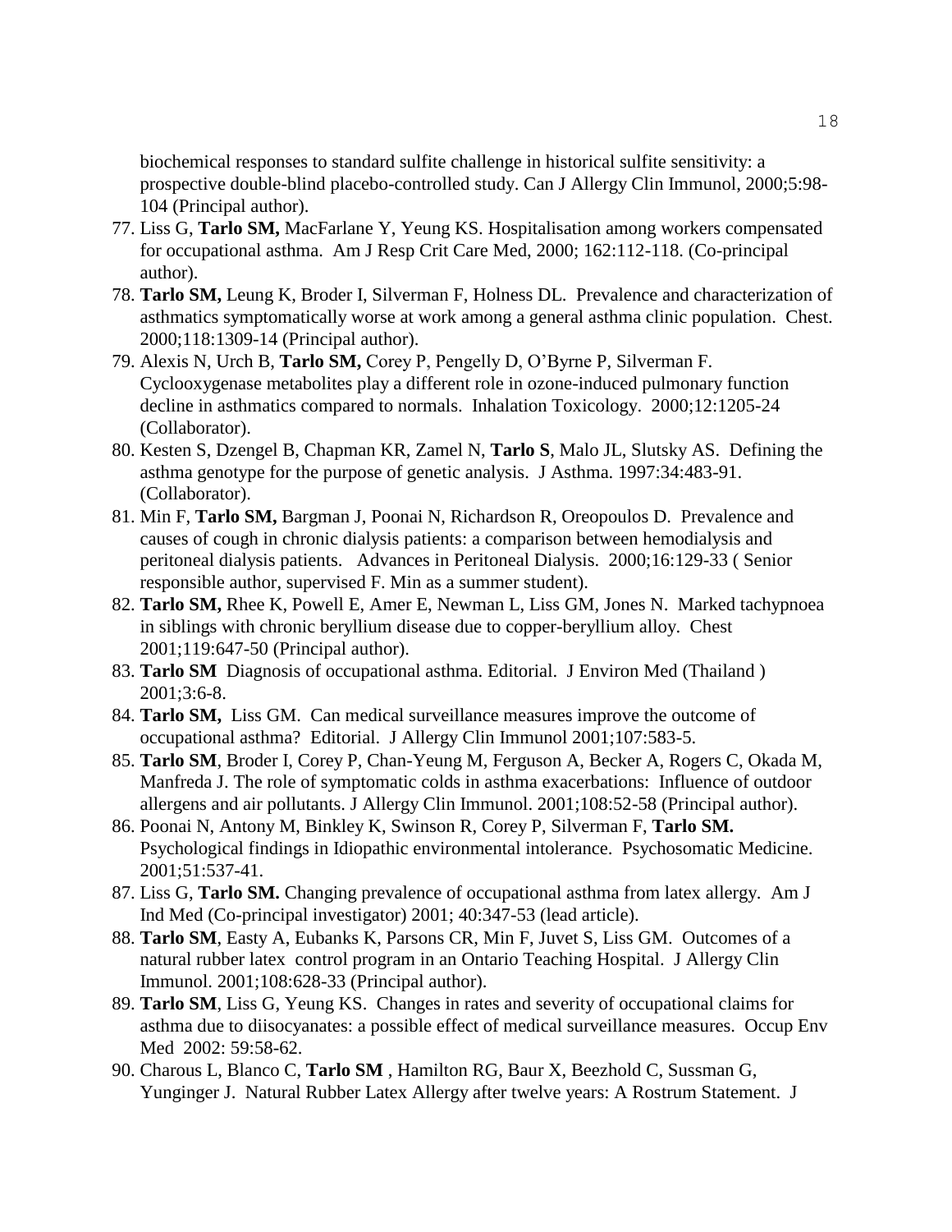biochemical responses to standard sulfite challenge in historical sulfite sensitivity: a prospective double-blind placebo-controlled study. Can J Allergy Clin Immunol, 2000;5:98-104 (Principal author).

77. Liss G, **Tarlo SM,** MacFarlane Y, Yeung KS. Hospitalisation among workers compensated for occupational asthma. Am J Resp Crit Care Med, 2000; 162:112-118. (Co-principal author).
78. **Tarlo SM,** Leung K, Broder I, Silverman F, Holness DL. Prevalence and characterization of asthmatics symptomatically worse at work among a general asthma clinic population. Chest. 2000;118:1309-14 (Principal author).
79. Alexis N, Urch B, **Tarlo SM,** Corey P, Pengelly D, O'Byrne P, Silverman F. Cyclooxygenase metabolites play a different role in ozone-induced pulmonary function decline in asthmatics compared to normals. Inhalation Toxicology. 2000;12:1205-24 (Collaborator).
80. Kesten S, Dzengel B, Chapman KR, Zamel N, **Tarlo S**, Malo JL, Slutsky AS. Defining the asthma genotype for the purpose of genetic analysis. J Asthma. 1997:34:483-91. (Collaborator).
81. Min F, **Tarlo SM,** Bargman J, Poonai N, Richardson R, Oreopoulos D. Prevalence and causes of cough in chronic dialysis patients: a comparison between hemodialysis and peritoneal dialysis patients. Advances in Peritoneal Dialysis. 2000;16:129-33 ( Senior responsible author, supervised F. Min as a summer student).
82. **Tarlo SM,** Rhee K, Powell E, Amer E, Newman L, Liss GM, Jones N. Marked tachypnoea in siblings with chronic beryllium disease due to copper-beryllium alloy. Chest 2001;119:647-50 (Principal author).
83. **Tarlo SM** Diagnosis of occupational asthma. Editorial. J Environ Med (Thailand ) 2001;3:6-8.
84. **Tarlo SM,** Liss GM. Can medical surveillance measures improve the outcome of occupational asthma? Editorial. J Allergy Clin Immunol 2001;107:583-5.
85. **Tarlo SM**, Broder I, Corey P, Chan-Yeung M, Ferguson A, Becker A, Rogers C, Okada M, Manfreda J. The role of symptomatic colds in asthma exacerbations: Influence of outdoor allergens and air pollutants. J Allergy Clin Immunol. 2001;108:52-58 (Principal author).
86. Poonai N, Antony M, Binkley K, Swinson R, Corey P, Silverman F, **Tarlo SM.** Psychological findings in Idiopathic environmental intolerance. Psychosomatic Medicine. 2001;51:537-41.
87. Liss G, **Tarlo SM.** Changing prevalence of occupational asthma from latex allergy. Am J Ind Med (Co-principal investigator) 2001; 40:347-53 (lead article).
88. **Tarlo SM**, Easty A, Eubanks K, Parsons CR, Min F, Juvet S, Liss GM. Outcomes of a natural rubber latex control program in an Ontario Teaching Hospital. J Allergy Clin Immunol. 2001;108:628-33 (Principal author).
89. **Tarlo SM**, Liss G, Yeung KS. Changes in rates and severity of occupational claims for asthma due to diisocyanates: a possible effect of medical surveillance measures. Occup Env Med 2002: 59:58-62.
90. Charous L, Blanco C, **Tarlo SM** , Hamilton RG, Baur X, Beezhold C, Sussman G, Yunginger J. Natural Rubber Latex Allergy after twelve years: A Rostrum Statement. J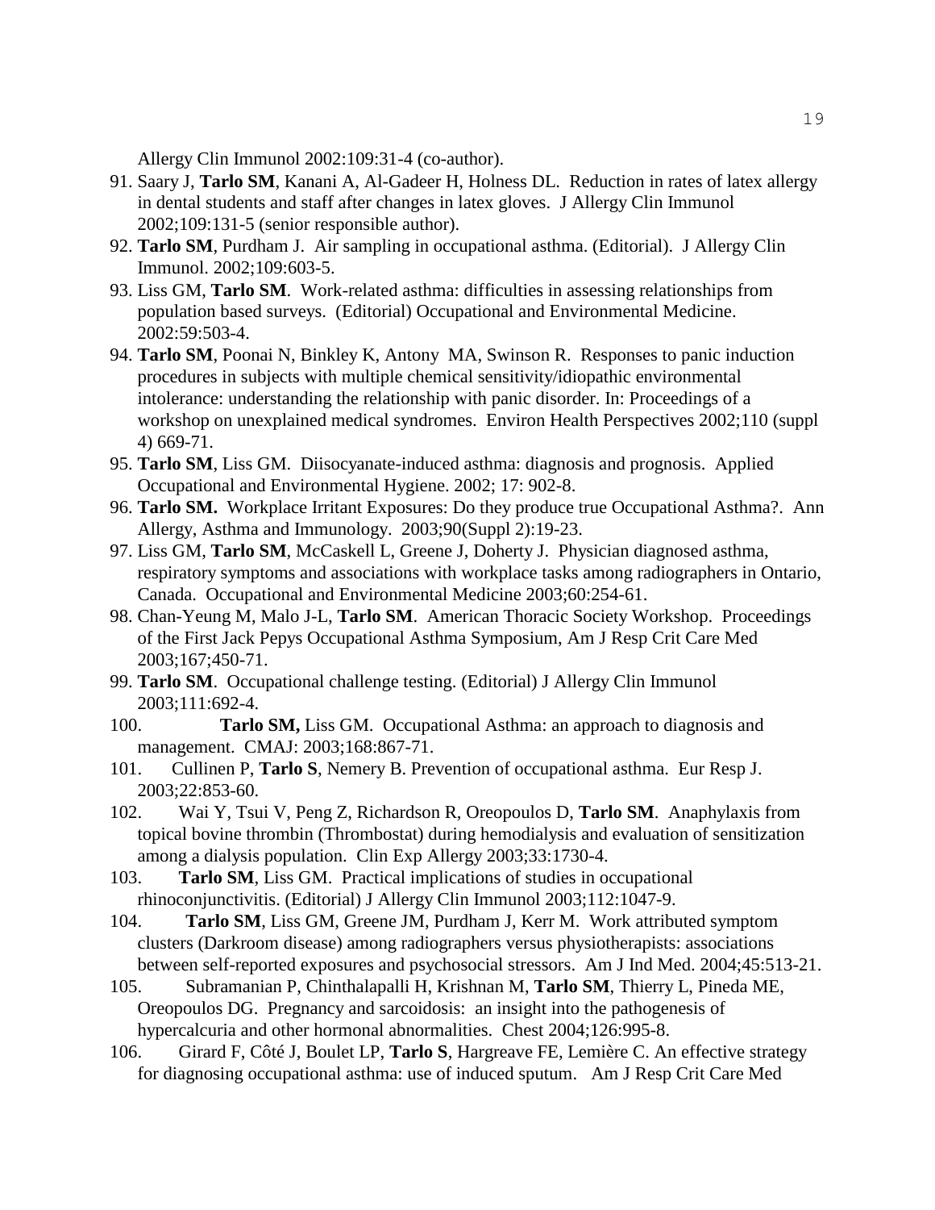Allergy Clin Immunol 2002:109:31-4 (co-author).

91. Saary J, **Tarlo SM**, Kanani A, Al-Gadeer H, Holness DL. Reduction in rates of latex allergy in dental students and staff after changes in latex gloves. J Allergy Clin Immunol 2002;109:131-5 (senior responsible author).
92. **Tarlo SM**, Purdham J. Air sampling in occupational asthma. (Editorial). J Allergy Clin Immunol. 2002;109:603-5.
93. Liss GM, **Tarlo SM**. Work-related asthma: difficulties in assessing relationships from population based surveys. (Editorial) Occupational and Environmental Medicine. 2002:59:503-4.
94. **Tarlo SM**, Poonai N, Binkley K, Antony MA, Swinson R. Responses to panic induction procedures in subjects with multiple chemical sensitivity/idiopathic environmental intolerance: understanding the relationship with panic disorder. In: Proceedings of a workshop on unexplained medical syndromes. Environ Health Perspectives 2002;110 (suppl 4) 669-71.
95. **Tarlo SM**, Liss GM. Diisocyanate-induced asthma: diagnosis and prognosis. Applied Occupational and Environmental Hygiene. 2002; 17: 902-8.
96. **Tarlo SM.** Workplace Irritant Exposures: Do they produce true Occupational Asthma?. Ann Allergy, Asthma and Immunology. 2003;90(Suppl 2):19-23.
97. Liss GM, **Tarlo SM**, McCaskell L, Greene J, Doherty J. Physician diagnosed asthma, respiratory symptoms and associations with workplace tasks among radiographers in Ontario, Canada. Occupational and Environmental Medicine 2003;60:254-61.
98. Chan-Yeung M, Malo J-L, **Tarlo SM**. American Thoracic Society Workshop. Proceedings of the First Jack Pepys Occupational Asthma Symposium, Am J Resp Crit Care Med 2003;167;450-71.
99. **Tarlo SM**. Occupational challenge testing. (Editorial) J Allergy Clin Immunol 2003;111:692-4.
100. **Tarlo SM,** Liss GM. Occupational Asthma: an approach to diagnosis and management. CMAJ: 2003;168:867-71.
101. Cullinen P, **Tarlo S**, Nemery B. Prevention of occupational asthma. Eur Resp J. 2003;22:853-60.
102. Wai Y, Tsui V, Peng Z, Richardson R, Oreopoulos D, **Tarlo SM**. Anaphylaxis from topical bovine thrombin (Thrombostat) during hemodialysis and evaluation of sensitization among a dialysis population. Clin Exp Allergy 2003;33:1730-4.
103. **Tarlo SM**, Liss GM. Practical implications of studies in occupational rhinoconjunctivitis. (Editorial) J Allergy Clin Immunol 2003;112:1047-9.
104. **Tarlo SM**, Liss GM, Greene JM, Purdham J, Kerr M. Work attributed symptom clusters (Darkroom disease) among radiographers versus physiotherapists: associations between self-reported exposures and psychosocial stressors. Am J Ind Med. 2004;45:513-21.
105. Subramanian P, Chinthalapalli H, Krishnan M, **Tarlo SM**, Thierry L, Pineda ME, Oreopoulos DG. Pregnancy and sarcoidosis: an insight into the pathogenesis of hypercalcuria and other hormonal abnormalities. Chest 2004;126:995-8.
106. Girard F, Côté J, Boulet LP, **Tarlo S**, Hargreave FE, Lemière C. An effective strategy for diagnosing occupational asthma: use of induced sputum. Am J Resp Crit Care Med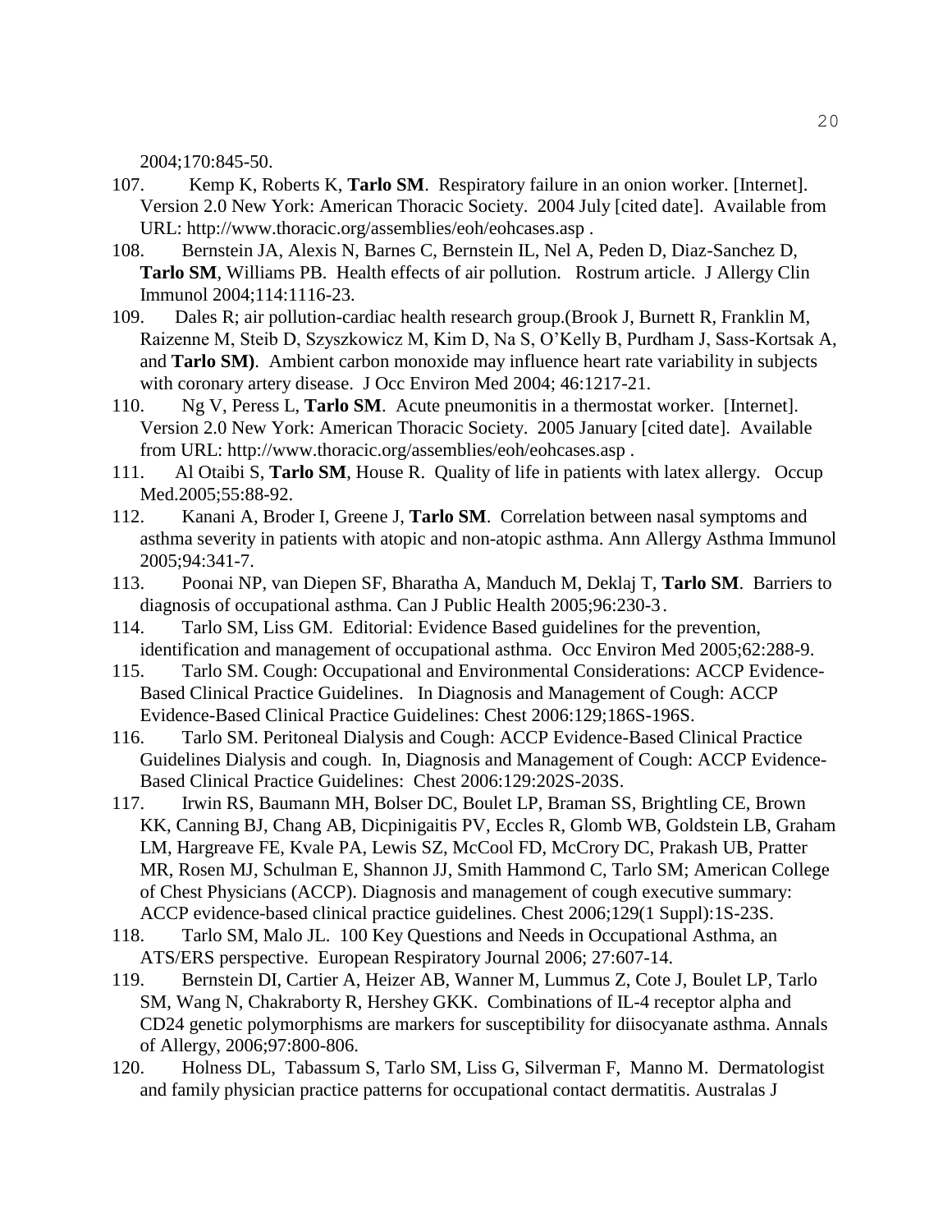2004;170:845-50.

107. Kemp K, Roberts K, **Tarlo SM**. Respiratory failure in an onion worker. [Internet]. Version 2.0 New York: American Thoracic Society. 2004 July [cited date]. Available from URL: http://www.thoracic.org/assemblies/eoh/eohcases.asp .
108. Bernstein JA, Alexis N, Barnes C, Bernstein IL, Nel A, Peden D, Diaz-Sanchez D, **Tarlo SM**, Williams PB. Health effects of air pollution. Rostrum article. J Allergy Clin Immunol 2004;114:1116-23.
109. Dales R; air pollution-cardiac health research group.(Brook J, Burnett R, Franklin M, Raizenne M, Steib D, Szyszkowicz M, Kim D, Na S, O'Kelly B, Purdham J, Sass-Kortsak A, and **Tarlo SM)**. Ambient carbon monoxide may influence heart rate variability in subjects with coronary artery disease. J Occ Environ Med 2004; 46:1217-21.
110. Ng V, Peress L, **Tarlo SM**. Acute pneumonitis in a thermostat worker. [Internet]. Version 2.0 New York: American Thoracic Society. 2005 January [cited date]. Available from URL: http://www.thoracic.org/assemblies/eoh/eohcases.asp .
111. Al Otaibi S, **Tarlo SM**, House R. Quality of life in patients with latex allergy. Occup Med.2005;55:88-92.
112. Kanani A, Broder I, Greene J, **Tarlo SM**. Correlation between nasal symptoms and asthma severity in patients with atopic and non-atopic asthma. Ann Allergy Asthma Immunol 2005;94:341-7.
113. Poonai NP, van Diepen SF, Bharatha A, Manduch M, Deklaj T, **Tarlo SM**. Barriers to diagnosis of occupational asthma. Can J Public Health 2005;96:230-3.
114. Tarlo SM, Liss GM. Editorial: Evidence Based guidelines for the prevention, identification and management of occupational asthma. Occ Environ Med 2005;62:288-9.
115. Tarlo SM. Cough: Occupational and Environmental Considerations: ACCP Evidence-Based Clinical Practice Guidelines. In Diagnosis and Management of Cough: ACCP Evidence-Based Clinical Practice Guidelines: Chest 2006:129;186S-196S.
116. Tarlo SM. Peritoneal Dialysis and Cough: ACCP Evidence-Based Clinical Practice Guidelines Dialysis and cough. In, Diagnosis and Management of Cough: ACCP Evidence-Based Clinical Practice Guidelines: Chest 2006:129:202S-203S.
117. Irwin RS, Baumann MH, Bolser DC, Boulet LP, Braman SS, Brightling CE, Brown KK, Canning BJ, Chang AB, Dicpinigaitis PV, Eccles R, Glomb WB, Goldstein LB, Graham LM, Hargreave FE, Kvale PA, Lewis SZ, McCool FD, McCrory DC, Prakash UB, Pratter MR, Rosen MJ, Schulman E, Shannon JJ, Smith Hammond C, Tarlo SM; American College of Chest Physicians (ACCP). Diagnosis and management of cough executive summary: ACCP evidence-based clinical practice guidelines. Chest 2006;129(1 Suppl):1S-23S.
118. Tarlo SM, Malo JL. 100 Key Questions and Needs in Occupational Asthma, an ATS/ERS perspective. European Respiratory Journal 2006; 27:607-14.
119. Bernstein DI, Cartier A, Heizer AB, Wanner M, Lummus Z, Cote J, Boulet LP, Tarlo SM, Wang N, Chakraborty R, Hershey GKK. Combinations of IL-4 receptor alpha and CD24 genetic polymorphisms are markers for susceptibility for diisocyanate asthma. Annals of Allergy, 2006;97:800-806.
120. Holness DL, Tabassum S, Tarlo SM, Liss G, Silverman F, Manno M. Dermatologist and family physician practice patterns for occupational contact dermatitis. Australas J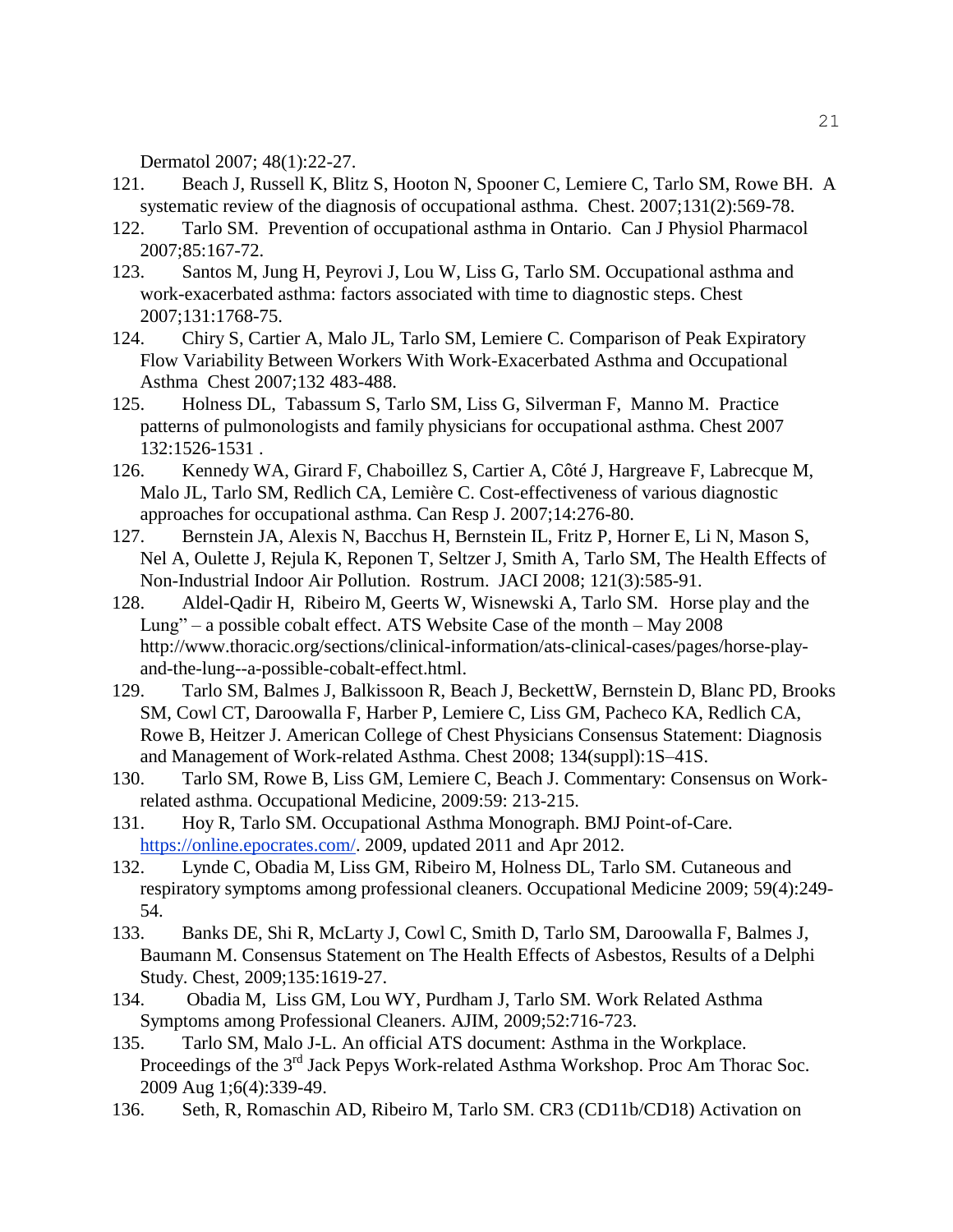Dermatol 2007; 48(1):22-27.

121. Beach J, Russell K, Blitz S, Hooton N, Spooner C, Lemiere C, Tarlo SM, Rowe BH. A systematic review of the diagnosis of occupational asthma. Chest. 2007;131(2):569-78.
122. Tarlo SM. Prevention of occupational asthma in Ontario. Can J Physiol Pharmacol 2007;85:167-72.
123. Santos M, Jung H, Peyrovi J, Lou W, Liss G, Tarlo SM. Occupational asthma and work-exacerbated asthma: factors associated with time to diagnostic steps. Chest 2007;131:1768-75.
124. Chiry S, Cartier A, Malo JL, Tarlo SM, Lemiere C. Comparison of Peak Expiratory Flow Variability Between Workers With Work-Exacerbated Asthma and Occupational Asthma Chest 2007;132 483-488.
125. Holness DL, Tabassum S, Tarlo SM, Liss G, Silverman F, Manno M. Practice patterns of pulmonologists and family physicians for occupational asthma. Chest 2007 132:1526-1531 .
126. Kennedy WA, Girard F, Chaboillez S, Cartier A, Côté J, Hargreave F, Labrecque M, Malo JL, Tarlo SM, Redlich CA, Lemière C. Cost-effectiveness of various diagnostic approaches for occupational asthma. Can Resp J. 2007;14:276-80.
127. Bernstein JA, Alexis N, Bacchus H, Bernstein IL, Fritz P, Horner E, Li N, Mason S, Nel A, Oulette J, Rejula K, Reponen T, Seltzer J, Smith A, Tarlo SM, The Health Effects of Non-Industrial Indoor Air Pollution. Rostrum. JACI 2008; 121(3):585-91.
128. Aldel-Qadir H, Ribeiro M, Geerts W, Wisnewski A, Tarlo SM. Horse play and the Lung" – a possible cobalt effect. ATS Website Case of the month – May 2008 http://www.thoracic.org/sections/clinical-information/ats-clinical-cases/pages/horse-play-and-the-lung--a-possible-cobalt-effect.html.
129. Tarlo SM, Balmes J, Balkissoon R, Beach J, BeckettW, Bernstein D, Blanc PD, Brooks SM, Cowl CT, Daroowalla F, Harber P, Lemiere C, Liss GM, Pacheco KA, Redlich CA, Rowe B, Heitzer J. American College of Chest Physicians Consensus Statement: Diagnosis and Management of Work-related Asthma. Chest 2008; 134(suppl):1S–41S.
130. Tarlo SM, Rowe B, Liss GM, Lemiere C, Beach J. Commentary: Consensus on Work-related asthma. Occupational Medicine, 2009:59: 213-215.
131. Hoy R, Tarlo SM. Occupational Asthma Monograph. BMJ Point-of-Care. [https://online.epocrates.com/](https://online.epocrates.com/). 2009, updated 2011 and Apr 2012.
132. Lynde C, Obadia M, Liss GM, Ribeiro M, Holness DL, Tarlo SM. Cutaneous and respiratory symptoms among professional cleaners. Occupational Medicine 2009; 59(4):249-54.
133. Banks DE, Shi R, McLarty J, Cowl C, Smith D, Tarlo SM, Daroowalla F, Balmes J, Baumann M. Consensus Statement on The Health Effects of Asbestos, Results of a Delphi Study. Chest, 2009;135:1619-27.
134. Obadia M, Liss GM, Lou WY, Purdham J, Tarlo SM. Work Related Asthma Symptoms among Professional Cleaners. AJIM, 2009;52:716-723.
135. Tarlo SM, Malo J-L. An official ATS document: Asthma in the Workplace. Proceedings of the 3rd Jack Pepys Work-related Asthma Workshop. Proc Am Thorac Soc. 2009 Aug 1;6(4):339-49.
136. Seth, R, Romaschin AD, Ribeiro M, Tarlo SM. CR3 (CD11b/CD18) Activation on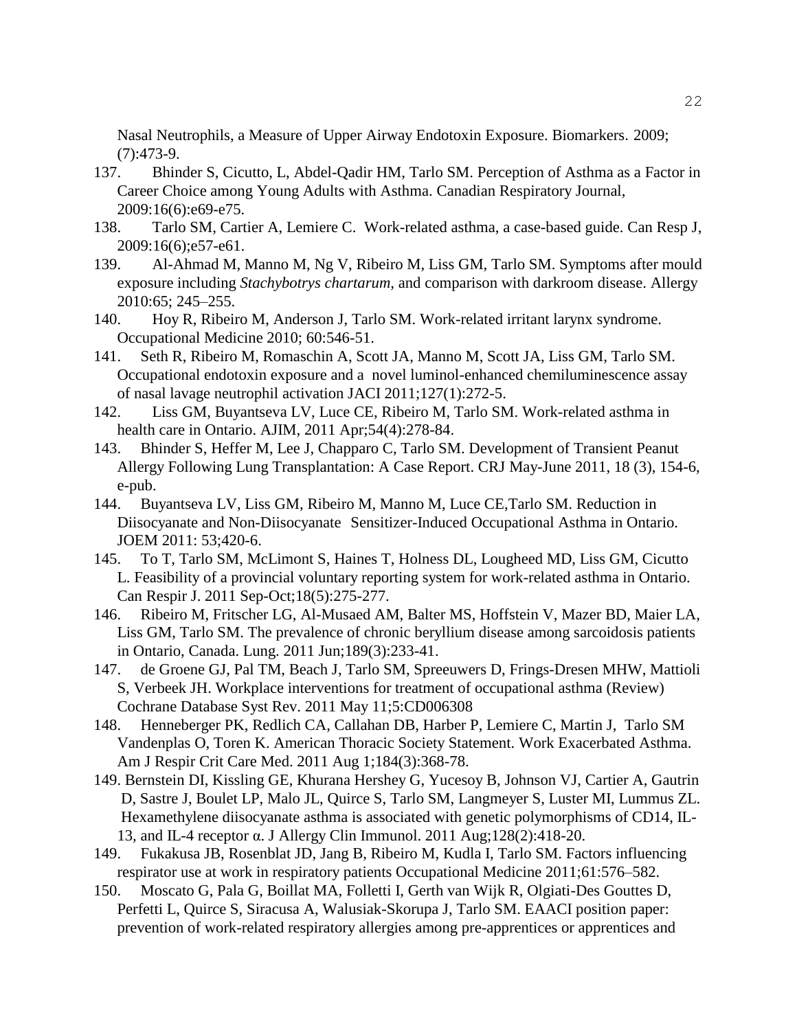Nasal Neutrophils, a Measure of Upper Airway Endotoxin Exposure. Biomarkers. 2009; (7):473-9.

137. Bhinder S, Cicutto, L, Abdel-Qadir HM, Tarlo SM. Perception of Asthma as a Factor in Career Choice among Young Adults with Asthma. Canadian Respiratory Journal, 2009:16(6):e69-e75.

138. Tarlo SM, Cartier A, Lemiere C. Work-related asthma, a case-based guide. Can Resp J, 2009:16(6);e57-e61.

139. Al-Ahmad M, Manno M, Ng V, Ribeiro M, Liss GM, Tarlo SM. Symptoms after mould exposure including *Stachybotrys chartarum,* and comparison with darkroom disease. Allergy 2010:65; 245–255.

140. Hoy R, Ribeiro M, Anderson J, Tarlo SM. Work-related irritant larynx syndrome. Occupational Medicine 2010; 60:546-51.

141. Seth R, Ribeiro M, Romaschin A, Scott JA, Manno M, Scott JA, Liss GM, Tarlo SM. Occupational endotoxin exposure and a novel luminol-enhanced chemiluminescence assay of nasal lavage neutrophil activation JACI 2011;127(1):272-5.

142. Liss GM, Buyantseva LV, Luce CE, Ribeiro M, Tarlo SM. Work-related asthma in health care in Ontario. AJIM, 2011 Apr;54(4):278-84.

143. Bhinder S, Heffer M, Lee J, Chapparo C, Tarlo SM. Development of Transient Peanut Allergy Following Lung Transplantation: A Case Report. CRJ May-June 2011, 18 (3), 154-6, e-pub.

144. Buyantseva LV, Liss GM, Ribeiro M, Manno M, Luce CE,Tarlo SM. Reduction in Diisocyanate and Non-Diisocyanate Sensitizer-Induced Occupational Asthma in Ontario. JOEM 2011: 53;420-6.

145. To T, Tarlo SM, McLimont S, Haines T, Holness DL, Lougheed MD, Liss GM, Cicutto L. Feasibility of a provincial voluntary reporting system for work-related asthma in Ontario. Can Respir J. 2011 Sep-Oct;18(5):275-277.

146. Ribeiro M, Fritscher LG, Al-Musaed AM, Balter MS, Hoffstein V, Mazer BD, Maier LA, Liss GM, Tarlo SM. The prevalence of chronic beryllium disease among sarcoidosis patients in Ontario, Canada. Lung. 2011 Jun;189(3):233-41.

147. de Groene GJ, Pal TM, Beach J, Tarlo SM, Spreeuwers D, Frings-Dresen MHW, Mattioli S, Verbeek JH. Workplace interventions for treatment of occupational asthma (Review) Cochrane Database Syst Rev. 2011 May 11;5:CD006308

148. Henneberger PK, Redlich CA, Callahan DB, Harber P, Lemiere C, Martin J, Tarlo SM Vandenplas O, Toren K. American Thoracic Society Statement. Work Exacerbated Asthma. Am J Respir Crit Care Med. 2011 Aug 1;184(3):368-78.

149. Bernstein DI, Kissling GE, Khurana Hershey G, Yucesoy B, Johnson VJ, Cartier A, Gautrin D, Sastre J, Boulet LP, Malo JL, Quirce S, Tarlo SM, Langmeyer S, Luster MI, Lummus ZL. Hexamethylene diisocyanate asthma is associated with genetic polymorphisms of CD14, IL-13, and IL-4 receptor α. J Allergy Clin Immunol. 2011 Aug;128(2):418-20.

149. Fukakusa JB, Rosenblat JD, Jang B, Ribeiro M, Kudla I, Tarlo SM. Factors influencing respirator use at work in respiratory patients Occupational Medicine 2011;61:576–582.

150. Moscato G, Pala G, Boillat MA, Folletti I, Gerth van Wijk R, Olgiati-Des Gouttes D, Perfetti L, Quirce S, Siracusa A, Walusiak-Skorupa J, Tarlo SM. EAACI position paper: prevention of work-related respiratory allergies among pre-apprentices or apprentices and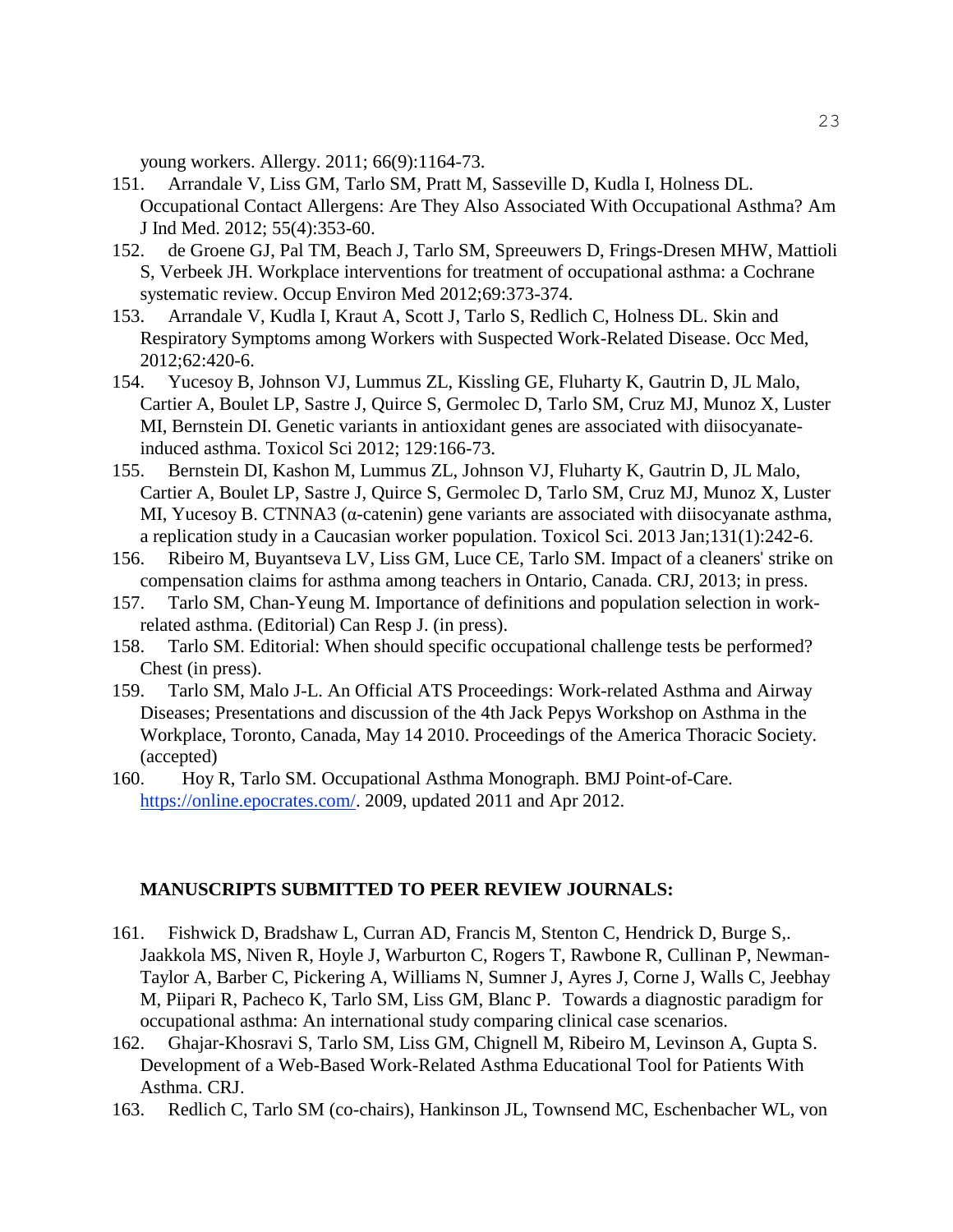young workers. Allergy. 2011; 66(9):1164-73.

151. Arrandale V, Liss GM, Tarlo SM, Pratt M, Sasseville D, Kudla I, Holness DL. Occupational Contact Allergens: Are They Also Associated With Occupational Asthma? Am J Ind Med. 2012; 55(4):353-60.

152. de Groene GJ, Pal TM, Beach J, Tarlo SM, Spreeuwers D, Frings-Dresen MHW, Mattioli S, Verbeek JH. Workplace interventions for treatment of occupational asthma: a Cochrane systematic review. Occup Environ Med 2012;69:373-374.

153. Arrandale V, Kudla I, Kraut A, Scott J, Tarlo S, Redlich C, Holness DL. Skin and Respiratory Symptoms among Workers with Suspected Work-Related Disease. Occ Med, 2012;62:420-6.

154. Yucesoy B, Johnson VJ, Lummus ZL, Kissling GE, Fluharty K, Gautrin D, JL Malo, Cartier A, Boulet LP, Sastre J, Quirce S, Germolec D, Tarlo SM, Cruz MJ, Munoz X, Luster MI, Bernstein DI. Genetic variants in antioxidant genes are associated with diisocyanate-induced asthma. Toxicol Sci 2012; 129:166-73.

155. Bernstein DI, Kashon M, Lummus ZL, Johnson VJ, Fluharty K, Gautrin D, JL Malo, Cartier A, Boulet LP, Sastre J, Quirce S, Germolec D, Tarlo SM, Cruz MJ, Munoz X, Luster MI, Yucesoy B. CTNNA3 (α-catenin) gene variants are associated with diisocyanate asthma, a replication study in a Caucasian worker population. Toxicol Sci. 2013 Jan;131(1):242-6.

156. Ribeiro M, Buyantseva LV, Liss GM, Luce CE, Tarlo SM. Impact of a cleaners' strike on compensation claims for asthma among teachers in Ontario, Canada. CRJ, 2013; in press.

157. Tarlo SM, Chan-Yeung M. Importance of definitions and population selection in work-related asthma. (Editorial) Can Resp J. (in press).

158. Tarlo SM. Editorial: When should specific occupational challenge tests be performed? Chest (in press).

159. Tarlo SM, Malo J-L. An Official ATS Proceedings: Work-related Asthma and Airway Diseases; Presentations and discussion of the 4th Jack Pepys Workshop on Asthma in the Workplace, Toronto, Canada, May 14 2010. Proceedings of the America Thoracic Society. (accepted)

160. Hoy R, Tarlo SM. Occupational Asthma Monograph. BMJ Point-of-Care. https://online.epocrates.com/. 2009, updated 2011 and Apr 2012.

**MANUSCRIPTS SUBMITTED TO PEER REVIEW JOURNALS:**

161. Fishwick D, Bradshaw L, Curran AD, Francis M, Stenton C, Hendrick D, Burge S,. Jaakkola MS, Niven R, Hoyle J, Warburton C, Rogers T, Rawbone R, Cullinan P, Newman-Taylor A, Barber C, Pickering A, Williams N, Sumner J, Ayres J, Corne J, Walls C, Jeebhay M, Piipari R, Pacheco K, Tarlo SM, Liss GM, Blanc P. Towards a diagnostic paradigm for occupational asthma: An international study comparing clinical case scenarios.

162. Ghajar-Khosravi S, Tarlo SM, Liss GM, Chignell M, Ribeiro M, Levinson A, Gupta S. Development of a Web-Based Work-Related Asthma Educational Tool for Patients With Asthma. CRJ.

163. Redlich C, Tarlo SM (co-chairs), Hankinson JL, Townsend MC, Eschenbacher WL, von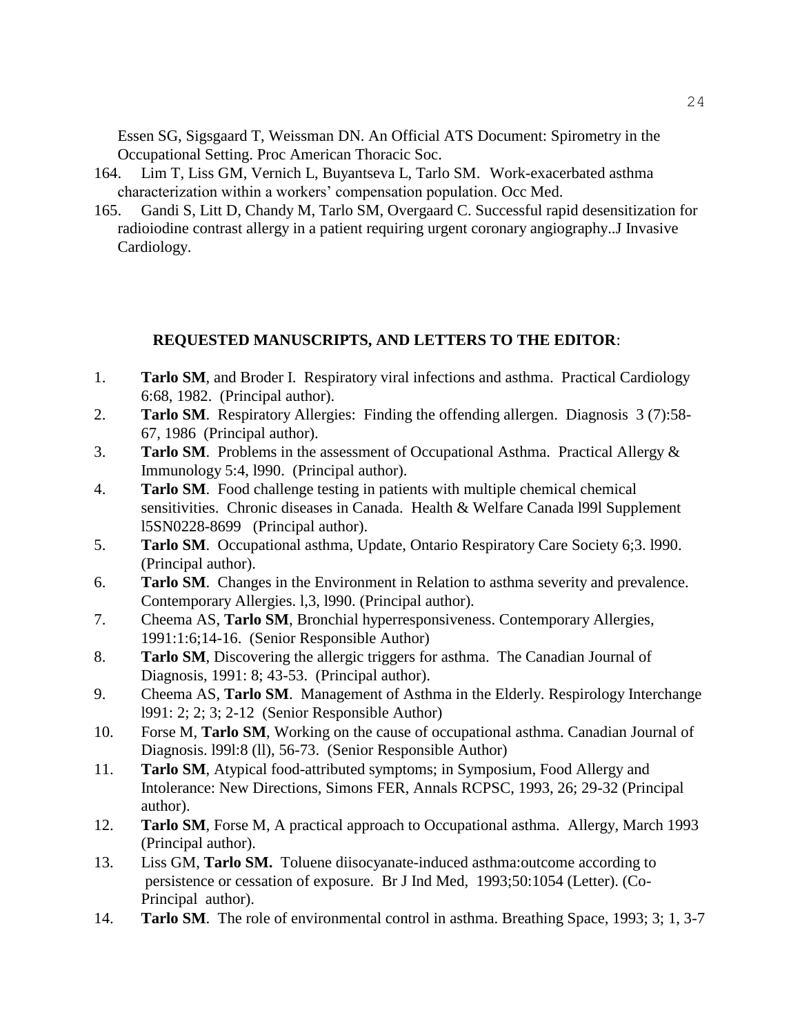Essen SG, Sigsgaard T, Weissman DN. An Official ATS Document: Spirometry in the Occupational Setting. Proc American Thoracic Soc.

164. Lim T, Liss GM, Vernich L, Buyantseva L, Tarlo SM. Work-exacerbated asthma characterization within a workers' compensation population. Occ Med.

165. Gandi S, Litt D, Chandy M, Tarlo SM, Overgaard C. Successful rapid desensitization for radioiodine contrast allergy in a patient requiring urgent coronary angiography..J Invasive Cardiology.

## REQUESTED MANUSCRIPTS, AND LETTERS TO THE EDITOR:

1. **Tarlo SM**, and Broder I. Respiratory viral infections and asthma. Practical Cardiology 6:68, 1982. (Principal author).
2. **Tarlo SM**. Respiratory Allergies: Finding the offending allergen. Diagnosis 3 (7):58-67, 1986 (Principal author).
3. **Tarlo SM**. Problems in the assessment of Occupational Asthma. Practical Allergy & Immunology 5:4, l990. (Principal author).
4. **Tarlo SM**. Food challenge testing in patients with multiple chemical chemical sensitivities. Chronic diseases in Canada. Health & Welfare Canada l99l Supplement l5SN0228-8699 (Principal author).
5. **Tarlo SM**. Occupational asthma, Update, Ontario Respiratory Care Society 6;3. l990. (Principal author).
6. **Tarlo SM**. Changes in the Environment in Relation to asthma severity and prevalence. Contemporary Allergies. l,3, l990. (Principal author).
7. Cheema AS, **Tarlo SM**, Bronchial hyperresponsiveness. Contemporary Allergies, 1991:1:6;14-16. (Senior Responsible Author)
8. **Tarlo SM**, Discovering the allergic triggers for asthma. The Canadian Journal of Diagnosis, 1991: 8; 43-53. (Principal author).
9. Cheema AS, **Tarlo SM**. Management of Asthma in the Elderly. Respirology Interchange l991: 2; 2; 3; 2-12 (Senior Responsible Author)
10. Forse M, **Tarlo SM**, Working on the cause of occupational asthma. Canadian Journal of Diagnosis. l99l:8 (ll), 56-73. (Senior Responsible Author)
11. **Tarlo SM**, Atypical food-attributed symptoms; in Symposium, Food Allergy and Intolerance: New Directions, Simons FER, Annals RCPSC, 1993, 26; 29-32 (Principal author).
12. **Tarlo SM**, Forse M, A practical approach to Occupational asthma. Allergy, March 1993 (Principal author).
13. Liss GM, **Tarlo SM.** Toluene diisocyanate-induced asthma:outcome according to persistence or cessation of exposure. Br J Ind Med, 1993;50:1054 (Letter). (Co-Principal author).
14. **Tarlo SM**. The role of environmental control in asthma. Breathing Space, 1993; 3; 1, 3-7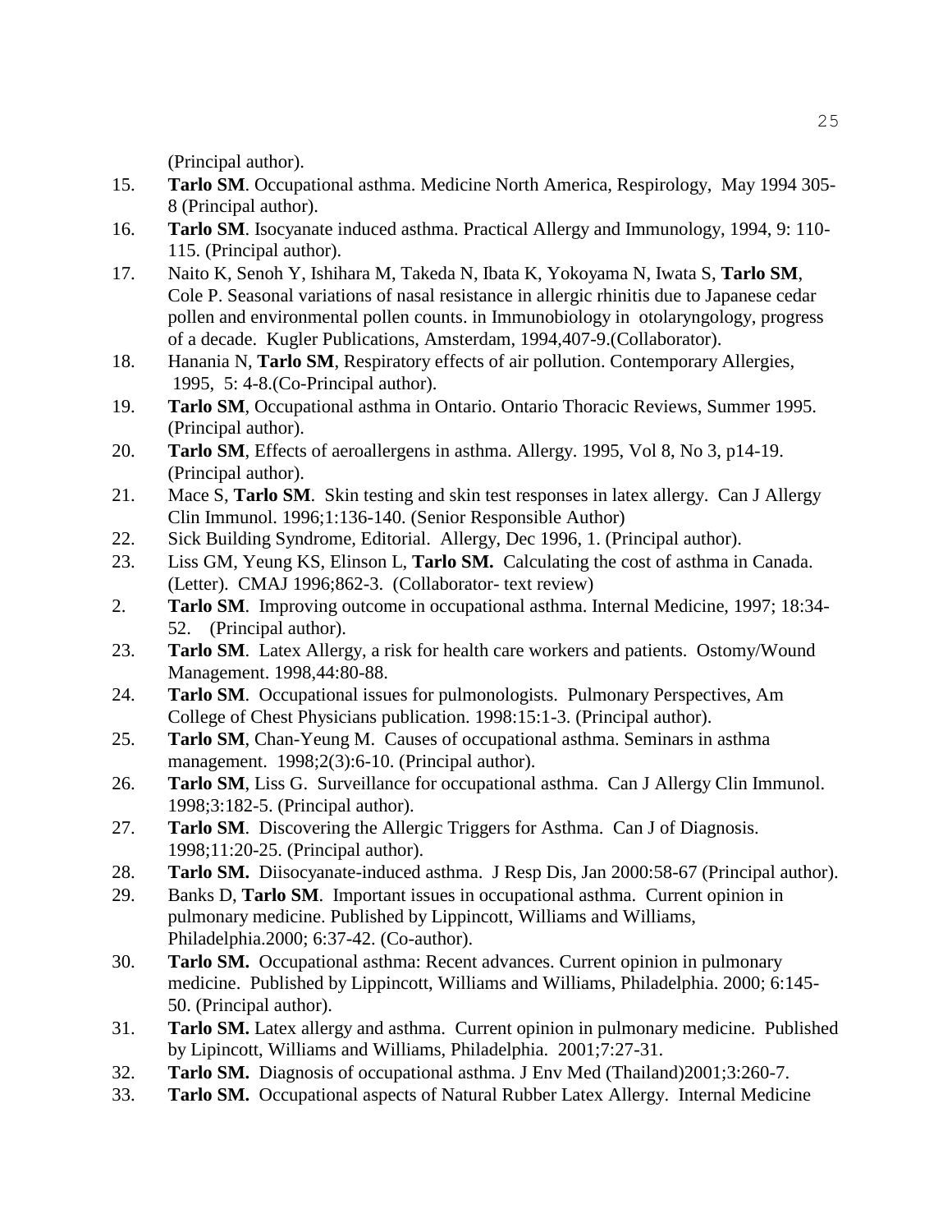(Principal author).

15. **Tarlo SM**. Occupational asthma. Medicine North America, Respirology, May 1994 305-8 (Principal author).
16. **Tarlo SM**. Isocyanate induced asthma. Practical Allergy and Immunology, 1994, 9: 110-115. (Principal author).
17. Naito K, Senoh Y, Ishihara M, Takeda N, Ibata K, Yokoyama N, Iwata S, **Tarlo SM**, Cole P. Seasonal variations of nasal resistance in allergic rhinitis due to Japanese cedar pollen and environmental pollen counts. in Immunobiology in otolaryngology, progress of a decade. Kugler Publications, Amsterdam, 1994,407-9.(Collaborator).
18. Hanania N, **Tarlo SM**, Respiratory effects of air pollution. Contemporary Allergies, 1995, 5: 4-8.(Co-Principal author).
19. **Tarlo SM**, Occupational asthma in Ontario. Ontario Thoracic Reviews, Summer 1995. (Principal author).
20. **Tarlo SM**, Effects of aeroallergens in asthma. Allergy. 1995, Vol 8, No 3, p14-19. (Principal author).
21. Mace S, **Tarlo SM**. Skin testing and skin test responses in latex allergy. Can J Allergy Clin Immunol. 1996;1:136-140. (Senior Responsible Author)
22. Sick Building Syndrome, Editorial. Allergy, Dec 1996, 1. (Principal author).
23. Liss GM, Yeung KS, Elinson L, **Tarlo SM.** Calculating the cost of asthma in Canada. (Letter). CMAJ 1996;862-3. (Collaborator- text review)
2. **Tarlo SM**. Improving outcome in occupational asthma. Internal Medicine, 1997; 18:34-52. (Principal author).
23. **Tarlo SM**. Latex Allergy, a risk for health care workers and patients. Ostomy/Wound Management. 1998,44:80-88.
24. **Tarlo SM**. Occupational issues for pulmonologists. Pulmonary Perspectives, Am College of Chest Physicians publication. 1998:15:1-3. (Principal author).
25. **Tarlo SM**, Chan-Yeung M. Causes of occupational asthma. Seminars in asthma management. 1998;2(3):6-10. (Principal author).
26. **Tarlo SM**, Liss G. Surveillance for occupational asthma. Can J Allergy Clin Immunol. 1998;3:182-5. (Principal author).
27. **Tarlo SM**. Discovering the Allergic Triggers for Asthma. Can J of Diagnosis. 1998;11:20-25. (Principal author).
28. **Tarlo SM.** Diisocyanate-induced asthma. J Resp Dis, Jan 2000:58-67 (Principal author).
29. Banks D, **Tarlo SM**. Important issues in occupational asthma. Current opinion in pulmonary medicine. Published by Lippincott, Williams and Williams, Philadelphia.2000; 6:37-42. (Co-author).
30. **Tarlo SM.** Occupational asthma: Recent advances. Current opinion in pulmonary medicine. Published by Lippincott, Williams and Williams, Philadelphia. 2000; 6:145-50. (Principal author).
31. **Tarlo SM.** Latex allergy and asthma. Current opinion in pulmonary medicine. Published by Lipincott, Williams and Williams, Philadelphia. 2001;7:27-31.
32. **Tarlo SM.** Diagnosis of occupational asthma. J Env Med (Thailand)2001;3:260-7.
33. **Tarlo SM.** Occupational aspects of Natural Rubber Latex Allergy. Internal Medicine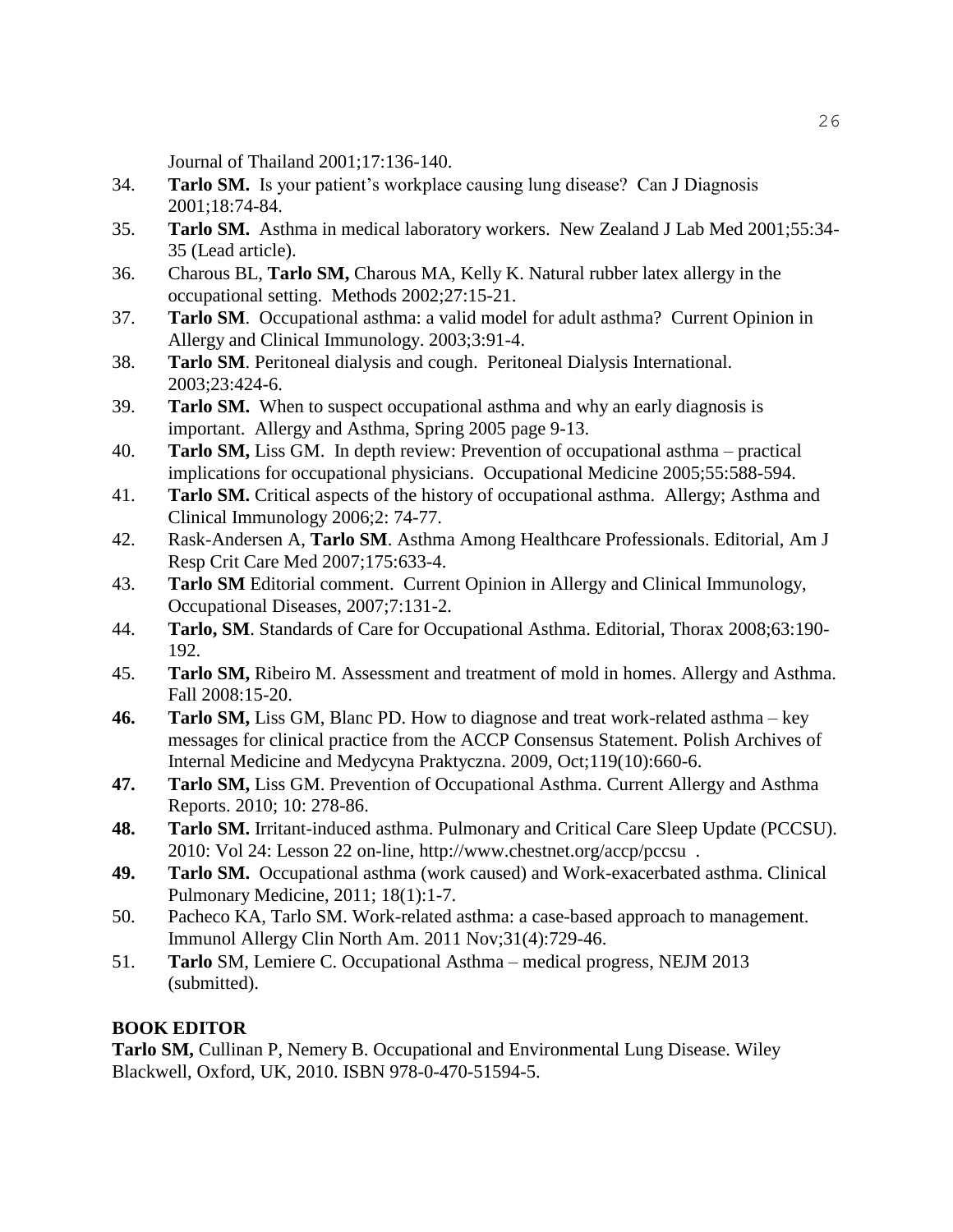Journal of Thailand 2001;17:136-140.

34. **Tarlo SM.** Is your patient's workplace causing lung disease? Can J Diagnosis 2001;18:74-84.
35. **Tarlo SM.** Asthma in medical laboratory workers. New Zealand J Lab Med 2001;55:34-35 (Lead article).
36. Charous BL, **Tarlo SM,** Charous MA, Kelly K. Natural rubber latex allergy in the occupational setting. Methods 2002;27:15-21.
37. **Tarlo SM**. Occupational asthma: a valid model for adult asthma? Current Opinion in Allergy and Clinical Immunology. 2003;3:91-4.
38. **Tarlo SM**. Peritoneal dialysis and cough. Peritoneal Dialysis International. 2003;23:424-6.
39. **Tarlo SM.** When to suspect occupational asthma and why an early diagnosis is important. Allergy and Asthma, Spring 2005 page 9-13.
40. **Tarlo SM,** Liss GM. In depth review: Prevention of occupational asthma – practical implications for occupational physicians. Occupational Medicine 2005;55:588-594.
41. **Tarlo SM.** Critical aspects of the history of occupational asthma. Allergy; Asthma and Clinical Immunology 2006;2: 74-77.
42. Rask-Andersen A, **Tarlo SM**. Asthma Among Healthcare Professionals. Editorial, Am J Resp Crit Care Med 2007;175:633-4.
43. **Tarlo SM** Editorial comment. Current Opinion in Allergy and Clinical Immunology, Occupational Diseases, 2007;7:131-2.
44. **Tarlo, SM**. Standards of Care for Occupational Asthma. Editorial, Thorax 2008;63:190-192.
45. **Tarlo SM,** Ribeiro M. Assessment and treatment of mold in homes. Allergy and Asthma. Fall 2008:15-20.
46. **Tarlo SM,** Liss GM, Blanc PD. How to diagnose and treat work-related asthma – key messages for clinical practice from the ACCP Consensus Statement. Polish Archives of Internal Medicine and Medycyna Praktyczna. 2009, Oct;119(10):660-6.
47. **Tarlo SM,** Liss GM. Prevention of Occupational Asthma. Current Allergy and Asthma Reports. 2010; 10: 278-86.
48. **Tarlo SM.** Irritant-induced asthma. Pulmonary and Critical Care Sleep Update (PCCSU). 2010: Vol 24: Lesson 22 on-line, http://www.chestnet.org/accp/pccsu .
49. **Tarlo SM.** Occupational asthma (work caused) and Work-exacerbated asthma. Clinical Pulmonary Medicine, 2011; 18(1):1-7.
50. Pacheco KA, Tarlo SM. Work-related asthma: a case-based approach to management. Immunol Allergy Clin North Am. 2011 Nov;31(4):729-46.
51. **Tarlo** SM, Lemiere C. Occupational Asthma – medical progress, NEJM 2013 (submitted).

**BOOK EDITOR**

**Tarlo SM,** Cullinan P, Nemery B. Occupational and Environmental Lung Disease. Wiley Blackwell, Oxford, UK, 2010. ISBN 978-0-470-51594-5.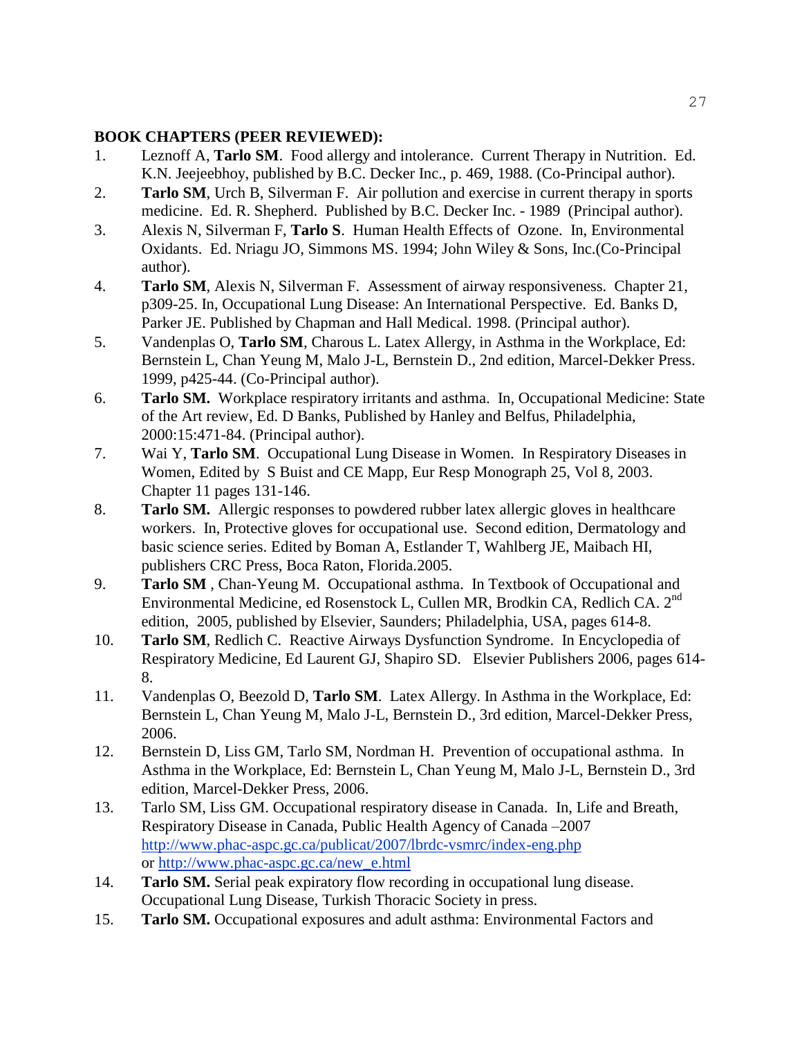**BOOK CHAPTERS (PEER REVIEWED):**

1. Leznoff A, **Tarlo SM**. Food allergy and intolerance. Current Therapy in Nutrition. Ed. K.N. Jeejeebhoy, published by B.C. Decker Inc., p. 469, 1988. (Co-Principal author).
2. **Tarlo SM**, Urch B, Silverman F. Air pollution and exercise in current therapy in sports medicine. Ed. R. Shepherd. Published by B.C. Decker Inc. - 1989 (Principal author).
3. Alexis N, Silverman F, **Tarlo S**. Human Health Effects of Ozone. In, Environmental Oxidants. Ed. Nriagu JO, Simmons MS. 1994; John Wiley & Sons, Inc.(Co-Principal author).
4. **Tarlo SM**, Alexis N, Silverman F. Assessment of airway responsiveness. Chapter 21, p309-25. In, Occupational Lung Disease: An International Perspective. Ed. Banks D, Parker JE. Published by Chapman and Hall Medical. 1998. (Principal author).
5. Vandenplas O, **Tarlo SM**, Charous L. Latex Allergy, in Asthma in the Workplace, Ed: Bernstein L, Chan Yeung M, Malo J-L, Bernstein D., 2nd edition, Marcel-Dekker Press. 1999, p425-44. (Co-Principal author).
6. **Tarlo SM.** Workplace respiratory irritants and asthma. In, Occupational Medicine: State of the Art review, Ed. D Banks, Published by Hanley and Belfus, Philadelphia, 2000:15:471-84. (Principal author).
7. Wai Y, **Tarlo SM**. Occupational Lung Disease in Women. In Respiratory Diseases in Women, Edited by S Buist and CE Mapp, Eur Resp Monograph 25, Vol 8, 2003. Chapter 11 pages 131-146.
8. **Tarlo SM.** Allergic responses to powdered rubber latex allergic gloves in healthcare workers. In, Protective gloves for occupational use. Second edition, Dermatology and basic science series. Edited by Boman A, Estlander T, Wahlberg JE, Maibach HI, publishers CRC Press, Boca Raton, Florida.2005.
9. **Tarlo SM** , Chan-Yeung M. Occupational asthma. In Textbook of Occupational and Environmental Medicine, ed Rosenstock L, Cullen MR, Brodkin CA, Redlich CA. 2nd edition, 2005, published by Elsevier, Saunders; Philadelphia, USA, pages 614-8.
10. **Tarlo SM**, Redlich C. Reactive Airways Dysfunction Syndrome. In Encyclopedia of Respiratory Medicine, Ed Laurent GJ, Shapiro SD. Elsevier Publishers 2006, pages 614-8.
11. Vandenplas O, Beezold D, **Tarlo SM**. Latex Allergy. In Asthma in the Workplace, Ed: Bernstein L, Chan Yeung M, Malo J-L, Bernstein D., 3rd edition, Marcel-Dekker Press, 2006.
12. Bernstein D, Liss GM, Tarlo SM, Nordman H. Prevention of occupational asthma. In Asthma in the Workplace, Ed: Bernstein L, Chan Yeung M, Malo J-L, Bernstein D., 3rd edition, Marcel-Dekker Press, 2006.
13. Tarlo SM, Liss GM. Occupational respiratory disease in Canada. In, Life and Breath, Respiratory Disease in Canada, Public Health Agency of Canada –2007 http://www.phac-aspc.gc.ca/publicat/2007/lbrdc-vsmrc/index-eng.php or http://www.phac-aspc.gc.ca/new_e.html
14. **Tarlo SM.** Serial peak expiratory flow recording in occupational lung disease. Occupational Lung Disease, Turkish Thoracic Society in press.
15. **Tarlo SM.** Occupational exposures and adult asthma: Environmental Factors and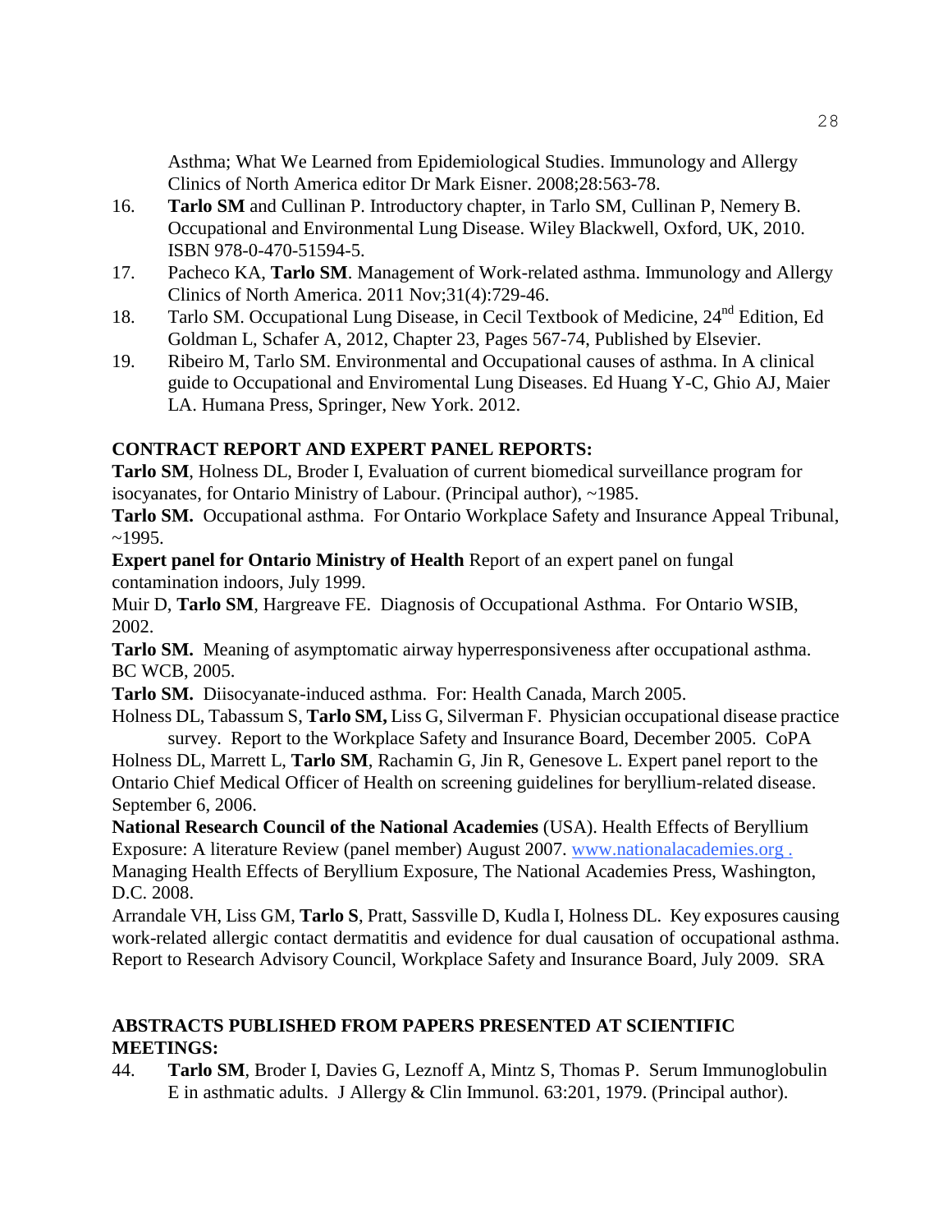Asthma; What We Learned from Epidemiological Studies. Immunology and Allergy Clinics of North America editor Dr Mark Eisner. 2008;28:563-78.

16. **Tarlo SM** and Cullinan P. Introductory chapter, in Tarlo SM, Cullinan P, Nemery B. Occupational and Environmental Lung Disease. Wiley Blackwell, Oxford, UK, 2010. ISBN 978-0-470-51594-5.
17. Pacheco KA, **Tarlo SM**. Management of Work-related asthma. Immunology and Allergy Clinics of North America. 2011 Nov;31(4):729-46.
18. Tarlo SM. Occupational Lung Disease, in Cecil Textbook of Medicine, 24[nd] Edition, Ed Goldman L, Schafer A, 2012, Chapter 23, Pages 567-74, Published by Elsevier.
19. Ribeiro M, Tarlo SM. Environmental and Occupational causes of asthma. In A clinical guide to Occupational and Enviromental Lung Diseases. Ed Huang Y-C, Ghio AJ, Maier LA. Humana Press, Springer, New York. 2012.

**CONTRACT REPORT AND EXPERT PANEL REPORTS:**

**Tarlo SM**, Holness DL, Broder I, Evaluation of current biomedical surveillance program for isocyanates, for Ontario Ministry of Labour. (Principal author), ~1985.

**Tarlo SM.** Occupational asthma. For Ontario Workplace Safety and Insurance Appeal Tribunal, ~1995.

**Expert panel for Ontario Ministry of Health** Report of an expert panel on fungal contamination indoors, July 1999.

Muir D, **Tarlo SM**, Hargreave FE. Diagnosis of Occupational Asthma. For Ontario WSIB, 2002.

**Tarlo SM.** Meaning of asymptomatic airway hyperresponsiveness after occupational asthma. BC WCB, 2005.

**Tarlo SM.** Diisocyanate-induced asthma. For: Health Canada, March 2005.

Holness DL, Tabassum S, **Tarlo SM,** Liss G, Silverman F. Physician occupational disease practice survey. Report to the Workplace Safety and Insurance Board, December 2005. CoPA

Holness DL, Marrett L, **Tarlo SM**, Rachamin G, Jin R, Genesove L. Expert panel report to the Ontario Chief Medical Officer of Health on screening guidelines for beryllium-related disease. September 6, 2006.

**National Research Council of the National Academies** (USA). Health Effects of Beryllium Exposure: A literature Review (panel member) August 2007. www.nationalacademies.org . Managing Health Effects of Beryllium Exposure, The National Academies Press, Washington, D.C. 2008.

Arrandale VH, Liss GM, **Tarlo S**, Pratt, Sassville D, Kudla I, Holness DL. Key exposures causing work-related allergic contact dermatitis and evidence for dual causation of occupational asthma. Report to Research Advisory Council, Workplace Safety and Insurance Board, July 2009. SRA

**ABSTRACTS PUBLISHED FROM PAPERS PRESENTED AT SCIENTIFIC MEETINGS:**

44. **Tarlo SM**, Broder I, Davies G, Leznoff A, Mintz S, Thomas P. Serum Immunoglobulin E in asthmatic adults. J Allergy & Clin Immunol. 63:201, 1979. (Principal author).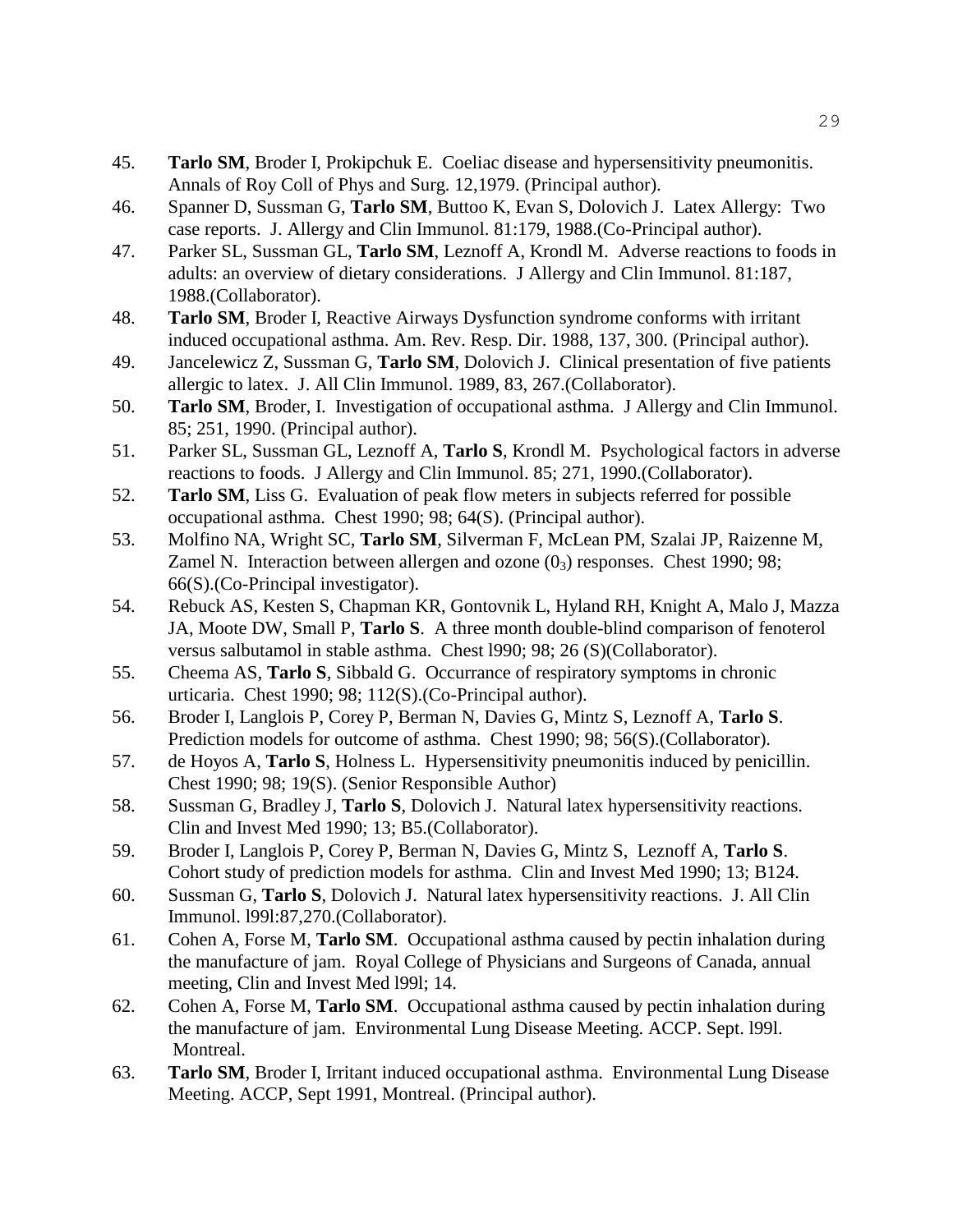45. **Tarlo SM**, Broder I, Prokipchuk E. Coeliac disease and hypersensitivity pneumonitis. Annals of Roy Coll of Phys and Surg. 12,1979. (Principal author).
46. Spanner D, Sussman G, **Tarlo SM**, Buttoo K, Evan S, Dolovich J. Latex Allergy: Two case reports. J. Allergy and Clin Immunol. 81:179, 1988.(Co-Principal author).
47. Parker SL, Sussman GL, **Tarlo SM**, Leznoff A, Krondl M. Adverse reactions to foods in adults: an overview of dietary considerations. J Allergy and Clin Immunol. 81:187, 1988.(Collaborator).
48. **Tarlo SM**, Broder I, Reactive Airways Dysfunction syndrome conforms with irritant induced occupational asthma. Am. Rev. Resp. Dir. 1988, 137, 300. (Principal author).
49. Jancelewicz Z, Sussman G, **Tarlo SM**, Dolovich J. Clinical presentation of five patients allergic to latex. J. All Clin Immunol. 1989, 83, 267.(Collaborator).
50. **Tarlo SM**, Broder, I. Investigation of occupational asthma. J Allergy and Clin Immunol. 85; 251, 1990. (Principal author).
51. Parker SL, Sussman GL, Leznoff A, **Tarlo S**, Krondl M. Psychological factors in adverse reactions to foods. J Allergy and Clin Immunol. 85; 271, 1990.(Collaborator).
52. **Tarlo SM**, Liss G. Evaluation of peak flow meters in subjects referred for possible occupational asthma. Chest 1990; 98; 64(S). (Principal author).
53. Molfino NA, Wright SC, **Tarlo SM**, Silverman F, McLean PM, Szalai JP, Raizenne M, Zamel N. Interaction between allergen and ozone ($0_3$) responses. Chest 1990; 98; 66(S).(Co-Principal investigator).
54. Rebuck AS, Kesten S, Chapman KR, Gontovnik L, Hyland RH, Knight A, Malo J, Mazza JA, Moote DW, Small P, **Tarlo S**. A three month double-blind comparison of fenoterol versus salbutamol in stable asthma. Chest l990; 98; 26 (S)(Collaborator).
55. Cheema AS, **Tarlo S**, Sibbald G. Occurrance of respiratory symptoms in chronic urticaria. Chest 1990; 98; 112(S).(Co-Principal author).
56. Broder I, Langlois P, Corey P, Berman N, Davies G, Mintz S, Leznoff A, **Tarlo S**. Prediction models for outcome of asthma. Chest 1990; 98; 56(S).(Collaborator).
57. de Hoyos A, **Tarlo S**, Holness L. Hypersensitivity pneumonitis induced by penicillin. Chest 1990; 98; 19(S). (Senior Responsible Author)
58. Sussman G, Bradley J, **Tarlo S**, Dolovich J. Natural latex hypersensitivity reactions. Clin and Invest Med 1990; 13; B5.(Collaborator).
59. Broder I, Langlois P, Corey P, Berman N, Davies G, Mintz S, Leznoff A, **Tarlo S**. Cohort study of prediction models for asthma. Clin and Invest Med 1990; 13; B124.
60. Sussman G, **Tarlo S**, Dolovich J. Natural latex hypersensitivity reactions. J. All Clin Immunol. l99l:87,270.(Collaborator).
61. Cohen A, Forse M, **Tarlo SM**. Occupational asthma caused by pectin inhalation during the manufacture of jam. Royal College of Physicians and Surgeons of Canada, annual meeting, Clin and Invest Med l99l; 14.
62. Cohen A, Forse M, **Tarlo SM**. Occupational asthma caused by pectin inhalation during the manufacture of jam. Environmental Lung Disease Meeting. ACCP. Sept. l99l. Montreal.
63. **Tarlo SM**, Broder I, Irritant induced occupational asthma. Environmental Lung Disease Meeting. ACCP, Sept 1991, Montreal. (Principal author).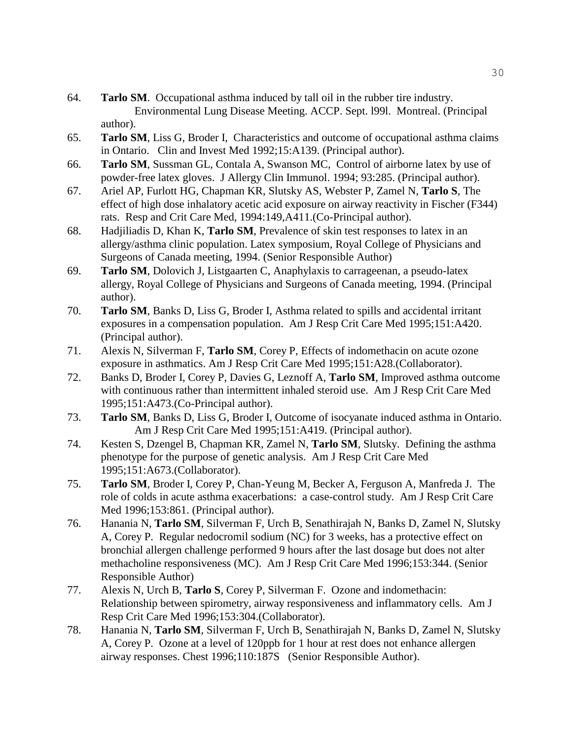64. **Tarlo SM**. Occupational asthma induced by tall oil in the rubber tire industry. Environmental Lung Disease Meeting. ACCP. Sept. l99l. Montreal. (Principal author).
65. **Tarlo SM**, Liss G, Broder I, Characteristics and outcome of occupational asthma claims in Ontario. Clin and Invest Med 1992;15:A139. (Principal author).
66. **Tarlo SM**, Sussman GL, Contala A, Swanson MC, Control of airborne latex by use of powder-free latex gloves. J Allergy Clin Immunol. 1994; 93:285. (Principal author).
67. Ariel AP, Furlott HG, Chapman KR, Slutsky AS, Webster P, Zamel N, **Tarlo S**, The effect of high dose inhalatory acetic acid exposure on airway reactivity in Fischer (F344) rats. Resp and Crit Care Med, 1994:149,A411.(Co-Principal author).
68. Hadjiliadis D, Khan K, **Tarlo SM**, Prevalence of skin test responses to latex in an allergy/asthma clinic population. Latex symposium, Royal College of Physicians and Surgeons of Canada meeting, 1994. (Senior Responsible Author)
69. **Tarlo SM**, Dolovich J, Listgaarten C, Anaphylaxis to carrageenan, a pseudo-latex allergy, Royal College of Physicians and Surgeons of Canada meeting, 1994. (Principal author).
70. **Tarlo SM**, Banks D, Liss G, Broder I, Asthma related to spills and accidental irritant exposures in a compensation population. Am J Resp Crit Care Med 1995;151:A420. (Principal author).
71. Alexis N, Silverman F, **Tarlo SM**, Corey P, Effects of indomethacin on acute ozone exposure in asthmatics. Am J Resp Crit Care Med 1995;151:A28.(Collaborator).
72. Banks D, Broder I, Corey P, Davies G, Leznoff A, **Tarlo SM**, Improved asthma outcome with continuous rather than intermittent inhaled steroid use. Am J Resp Crit Care Med 1995;151:A473.(Co-Principal author).
73. **Tarlo SM**, Banks D, Liss G, Broder I, Outcome of isocyanate induced asthma in Ontario. Am J Resp Crit Care Med 1995;151:A419. (Principal author).
74. Kesten S, Dzengel B, Chapman KR, Zamel N, **Tarlo SM**, Slutsky. Defining the asthma phenotype for the purpose of genetic analysis. Am J Resp Crit Care Med 1995;151:A673.(Collaborator).
75. **Tarlo SM**, Broder I, Corey P, Chan-Yeung M, Becker A, Ferguson A, Manfreda J. The role of colds in acute asthma exacerbations: a case-control study. Am J Resp Crit Care Med 1996;153:861. (Principal author).
76. Hanania N, **Tarlo SM**, Silverman F, Urch B, Senathirajah N, Banks D, Zamel N, Slutsky A, Corey P. Regular nedocromil sodium (NC) for 3 weeks, has a protective effect on bronchial allergen challenge performed 9 hours after the last dosage but does not alter methacholine responsiveness (MC). Am J Resp Crit Care Med 1996;153:344. (Senior Responsible Author)
77. Alexis N, Urch B, **Tarlo S**, Corey P, Silverman F. Ozone and indomethacin: Relationship between spirometry, airway responsiveness and inflammatory cells. Am J Resp Crit Care Med 1996;153:304.(Collaborator).
78. Hanania N, **Tarlo SM**, Silverman F, Urch B, Senathirajah N, Banks D, Zamel N, Slutsky A, Corey P. Ozone at a level of 120ppb for 1 hour at rest does not enhance allergen airway responses. Chest 1996;110:187S (Senior Responsible Author).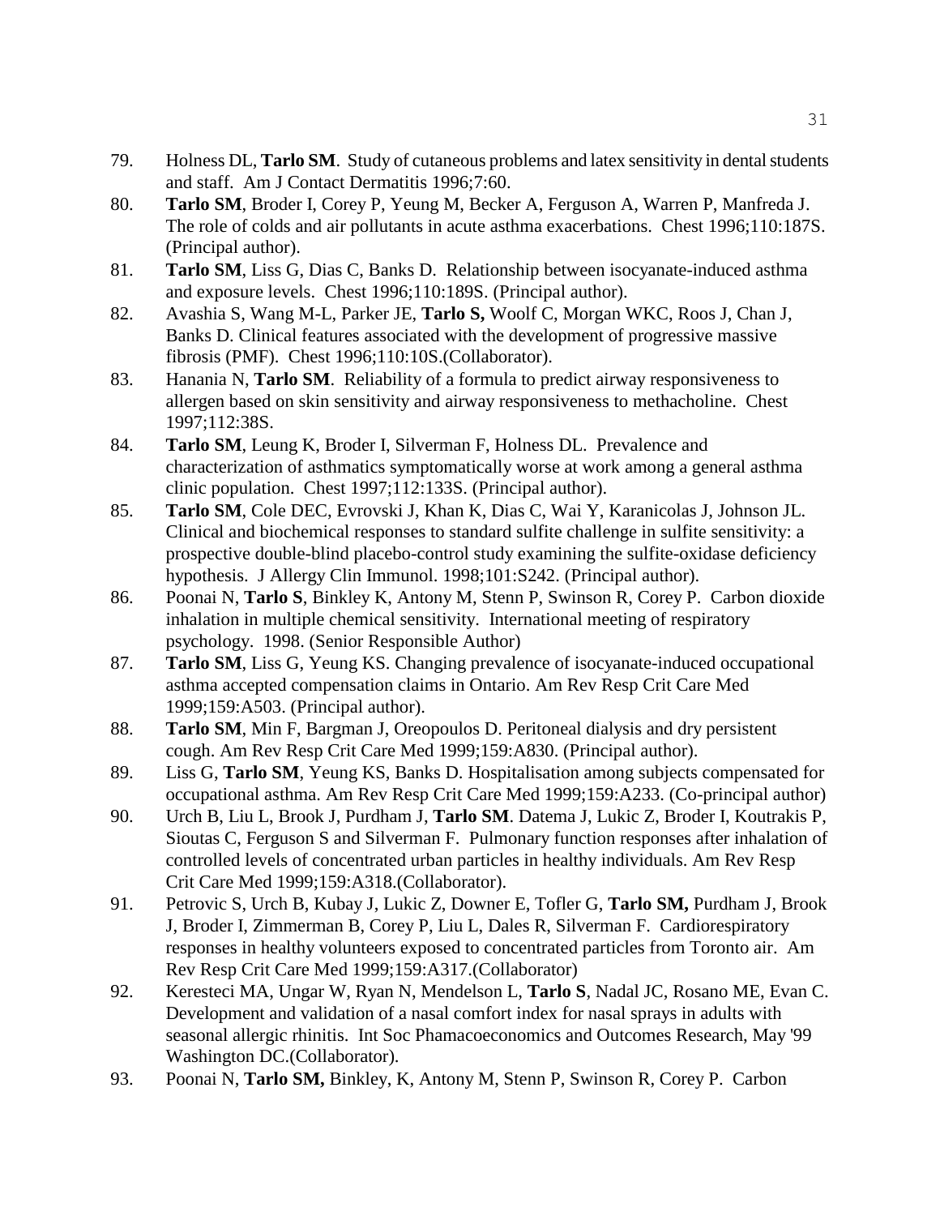79. Holness DL, **Tarlo SM**. Study of cutaneous problems and latex sensitivity in dental students and staff. Am J Contact Dermatitis 1996;7:60.
80. **Tarlo SM**, Broder I, Corey P, Yeung M, Becker A, Ferguson A, Warren P, Manfreda J. The role of colds and air pollutants in acute asthma exacerbations. Chest 1996;110:187S. (Principal author).
81. **Tarlo SM**, Liss G, Dias C, Banks D. Relationship between isocyanate-induced asthma and exposure levels. Chest 1996;110:189S. (Principal author).
82. Avashia S, Wang M-L, Parker JE, **Tarlo S,** Woolf C, Morgan WKC, Roos J, Chan J, Banks D. Clinical features associated with the development of progressive massive fibrosis (PMF). Chest 1996;110:10S.(Collaborator).
83. Hanania N, **Tarlo SM**. Reliability of a formula to predict airway responsiveness to allergen based on skin sensitivity and airway responsiveness to methacholine. Chest 1997;112:38S.
84. **Tarlo SM**, Leung K, Broder I, Silverman F, Holness DL. Prevalence and characterization of asthmatics symptomatically worse at work among a general asthma clinic population. Chest 1997;112:133S. (Principal author).
85. **Tarlo SM**, Cole DEC, Evrovski J, Khan K, Dias C, Wai Y, Karanicolas J, Johnson JL. Clinical and biochemical responses to standard sulfite challenge in sulfite sensitivity: a prospective double-blind placebo-control study examining the sulfite-oxidase deficiency hypothesis. J Allergy Clin Immunol. 1998;101:S242. (Principal author).
86. Poonai N, **Tarlo S**, Binkley K, Antony M, Stenn P, Swinson R, Corey P. Carbon dioxide inhalation in multiple chemical sensitivity. International meeting of respiratory psychology. 1998. (Senior Responsible Author)
87. **Tarlo SM**, Liss G, Yeung KS. Changing prevalence of isocyanate-induced occupational asthma accepted compensation claims in Ontario. Am Rev Resp Crit Care Med 1999;159:A503. (Principal author).
88. **Tarlo SM**, Min F, Bargman J, Oreopoulos D. Peritoneal dialysis and dry persistent cough. Am Rev Resp Crit Care Med 1999;159:A830. (Principal author).
89. Liss G, **Tarlo SM**, Yeung KS, Banks D. Hospitalisation among subjects compensated for occupational asthma. Am Rev Resp Crit Care Med 1999;159:A233. (Co-principal author)
90. Urch B, Liu L, Brook J, Purdham J, **Tarlo SM**. Datema J, Lukic Z, Broder I, Koutrakis P, Sioutas C, Ferguson S and Silverman F. Pulmonary function responses after inhalation of controlled levels of concentrated urban particles in healthy individuals. Am Rev Resp Crit Care Med 1999;159:A318.(Collaborator).
91. Petrovic S, Urch B, Kubay J, Lukic Z, Downer E, Tofler G, **Tarlo SM,** Purdham J, Brook J, Broder I, Zimmerman B, Corey P, Liu L, Dales R, Silverman F. Cardiorespiratory responses in healthy volunteers exposed to concentrated particles from Toronto air. Am Rev Resp Crit Care Med 1999;159:A317.(Collaborator)
92. Keresteci MA, Ungar W, Ryan N, Mendelson L, **Tarlo S**, Nadal JC, Rosano ME, Evan C. Development and validation of a nasal comfort index for nasal sprays in adults with seasonal allergic rhinitis. Int Soc Phamacoeconomics and Outcomes Research, May '99 Washington DC.(Collaborator).
93. Poonai N, **Tarlo SM,** Binkley, K, Antony M, Stenn P, Swinson R, Corey P. Carbon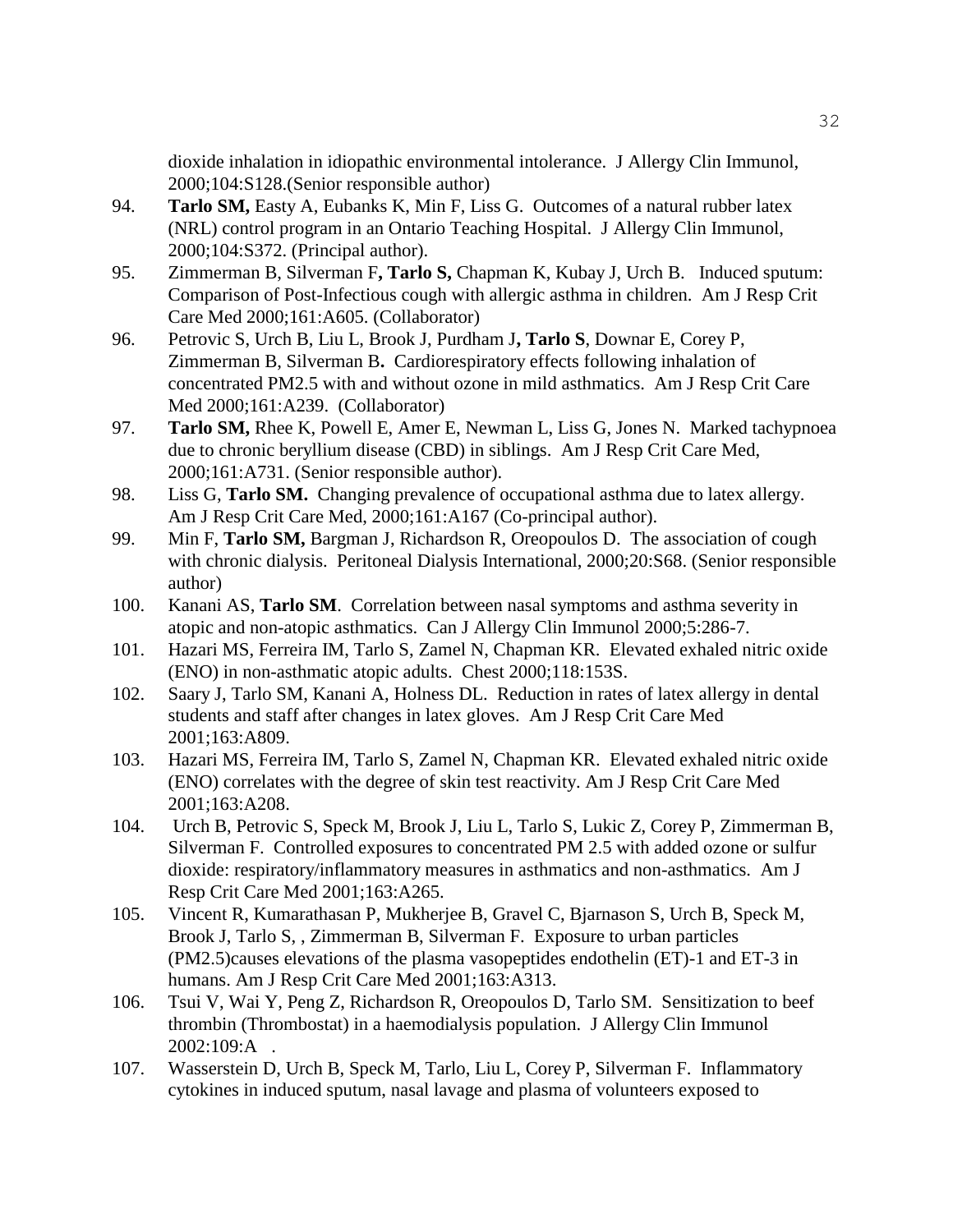dioxide inhalation in idiopathic environmental intolerance. J Allergy Clin Immunol, 2000;104:S128.(Senior responsible author)

94. **Tarlo SM,** Easty A, Eubanks K, Min F, Liss G. Outcomes of a natural rubber latex (NRL) control program in an Ontario Teaching Hospital. J Allergy Clin Immunol, 2000;104:S372. (Principal author).
95. Zimmerman B, Silverman F**, Tarlo S,** Chapman K, Kubay J, Urch B. Induced sputum: Comparison of Post-Infectious cough with allergic asthma in children. Am J Resp Crit Care Med 2000;161:A605. (Collaborator)
96. Petrovic S, Urch B, Liu L, Brook J, Purdham J**, Tarlo S**, Downar E, Corey P, Zimmerman B, Silverman B**.** Cardiorespiratory effects following inhalation of concentrated PM2.5 with and without ozone in mild asthmatics. Am J Resp Crit Care Med 2000;161:A239. (Collaborator)
97. **Tarlo SM,** Rhee K, Powell E, Amer E, Newman L, Liss G, Jones N. Marked tachypnoea due to chronic beryllium disease (CBD) in siblings. Am J Resp Crit Care Med, 2000;161:A731. (Senior responsible author).
98. Liss G, **Tarlo SM.** Changing prevalence of occupational asthma due to latex allergy. Am J Resp Crit Care Med, 2000;161:A167 (Co-principal author).
99. Min F, **Tarlo SM,** Bargman J, Richardson R, Oreopoulos D. The association of cough with chronic dialysis. Peritoneal Dialysis International, 2000;20:S68. (Senior responsible author)
100. Kanani AS, **Tarlo SM**. Correlation between nasal symptoms and asthma severity in atopic and non-atopic asthmatics. Can J Allergy Clin Immunol 2000;5:286-7.
101. Hazari MS, Ferreira IM, Tarlo S, Zamel N, Chapman KR. Elevated exhaled nitric oxide (ENO) in non-asthmatic atopic adults. Chest 2000;118:153S.
102. Saary J, Tarlo SM, Kanani A, Holness DL. Reduction in rates of latex allergy in dental students and staff after changes in latex gloves. Am J Resp Crit Care Med 2001;163:A809.
103. Hazari MS, Ferreira IM, Tarlo S, Zamel N, Chapman KR. Elevated exhaled nitric oxide (ENO) correlates with the degree of skin test reactivity. Am J Resp Crit Care Med 2001;163:A208.
104. Urch B, Petrovic S, Speck M, Brook J, Liu L, Tarlo S, Lukic Z, Corey P, Zimmerman B, Silverman F. Controlled exposures to concentrated PM 2.5 with added ozone or sulfur dioxide: respiratory/inflammatory measures in asthmatics and non-asthmatics. Am J Resp Crit Care Med 2001;163:A265.
105. Vincent R, Kumarathasan P, Mukherjee B, Gravel C, Bjarnason S, Urch B, Speck M, Brook J, Tarlo S, , Zimmerman B, Silverman F. Exposure to urban particles (PM2.5)causes elevations of the plasma vasopeptides endothelin (ET)-1 and ET-3 in humans. Am J Resp Crit Care Med 2001;163:A313.
106. Tsui V, Wai Y, Peng Z, Richardson R, Oreopoulos D, Tarlo SM. Sensitization to beef thrombin (Thrombostat) in a haemodialysis population. J Allergy Clin Immunol 2002:109:A .
107. Wasserstein D, Urch B, Speck M, Tarlo, Liu L, Corey P, Silverman F. Inflammatory cytokines in induced sputum, nasal lavage and plasma of volunteers exposed to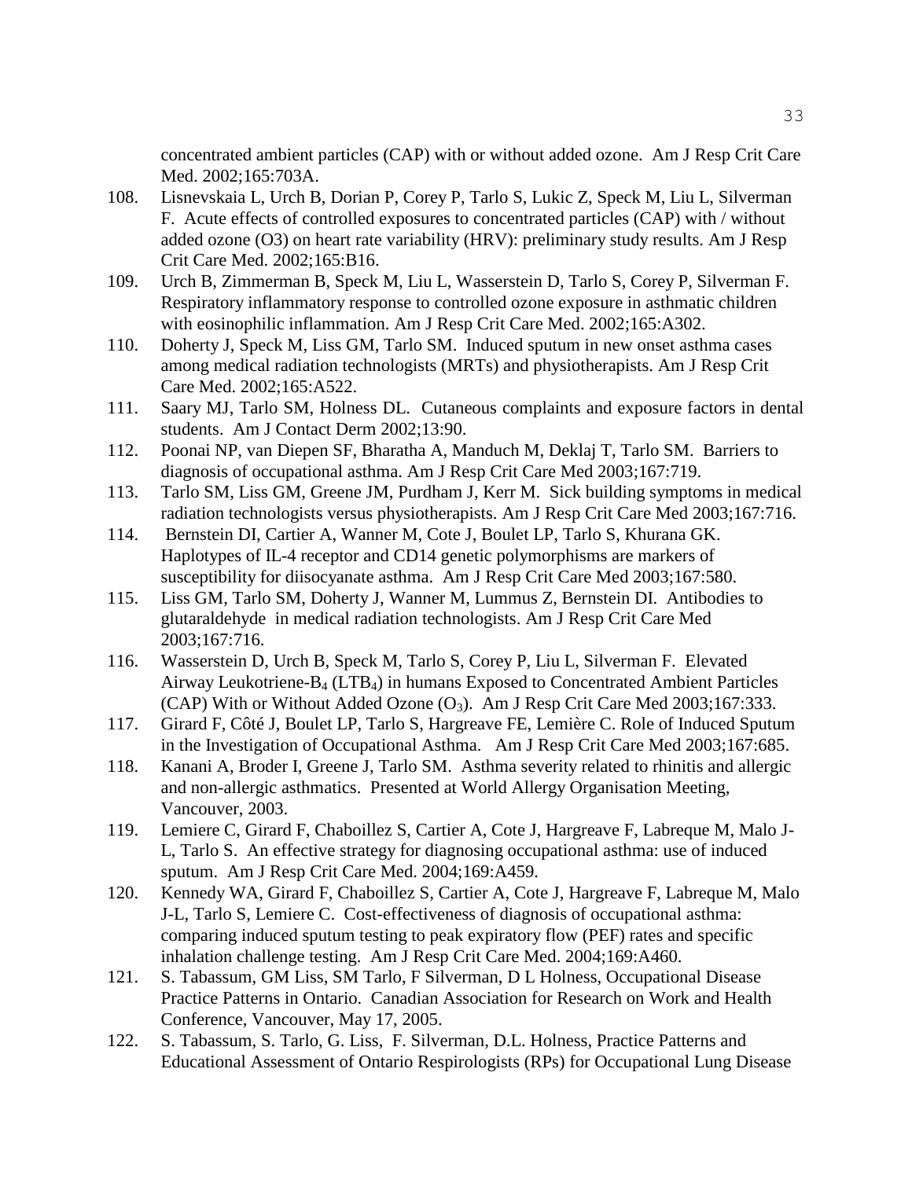concentrated ambient particles (CAP) with or without added ozone. Am J Resp Crit Care Med. 2002;165:703A.

108. Lisnevskaia L, Urch B, Dorian P, Corey P, Tarlo S, Lukic Z, Speck M, Liu L, Silverman F. Acute effects of controlled exposures to concentrated particles (CAP) with / without added ozone (O3) on heart rate variability (HRV): preliminary study results. Am J Resp Crit Care Med. 2002;165:B16.
109. Urch B, Zimmerman B, Speck M, Liu L, Wasserstein D, Tarlo S, Corey P, Silverman F. Respiratory inflammatory response to controlled ozone exposure in asthmatic children with eosinophilic inflammation. Am J Resp Crit Care Med. 2002;165:A302.
110. Doherty J, Speck M, Liss GM, Tarlo SM. Induced sputum in new onset asthma cases among medical radiation technologists (MRTs) and physiotherapists. Am J Resp Crit Care Med. 2002;165:A522.
111. Saary MJ, Tarlo SM, Holness DL. Cutaneous complaints and exposure factors in dental students. Am J Contact Derm 2002;13:90.
112. Poonai NP, van Diepen SF, Bharatha A, Manduch M, Deklaj T, Tarlo SM. Barriers to diagnosis of occupational asthma. Am J Resp Crit Care Med 2003;167:719.
113. Tarlo SM, Liss GM, Greene JM, Purdham J, Kerr M. Sick building symptoms in medical radiation technologists versus physiotherapists. Am J Resp Crit Care Med 2003;167:716.
114. Bernstein DI, Cartier A, Wanner M, Cote J, Boulet LP, Tarlo S, Khurana GK. Haplotypes of IL-4 receptor and CD14 genetic polymorphisms are markers of susceptibility for diisocyanate asthma. Am J Resp Crit Care Med 2003;167:580.
115. Liss GM, Tarlo SM, Doherty J, Wanner M, Lummus Z, Bernstein DI. Antibodies to glutaraldehyde in medical radiation technologists. Am J Resp Crit Care Med 2003;167:716.
116. Wasserstein D, Urch B, Speck M, Tarlo S, Corey P, Liu L, Silverman F. Elevated Airway Leukotriene-$B_4$ ($LTB_4$) in humans Exposed to Concentrated Ambient Particles (CAP) With or Without Added Ozone ($O_3$). Am J Resp Crit Care Med 2003;167:333.
117. Girard F, Côté J, Boulet LP, Tarlo S, Hargreave FE, Lemière C. Role of Induced Sputum in the Investigation of Occupational Asthma. Am J Resp Crit Care Med 2003;167:685.
118. Kanani A, Broder I, Greene J, Tarlo SM. Asthma severity related to rhinitis and allergic and non-allergic asthmatics. Presented at World Allergy Organisation Meeting, Vancouver, 2003.
119. Lemiere C, Girard F, Chaboillez S, Cartier A, Cote J, Hargreave F, Labreque M, Malo J-L, Tarlo S. An effective strategy for diagnosing occupational asthma: use of induced sputum. Am J Resp Crit Care Med. 2004;169:A459.
120. Kennedy WA, Girard F, Chaboillez S, Cartier A, Cote J, Hargreave F, Labreque M, Malo J-L, Tarlo S, Lemiere C. Cost-effectiveness of diagnosis of occupational asthma: comparing induced sputum testing to peak expiratory flow (PEF) rates and specific inhalation challenge testing. Am J Resp Crit Care Med. 2004;169:A460.
121. S. Tabassum, GM Liss, SM Tarlo, F Silverman, D L Holness, Occupational Disease Practice Patterns in Ontario. Canadian Association for Research on Work and Health Conference, Vancouver, May 17, 2005.
122. S. Tabassum, S. Tarlo, G. Liss, F. Silverman, D.L. Holness, Practice Patterns and Educational Assessment of Ontario Respirologists (RPs) for Occupational Lung Disease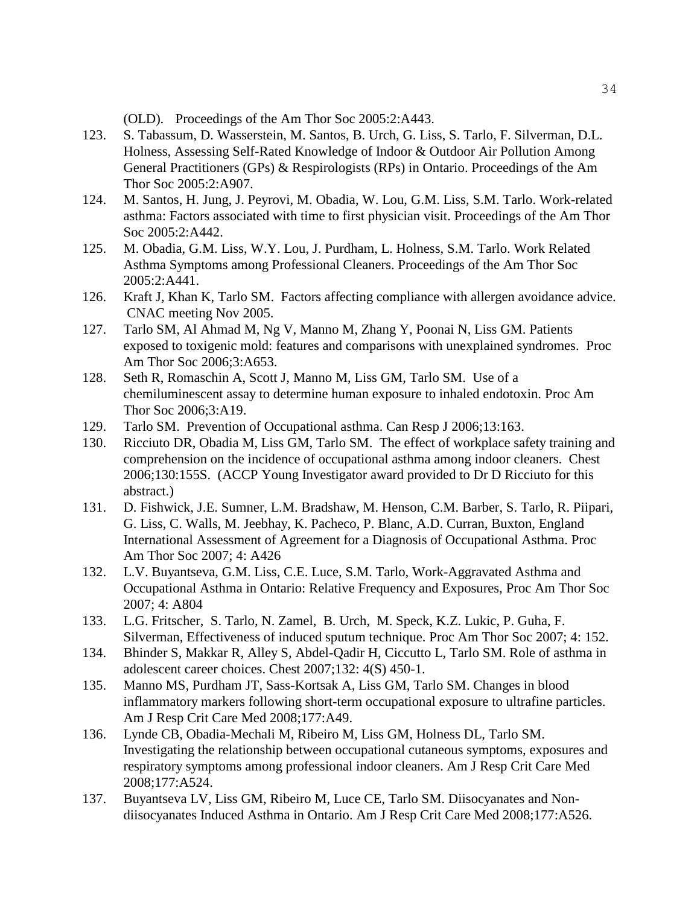(OLD). Proceedings of the Am Thor Soc 2005:2:A443.

123. S. Tabassum, D. Wasserstein, M. Santos, B. Urch, G. Liss, S. Tarlo, F. Silverman, D.L. Holness, Assessing Self-Rated Knowledge of Indoor & Outdoor Air Pollution Among General Practitioners (GPs) & Respirologists (RPs) in Ontario. Proceedings of the Am Thor Soc 2005:2:A907.
124. M. Santos, H. Jung, J. Peyrovi, M. Obadia, W. Lou, G.M. Liss, S.M. Tarlo. Work-related asthma: Factors associated with time to first physician visit. Proceedings of the Am Thor Soc 2005:2:A442.
125. M. Obadia, G.M. Liss, W.Y. Lou, J. Purdham, L. Holness, S.M. Tarlo. Work Related Asthma Symptoms among Professional Cleaners. Proceedings of the Am Thor Soc 2005:2:A441.
126. Kraft J, Khan K, Tarlo SM. Factors affecting compliance with allergen avoidance advice. CNAC meeting Nov 2005.
127. Tarlo SM, Al Ahmad M, Ng V, Manno M, Zhang Y, Poonai N, Liss GM. Patients exposed to toxigenic mold: features and comparisons with unexplained syndromes. Proc Am Thor Soc 2006;3:A653.
128. Seth R, Romaschin A, Scott J, Manno M, Liss GM, Tarlo SM. Use of a chemiluminescent assay to determine human exposure to inhaled endotoxin. Proc Am Thor Soc 2006;3:A19.
129. Tarlo SM. Prevention of Occupational asthma. Can Resp J 2006;13:163.
130. Ricciuto DR, Obadia M, Liss GM, Tarlo SM. The effect of workplace safety training and comprehension on the incidence of occupational asthma among indoor cleaners. Chest 2006;130:155S. (ACCP Young Investigator award provided to Dr D Ricciuto for this abstract.)
131. D. Fishwick, J.E. Sumner, L.M. Bradshaw, M. Henson, C.M. Barber, S. Tarlo, R. Piipari, G. Liss, C. Walls, M. Jeebhay, K. Pacheco, P. Blanc, A.D. Curran, Buxton, England International Assessment of Agreement for a Diagnosis of Occupational Asthma. Proc Am Thor Soc 2007; 4: A426
132. L.V. Buyantseva, G.M. Liss, C.E. Luce, S.M. Tarlo, Work-Aggravated Asthma and Occupational Asthma in Ontario: Relative Frequency and Exposures, Proc Am Thor Soc 2007; 4: A804
133. L.G. Fritscher, S. Tarlo, N. Zamel, B. Urch, M. Speck, K.Z. Lukic, P. Guha, F. Silverman, Effectiveness of induced sputum technique. Proc Am Thor Soc 2007; 4: 152.
134. Bhinder S, Makkar R, Alley S, Abdel-Qadir H, Ciccutto L, Tarlo SM. Role of asthma in adolescent career choices. Chest 2007;132: 4(S) 450-1.
135. Manno MS, Purdham JT, Sass-Kortsak A, Liss GM, Tarlo SM. Changes in blood inflammatory markers following short-term occupational exposure to ultrafine particles. Am J Resp Crit Care Med 2008;177:A49.
136. Lynde CB, Obadia-Mechali M, Ribeiro M, Liss GM, Holness DL, Tarlo SM. Investigating the relationship between occupational cutaneous symptoms, exposures and respiratory symptoms among professional indoor cleaners. Am J Resp Crit Care Med 2008;177:A524.
137. Buyantseva LV, Liss GM, Ribeiro M, Luce CE, Tarlo SM. Diisocyanates and Non-diisocyanates Induced Asthma in Ontario. Am J Resp Crit Care Med 2008;177:A526.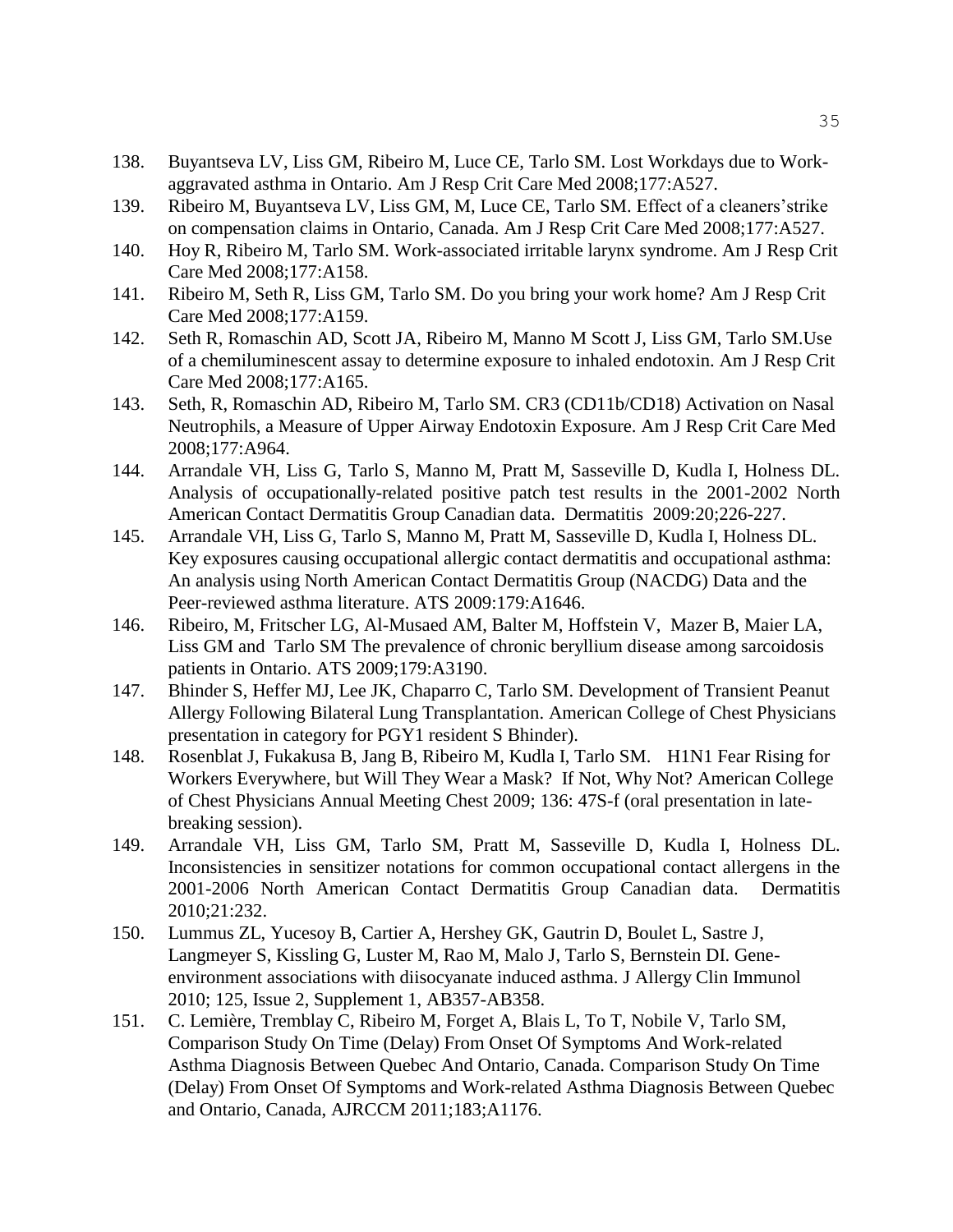138. Buyantseva LV, Liss GM, Ribeiro M, Luce CE, Tarlo SM. Lost Workdays due to Work-aggravated asthma in Ontario. Am J Resp Crit Care Med 2008;177:A527.
139. Ribeiro M, Buyantseva LV, Liss GM, M, Luce CE, Tarlo SM. Effect of a cleaners'strike on compensation claims in Ontario, Canada. Am J Resp Crit Care Med 2008;177:A527.
140. Hoy R, Ribeiro M, Tarlo SM. Work-associated irritable larynx syndrome. Am J Resp Crit Care Med 2008;177:A158.
141. Ribeiro M, Seth R, Liss GM, Tarlo SM. Do you bring your work home? Am J Resp Crit Care Med 2008;177:A159.
142. Seth R, Romaschin AD, Scott JA, Ribeiro M, Manno M Scott J, Liss GM, Tarlo SM.Use of a chemiluminescent assay to determine exposure to inhaled endotoxin. Am J Resp Crit Care Med 2008;177:A165.
143. Seth, R, Romaschin AD, Ribeiro M, Tarlo SM. CR3 (CD11b/CD18) Activation on Nasal Neutrophils, a Measure of Upper Airway Endotoxin Exposure. Am J Resp Crit Care Med 2008;177:A964.
144. Arrandale VH, Liss G, Tarlo S, Manno M, Pratt M, Sasseville D, Kudla I, Holness DL. Analysis of occupationally-related positive patch test results in the 2001-2002 North American Contact Dermatitis Group Canadian data. Dermatitis 2009:20;226-227.
145. Arrandale VH, Liss G, Tarlo S, Manno M, Pratt M, Sasseville D, Kudla I, Holness DL. Key exposures causing occupational allergic contact dermatitis and occupational asthma: An analysis using North American Contact Dermatitis Group (NACDG) Data and the Peer-reviewed asthma literature. ATS 2009:179:A1646.
146. Ribeiro, M, Fritscher LG, Al-Musaed AM, Balter M, Hoffstein V, Mazer B, Maier LA, Liss GM and Tarlo SM The prevalence of chronic beryllium disease among sarcoidosis patients in Ontario. ATS 2009;179:A3190.
147. Bhinder S, Heffer MJ, Lee JK, Chaparro C, Tarlo SM. Development of Transient Peanut Allergy Following Bilateral Lung Transplantation. American College of Chest Physicians presentation in category for PGY1 resident S Bhinder).
148. Rosenblat J, Fukakusa B, Jang B, Ribeiro M, Kudla I, Tarlo SM. H1N1 Fear Rising for Workers Everywhere, but Will They Wear a Mask? If Not, Why Not? American College of Chest Physicians Annual Meeting Chest 2009; 136: 47S-f (oral presentation in late-breaking session).
149. Arrandale VH, Liss GM, Tarlo SM, Pratt M, Sasseville D, Kudla I, Holness DL. Inconsistencies in sensitizer notations for common occupational contact allergens in the 2001-2006 North American Contact Dermatitis Group Canadian data. Dermatitis 2010;21:232.
150. Lummus ZL, Yucesoy B, Cartier A, Hershey GK, Gautrin D, Boulet L, Sastre J, Langmeyer S, Kissling G, Luster M, Rao M, Malo J, Tarlo S, Bernstein DI. Gene-environment associations with diisocyanate induced asthma. J Allergy Clin Immunol 2010; 125, Issue 2, Supplement 1, AB357-AB358.
151. C. Lemière, Tremblay C, Ribeiro M, Forget A, Blais L, To T, Nobile V, Tarlo SM, Comparison Study On Time (Delay) From Onset Of Symptoms And Work-related Asthma Diagnosis Between Quebec And Ontario, Canada. Comparison Study On Time (Delay) From Onset Of Symptoms and Work-related Asthma Diagnosis Between Quebec and Ontario, Canada, AJRCCM 2011;183;A1176.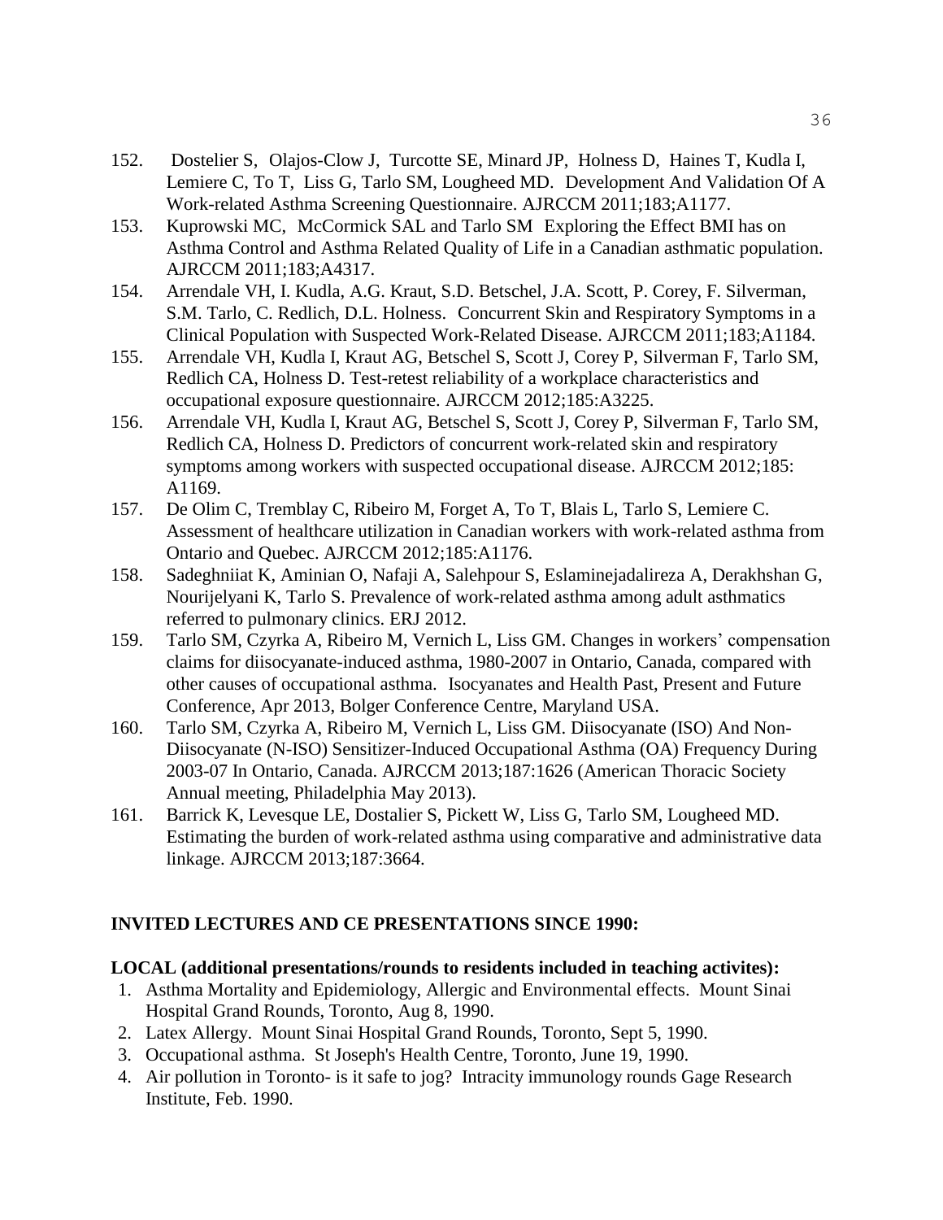152. Dostelier S, Olajos-Clow J, Turcotte SE, Minard JP, Holness D, Haines T, Kudla I, Lemiere C, To T, Liss G, Tarlo SM, Lougheed MD. Development And Validation Of A Work-related Asthma Screening Questionnaire. AJRCCM 2011;183;A1177.
153. Kuprowski MC, McCormick SAL and Tarlo SM Exploring the Effect BMI has on Asthma Control and Asthma Related Quality of Life in a Canadian asthmatic population. AJRCCM 2011;183;A4317.
154. Arrendale VH, I. Kudla, A.G. Kraut, S.D. Betschel, J.A. Scott, P. Corey, F. Silverman, S.M. Tarlo, C. Redlich, D.L. Holness. Concurrent Skin and Respiratory Symptoms in a Clinical Population with Suspected Work-Related Disease. AJRCCM 2011;183;A1184.
155. Arrendale VH, Kudla I, Kraut AG, Betschel S, Scott J, Corey P, Silverman F, Tarlo SM, Redlich CA, Holness D. Test-retest reliability of a workplace characteristics and occupational exposure questionnaire. AJRCCM 2012;185:A3225.
156. Arrendale VH, Kudla I, Kraut AG, Betschel S, Scott J, Corey P, Silverman F, Tarlo SM, Redlich CA, Holness D. Predictors of concurrent work-related skin and respiratory symptoms among workers with suspected occupational disease. AJRCCM 2012;185: A1169.
157. De Olim C, Tremblay C, Ribeiro M, Forget A, To T, Blais L, Tarlo S, Lemiere C. Assessment of healthcare utilization in Canadian workers with work-related asthma from Ontario and Quebec. AJRCCM 2012;185:A1176.
158. Sadeghniiat K, Aminian O, Nafaji A, Salehpour S, Eslaminejadalireza A, Derakhshan G, Nourijelyani K, Tarlo S. Prevalence of work-related asthma among adult asthmatics referred to pulmonary clinics. ERJ 2012.
159. Tarlo SM, Czyrka A, Ribeiro M, Vernich L, Liss GM. Changes in workers' compensation claims for diisocyanate-induced asthma, 1980-2007 in Ontario, Canada, compared with other causes of occupational asthma. Isocyanates and Health Past, Present and Future Conference, Apr 2013, Bolger Conference Centre, Maryland USA.
160. Tarlo SM, Czyrka A, Ribeiro M, Vernich L, Liss GM. Diisocyanate (ISO) And Non-Diisocyanate (N-ISO) Sensitizer-Induced Occupational Asthma (OA) Frequency During 2003-07 In Ontario, Canada. AJRCCM 2013;187:1626 (American Thoracic Society Annual meeting, Philadelphia May 2013).
161. Barrick K, Levesque LE, Dostalier S, Pickett W, Liss G, Tarlo SM, Lougheed MD. Estimating the burden of work-related asthma using comparative and administrative data linkage. AJRCCM 2013;187:3664.

## INVITED LECTURES AND CE PRESENTATIONS SINCE 1990:

### LOCAL (additional presentations/rounds to residents included in teaching activites):

1. Asthma Mortality and Epidemiology, Allergic and Environmental effects. Mount Sinai Hospital Grand Rounds, Toronto, Aug 8, 1990.
2. Latex Allergy. Mount Sinai Hospital Grand Rounds, Toronto, Sept 5, 1990.
3. Occupational asthma. St Joseph's Health Centre, Toronto, June 19, 1990.
4. Air pollution in Toronto- is it safe to jog? Intracity immunology rounds Gage Research Institute, Feb. 1990.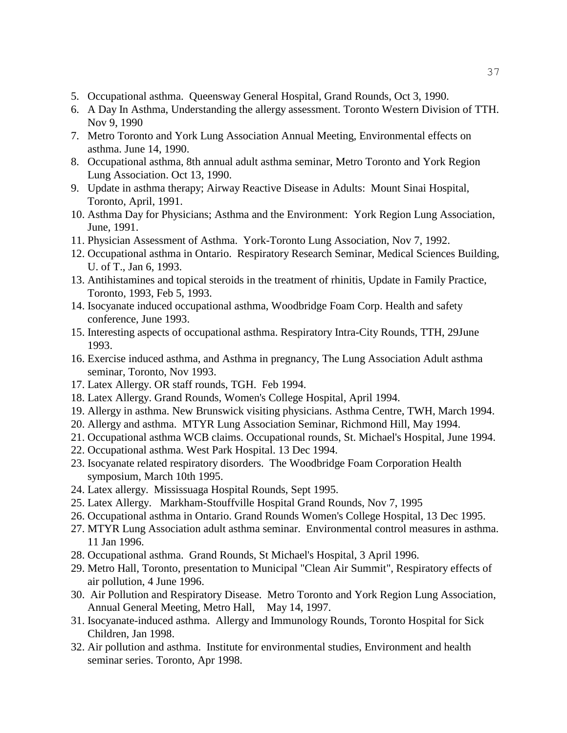5. Occupational asthma. Queensway General Hospital, Grand Rounds, Oct 3, 1990.
6. A Day In Asthma, Understanding the allergy assessment. Toronto Western Division of TTH. Nov 9, 1990
7. Metro Toronto and York Lung Association Annual Meeting, Environmental effects on asthma. June 14, 1990.
8. Occupational asthma, 8th annual adult asthma seminar, Metro Toronto and York Region Lung Association. Oct 13, 1990.
9. Update in asthma therapy; Airway Reactive Disease in Adults: Mount Sinai Hospital, Toronto, April, 1991.
10. Asthma Day for Physicians; Asthma and the Environment: York Region Lung Association, June, 1991.
11. Physician Assessment of Asthma. York-Toronto Lung Association, Nov 7, 1992.
12. Occupational asthma in Ontario. Respiratory Research Seminar, Medical Sciences Building, U. of T., Jan 6, 1993.
13. Antihistamines and topical steroids in the treatment of rhinitis, Update in Family Practice, Toronto, 1993, Feb 5, 1993.
14. Isocyanate induced occupational asthma, Woodbridge Foam Corp. Health and safety conference, June 1993.
15. Interesting aspects of occupational asthma. Respiratory Intra-City Rounds, TTH, 29June 1993.
16. Exercise induced asthma, and Asthma in pregnancy, The Lung Association Adult asthma seminar, Toronto, Nov 1993.
17. Latex Allergy. OR staff rounds, TGH. Feb 1994.
18. Latex Allergy. Grand Rounds, Women's College Hospital, April 1994.
19. Allergy in asthma. New Brunswick visiting physicians. Asthma Centre, TWH, March 1994.
20. Allergy and asthma. MTYR Lung Association Seminar, Richmond Hill, May 1994.
21. Occupational asthma WCB claims. Occupational rounds, St. Michael's Hospital, June 1994.
22. Occupational asthma. West Park Hospital. 13 Dec 1994.
23. Isocyanate related respiratory disorders. The Woodbridge Foam Corporation Health symposium, March 10th 1995.
24. Latex allergy. Mississuaga Hospital Rounds, Sept 1995.
25. Latex Allergy. Markham-Stouffville Hospital Grand Rounds, Nov 7, 1995
26. Occupational asthma in Ontario. Grand Rounds Women's College Hospital, 13 Dec 1995.
27. MTYR Lung Association adult asthma seminar. Environmental control measures in asthma. 11 Jan 1996.
28. Occupational asthma. Grand Rounds, St Michael's Hospital, 3 April 1996.
29. Metro Hall, Toronto, presentation to Municipal "Clean Air Summit", Respiratory effects of air pollution, 4 June 1996.
30. Air Pollution and Respiratory Disease. Metro Toronto and York Region Lung Association, Annual General Meeting, Metro Hall, May 14, 1997.
31. Isocyanate-induced asthma. Allergy and Immunology Rounds, Toronto Hospital for Sick Children, Jan 1998.
32. Air pollution and asthma. Institute for environmental studies, Environment and health seminar series. Toronto, Apr 1998.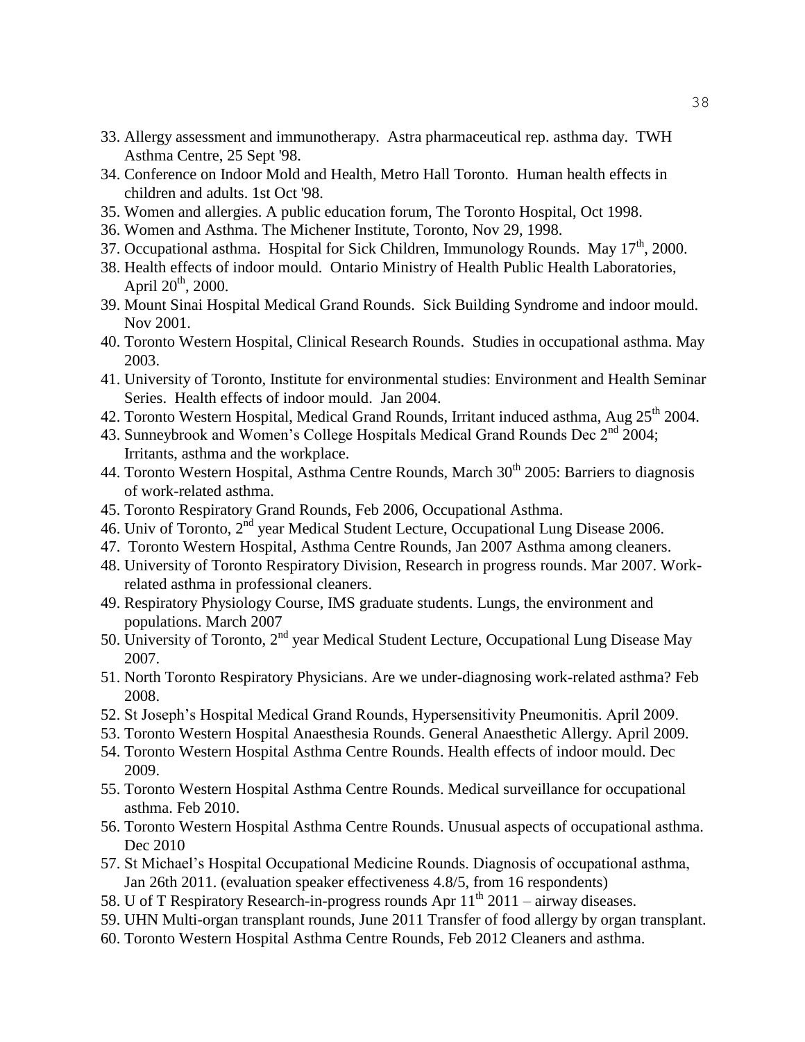33. Allergy assessment and immunotherapy. Astra pharmaceutical rep. asthma day. TWH Asthma Centre, 25 Sept '98.
34. Conference on Indoor Mold and Health, Metro Hall Toronto. Human health effects in children and adults. 1st Oct '98.
35. Women and allergies. A public education forum, The Toronto Hospital, Oct 1998.
36. Women and Asthma. The Michener Institute, Toronto, Nov 29, 1998.
37. Occupational asthma. Hospital for Sick Children, Immunology Rounds. May 17th, 2000.
38. Health effects of indoor mould. Ontario Ministry of Health Public Health Laboratories, April 20th, 2000.
39. Mount Sinai Hospital Medical Grand Rounds. Sick Building Syndrome and indoor mould. Nov 2001.
40. Toronto Western Hospital, Clinical Research Rounds. Studies in occupational asthma. May 2003.
41. University of Toronto, Institute for environmental studies: Environment and Health Seminar Series. Health effects of indoor mould. Jan 2004.
42. Toronto Western Hospital, Medical Grand Rounds, Irritant induced asthma, Aug 25th 2004.
43. Sunneybrook and Women's College Hospitals Medical Grand Rounds Dec 2nd 2004; Irritants, asthma and the workplace.
44. Toronto Western Hospital, Asthma Centre Rounds, March 30th 2005: Barriers to diagnosis of work-related asthma.
45. Toronto Respiratory Grand Rounds, Feb 2006, Occupational Asthma.
46. Univ of Toronto, 2nd year Medical Student Lecture, Occupational Lung Disease 2006.
47. Toronto Western Hospital, Asthma Centre Rounds, Jan 2007 Asthma among cleaners.
48. University of Toronto Respiratory Division, Research in progress rounds. Mar 2007. Work-related asthma in professional cleaners.
49. Respiratory Physiology Course, IMS graduate students. Lungs, the environment and populations. March 2007
50. University of Toronto, 2nd year Medical Student Lecture, Occupational Lung Disease May 2007.
51. North Toronto Respiratory Physicians. Are we under-diagnosing work-related asthma? Feb 2008.
52. St Joseph's Hospital Medical Grand Rounds, Hypersensitivity Pneumonitis. April 2009.
53. Toronto Western Hospital Anaesthesia Rounds. General Anaesthetic Allergy. April 2009.
54. Toronto Western Hospital Asthma Centre Rounds. Health effects of indoor mould. Dec 2009.
55. Toronto Western Hospital Asthma Centre Rounds. Medical surveillance for occupational asthma. Feb 2010.
56. Toronto Western Hospital Asthma Centre Rounds. Unusual aspects of occupational asthma. Dec 2010
57. St Michael's Hospital Occupational Medicine Rounds. Diagnosis of occupational asthma, Jan 26th 2011. (evaluation speaker effectiveness 4.8/5, from 16 respondents)
58. U of T Respiratory Research-in-progress rounds Apr 11th 2011 – airway diseases.
59. UHN Multi-organ transplant rounds, June 2011 Transfer of food allergy by organ transplant.
60. Toronto Western Hospital Asthma Centre Rounds, Feb 2012 Cleaners and asthma.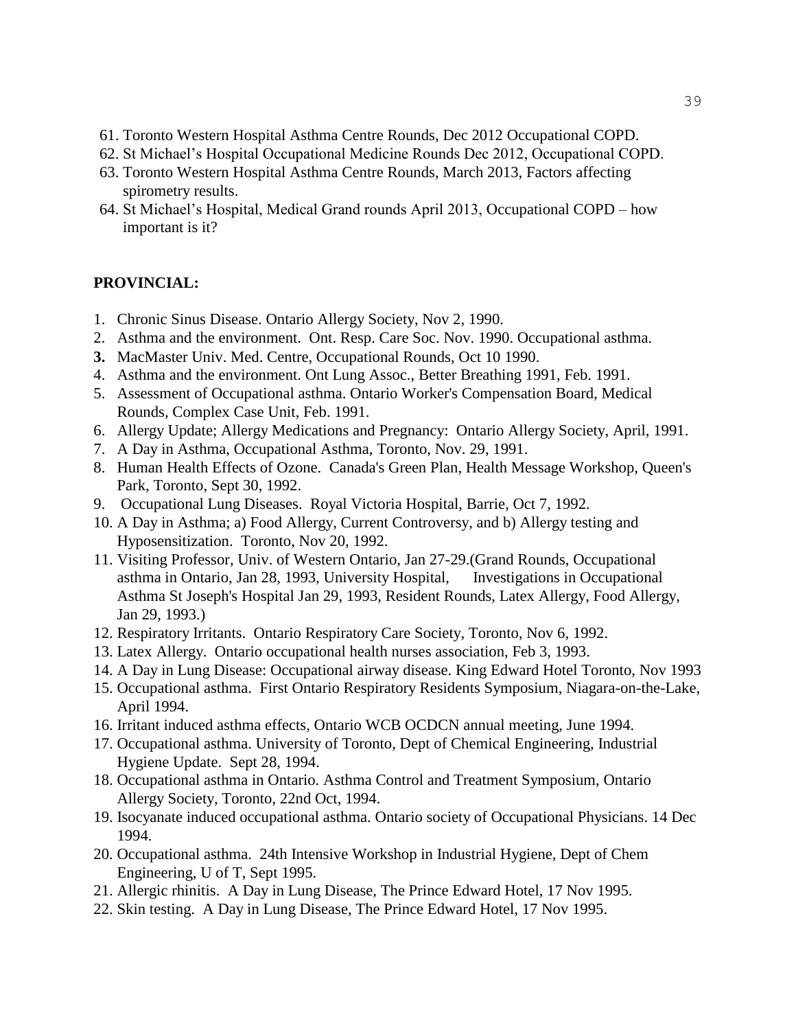61. Toronto Western Hospital Asthma Centre Rounds, Dec 2012 Occupational COPD.
62. St Michael's Hospital Occupational Medicine Rounds Dec 2012, Occupational COPD.
63. Toronto Western Hospital Asthma Centre Rounds, March 2013, Factors affecting spirometry results.
64. St Michael's Hospital, Medical Grand rounds April 2013, Occupational COPD – how important is it?

**PROVINCIAL:**

1. Chronic Sinus Disease. Ontario Allergy Society, Nov 2, 1990.
2. Asthma and the environment. Ont. Resp. Care Soc. Nov. 1990. Occupational asthma.
3. MacMaster Univ. Med. Centre, Occupational Rounds, Oct 10 1990.
4. Asthma and the environment. Ont Lung Assoc., Better Breathing 1991, Feb. 1991.
5. Assessment of Occupational asthma. Ontario Worker's Compensation Board, Medical Rounds, Complex Case Unit, Feb. 1991.
6. Allergy Update; Allergy Medications and Pregnancy: Ontario Allergy Society, April, 1991.
7. A Day in Asthma, Occupational Asthma, Toronto, Nov. 29, 1991.
8. Human Health Effects of Ozone. Canada's Green Plan, Health Message Workshop, Queen's Park, Toronto, Sept 30, 1992.
9. Occupational Lung Diseases. Royal Victoria Hospital, Barrie, Oct 7, 1992.
10. A Day in Asthma; a) Food Allergy, Current Controversy, and b) Allergy testing and Hyposensitization. Toronto, Nov 20, 1992.
11. Visiting Professor, Univ. of Western Ontario, Jan 27-29.(Grand Rounds, Occupational asthma in Ontario, Jan 28, 1993, University Hospital, Investigations in Occupational Asthma St Joseph's Hospital Jan 29, 1993, Resident Rounds, Latex Allergy, Food Allergy, Jan 29, 1993.)
12. Respiratory Irritants. Ontario Respiratory Care Society, Toronto, Nov 6, 1992.
13. Latex Allergy. Ontario occupational health nurses association, Feb 3, 1993.
14. A Day in Lung Disease: Occupational airway disease. King Edward Hotel Toronto, Nov 1993
15. Occupational asthma. First Ontario Respiratory Residents Symposium, Niagara-on-the-Lake, April 1994.
16. Irritant induced asthma effects, Ontario WCB OCDCN annual meeting, June 1994.
17. Occupational asthma. University of Toronto, Dept of Chemical Engineering, Industrial Hygiene Update. Sept 28, 1994.
18. Occupational asthma in Ontario. Asthma Control and Treatment Symposium, Ontario Allergy Society, Toronto, 22nd Oct, 1994.
19. Isocyanate induced occupational asthma. Ontario society of Occupational Physicians. 14 Dec 1994.
20. Occupational asthma. 24th Intensive Workshop in Industrial Hygiene, Dept of Chem Engineering, U of T, Sept 1995.
21. Allergic rhinitis. A Day in Lung Disease, The Prince Edward Hotel, 17 Nov 1995.
22. Skin testing. A Day in Lung Disease, The Prince Edward Hotel, 17 Nov 1995.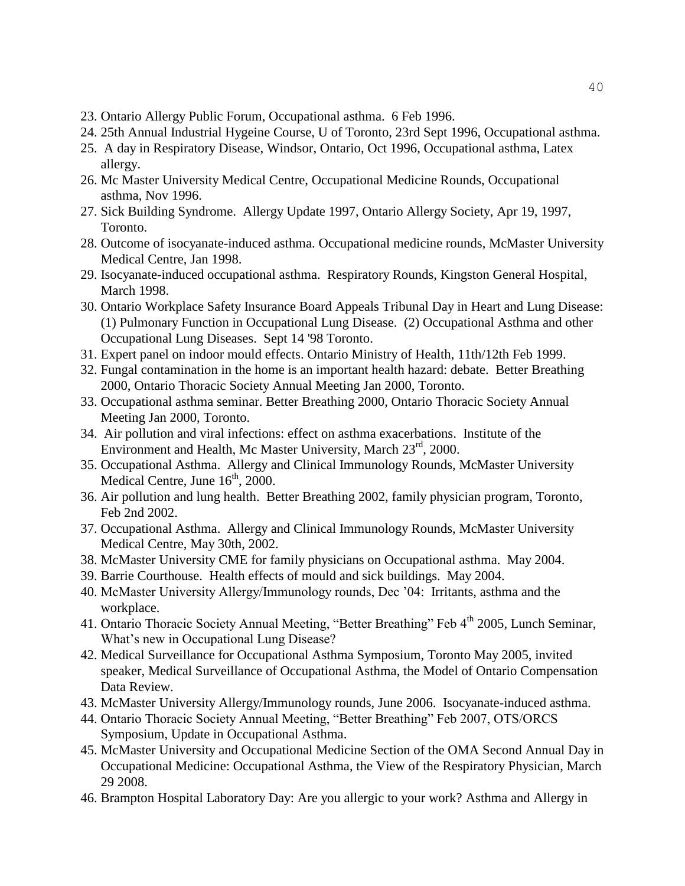23. Ontario Allergy Public Forum, Occupational asthma. 6 Feb 1996.
24. 25th Annual Industrial Hygeine Course, U of Toronto, 23rd Sept 1996, Occupational asthma.
25. A day in Respiratory Disease, Windsor, Ontario, Oct 1996, Occupational asthma, Latex allergy.
26. Mc Master University Medical Centre, Occupational Medicine Rounds, Occupational asthma, Nov 1996.
27. Sick Building Syndrome. Allergy Update 1997, Ontario Allergy Society, Apr 19, 1997, Toronto.
28. Outcome of isocyanate-induced asthma. Occupational medicine rounds, McMaster University Medical Centre, Jan 1998.
29. Isocyanate-induced occupational asthma. Respiratory Rounds, Kingston General Hospital, March 1998.
30. Ontario Workplace Safety Insurance Board Appeals Tribunal Day in Heart and Lung Disease: (1) Pulmonary Function in Occupational Lung Disease. (2) Occupational Asthma and other Occupational Lung Diseases. Sept 14 '98 Toronto.
31. Expert panel on indoor mould effects. Ontario Ministry of Health, 11th/12th Feb 1999.
32. Fungal contamination in the home is an important health hazard: debate. Better Breathing 2000, Ontario Thoracic Society Annual Meeting Jan 2000, Toronto.
33. Occupational asthma seminar. Better Breathing 2000, Ontario Thoracic Society Annual Meeting Jan 2000, Toronto.
34. Air pollution and viral infections: effect on asthma exacerbations. Institute of the Environment and Health, Mc Master University, March 23rd, 2000.
35. Occupational Asthma. Allergy and Clinical Immunology Rounds, McMaster University Medical Centre, June 16th, 2000.
36. Air pollution and lung health. Better Breathing 2002, family physician program, Toronto, Feb 2nd 2002.
37. Occupational Asthma. Allergy and Clinical Immunology Rounds, McMaster University Medical Centre, May 30th, 2002.
38. McMaster University CME for family physicians on Occupational asthma. May 2004.
39. Barrie Courthouse. Health effects of mould and sick buildings. May 2004.
40. McMaster University Allergy/Immunology rounds, Dec '04: Irritants, asthma and the workplace.
41. Ontario Thoracic Society Annual Meeting, "Better Breathing" Feb 4th 2005, Lunch Seminar, What's new in Occupational Lung Disease?
42. Medical Surveillance for Occupational Asthma Symposium, Toronto May 2005, invited speaker, Medical Surveillance of Occupational Asthma, the Model of Ontario Compensation Data Review.
43. McMaster University Allergy/Immunology rounds, June 2006. Isocyanate-induced asthma.
44. Ontario Thoracic Society Annual Meeting, "Better Breathing" Feb 2007, OTS/ORCS Symposium, Update in Occupational Asthma.
45. McMaster University and Occupational Medicine Section of the OMA Second Annual Day in Occupational Medicine: Occupational Asthma, the View of the Respiratory Physician, March 29 2008.
46. Brampton Hospital Laboratory Day: Are you allergic to your work? Asthma and Allergy in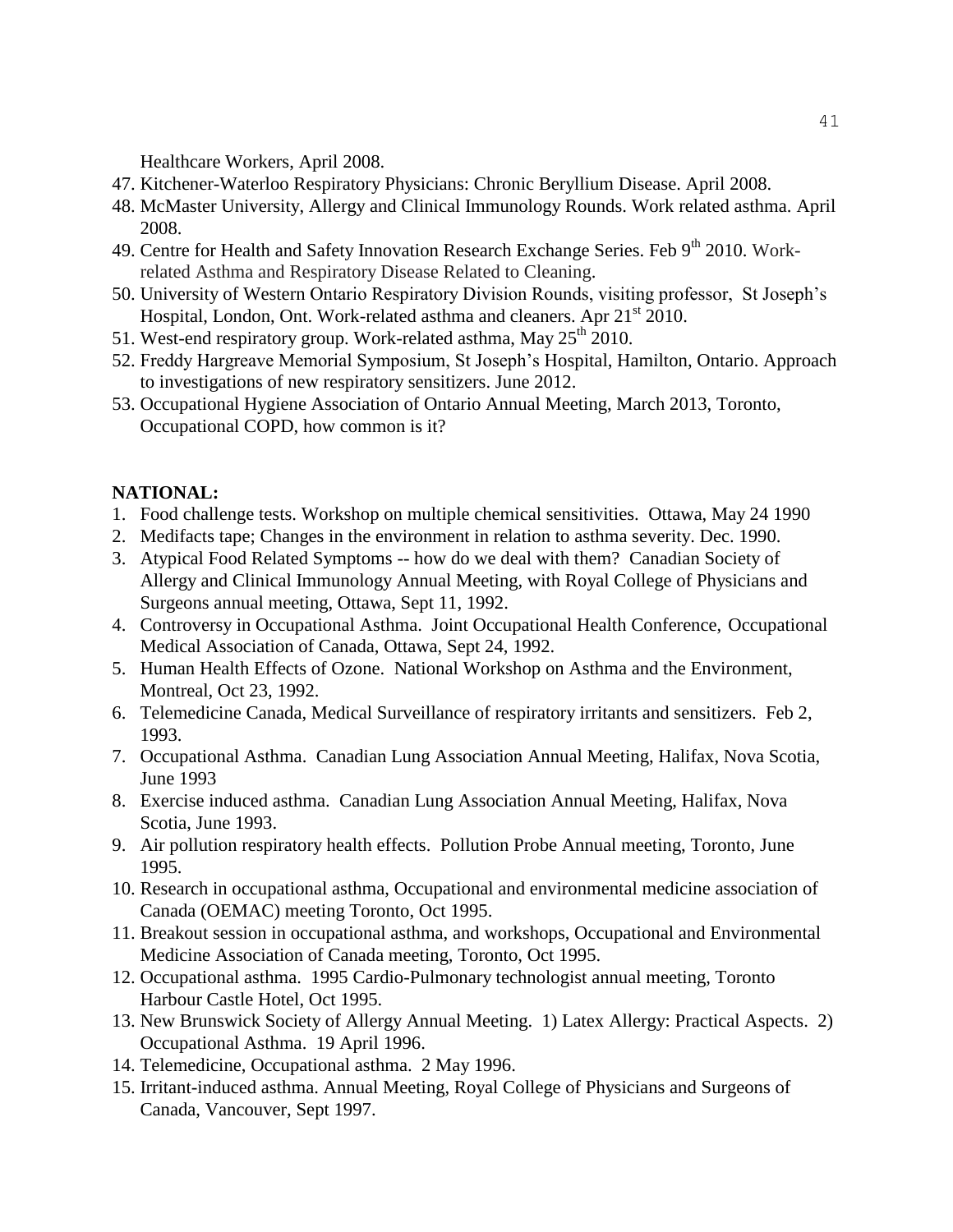Healthcare Workers, April 2008.

47. Kitchener-Waterloo Respiratory Physicians: Chronic Beryllium Disease. April 2008.
48. McMaster University, Allergy and Clinical Immunology Rounds. Work related asthma. April 2008.
49. Centre for Health and Safety Innovation Research Exchange Series. Feb 9th 2010. Work-related Asthma and Respiratory Disease Related to Cleaning.
50. University of Western Ontario Respiratory Division Rounds, visiting professor, St Joseph's Hospital, London, Ont. Work-related asthma and cleaners. Apr 21st 2010.
51. West-end respiratory group. Work-related asthma, May 25th 2010.
52. Freddy Hargreave Memorial Symposium, St Joseph's Hospital, Hamilton, Ontario. Approach to investigations of new respiratory sensitizers. June 2012.
53. Occupational Hygiene Association of Ontario Annual Meeting, March 2013, Toronto, Occupational COPD, how common is it?

**NATIONAL:**

1. Food challenge tests. Workshop on multiple chemical sensitivities. Ottawa, May 24 1990
2. Medifacts tape; Changes in the environment in relation to asthma severity. Dec. 1990.
3. Atypical Food Related Symptoms -- how do we deal with them? Canadian Society of Allergy and Clinical Immunology Annual Meeting, with Royal College of Physicians and Surgeons annual meeting, Ottawa, Sept 11, 1992.
4. Controversy in Occupational Asthma. Joint Occupational Health Conference, Occupational Medical Association of Canada, Ottawa, Sept 24, 1992.
5. Human Health Effects of Ozone. National Workshop on Asthma and the Environment, Montreal, Oct 23, 1992.
6. Telemedicine Canada, Medical Surveillance of respiratory irritants and sensitizers. Feb 2, 1993.
7. Occupational Asthma. Canadian Lung Association Annual Meeting, Halifax, Nova Scotia, June 1993
8. Exercise induced asthma. Canadian Lung Association Annual Meeting, Halifax, Nova Scotia, June 1993.
9. Air pollution respiratory health effects. Pollution Probe Annual meeting, Toronto, June 1995.
10. Research in occupational asthma, Occupational and environmental medicine association of Canada (OEMAC) meeting Toronto, Oct 1995.
11. Breakout session in occupational asthma, and workshops, Occupational and Environmental Medicine Association of Canada meeting, Toronto, Oct 1995.
12. Occupational asthma. 1995 Cardio-Pulmonary technologist annual meeting, Toronto Harbour Castle Hotel, Oct 1995.
13. New Brunswick Society of Allergy Annual Meeting. 1) Latex Allergy: Practical Aspects. 2) Occupational Asthma. 19 April 1996.
14. Telemedicine, Occupational asthma. 2 May 1996.
15. Irritant-induced asthma. Annual Meeting, Royal College of Physicians and Surgeons of Canada, Vancouver, Sept 1997.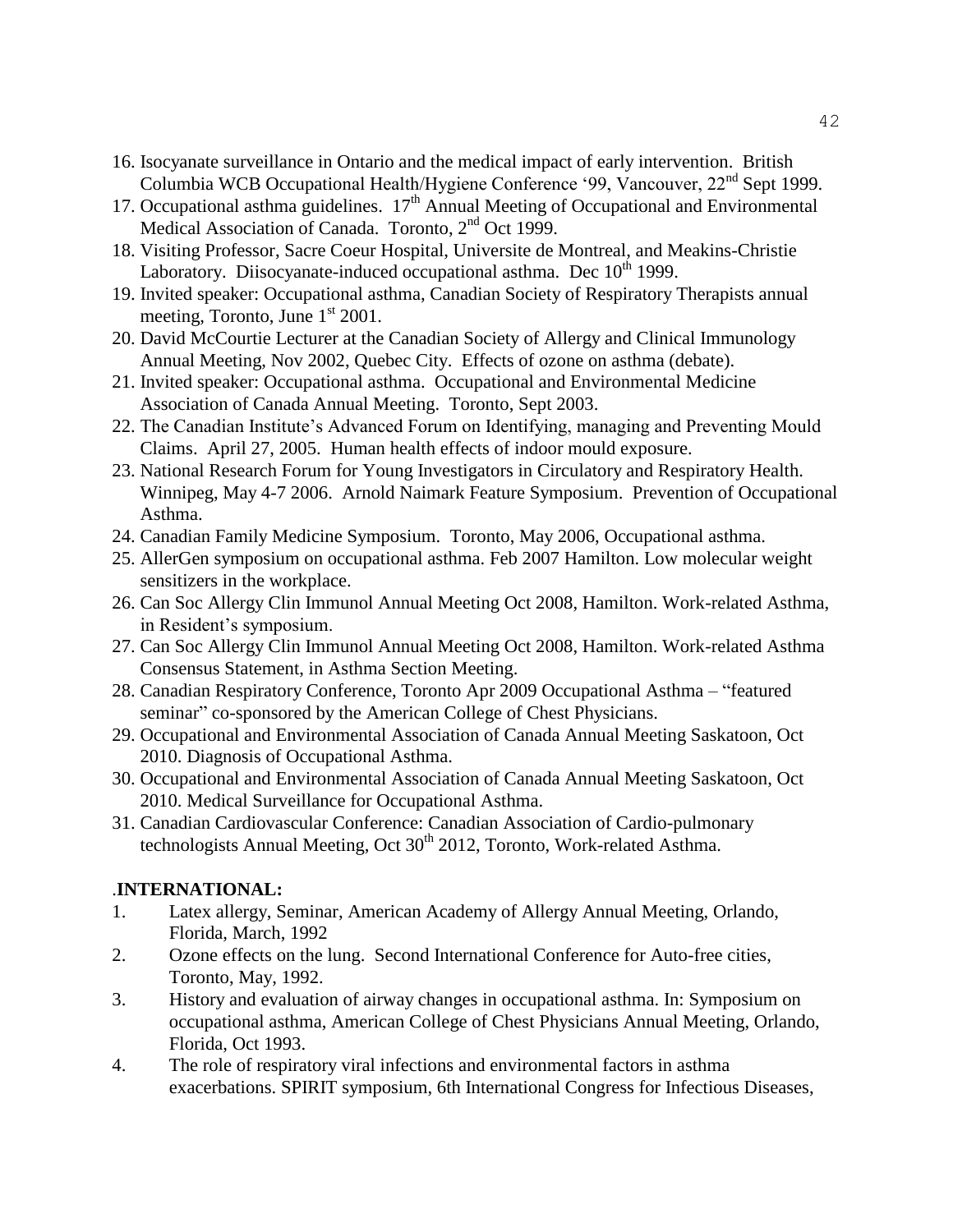16. Isocyanate surveillance in Ontario and the medical impact of early intervention. British Columbia WCB Occupational Health/Hygiene Conference '99, Vancouver, 22nd Sept 1999.
17. Occupational asthma guidelines. 17th Annual Meeting of Occupational and Environmental Medical Association of Canada. Toronto, 2nd Oct 1999.
18. Visiting Professor, Sacre Coeur Hospital, Universite de Montreal, and Meakins-Christie Laboratory. Diisocyanate-induced occupational asthma. Dec 10th 1999.
19. Invited speaker: Occupational asthma, Canadian Society of Respiratory Therapists annual meeting, Toronto, June 1st 2001.
20. David McCourtie Lecturer at the Canadian Society of Allergy and Clinical Immunology Annual Meeting, Nov 2002, Quebec City. Effects of ozone on asthma (debate).
21. Invited speaker: Occupational asthma. Occupational and Environmental Medicine Association of Canada Annual Meeting. Toronto, Sept 2003.
22. The Canadian Institute's Advanced Forum on Identifying, managing and Preventing Mould Claims. April 27, 2005. Human health effects of indoor mould exposure.
23. National Research Forum for Young Investigators in Circulatory and Respiratory Health. Winnipeg, May 4-7 2006. Arnold Naimark Feature Symposium. Prevention of Occupational Asthma.
24. Canadian Family Medicine Symposium. Toronto, May 2006, Occupational asthma.
25. AllerGen symposium on occupational asthma. Feb 2007 Hamilton. Low molecular weight sensitizers in the workplace.
26. Can Soc Allergy Clin Immunol Annual Meeting Oct 2008, Hamilton. Work-related Asthma, in Resident's symposium.
27. Can Soc Allergy Clin Immunol Annual Meeting Oct 2008, Hamilton. Work-related Asthma Consensus Statement, in Asthma Section Meeting.
28. Canadian Respiratory Conference, Toronto Apr 2009 Occupational Asthma – "featured seminar" co-sponsored by the American College of Chest Physicians.
29. Occupational and Environmental Association of Canada Annual Meeting Saskatoon, Oct 2010. Diagnosis of Occupational Asthma.
30. Occupational and Environmental Association of Canada Annual Meeting Saskatoon, Oct 2010. Medical Surveillance for Occupational Asthma.
31. Canadian Cardiovascular Conference: Canadian Association of Cardio-pulmonary technologists Annual Meeting, Oct 30th 2012, Toronto, Work-related Asthma.

.**INTERNATIONAL:**

1. Latex allergy, Seminar, American Academy of Allergy Annual Meeting, Orlando, Florida, March, 1992
2. Ozone effects on the lung. Second International Conference for Auto-free cities, Toronto, May, 1992.
3. History and evaluation of airway changes in occupational asthma. In: Symposium on occupational asthma, American College of Chest Physicians Annual Meeting, Orlando, Florida, Oct 1993.
4. The role of respiratory viral infections and environmental factors in asthma exacerbations. SPIRIT symposium, 6th International Congress for Infectious Diseases,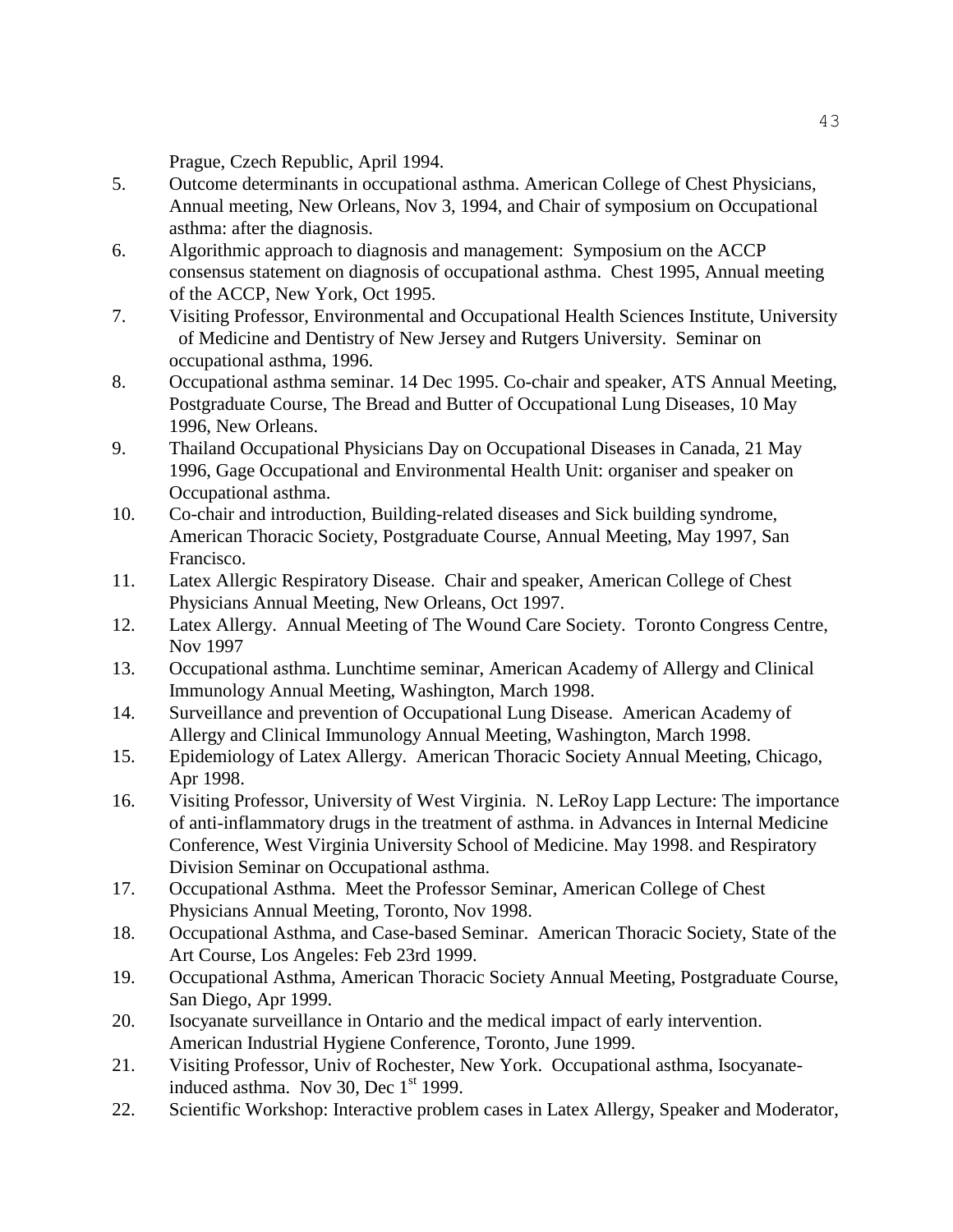Prague, Czech Republic, April 1994.

5. Outcome determinants in occupational asthma. American College of Chest Physicians, Annual meeting, New Orleans, Nov 3, 1994, and Chair of symposium on Occupational asthma: after the diagnosis.
6. Algorithmic approach to diagnosis and management: Symposium on the ACCP consensus statement on diagnosis of occupational asthma. Chest 1995, Annual meeting of the ACCP, New York, Oct 1995.
7. Visiting Professor, Environmental and Occupational Health Sciences Institute, University of Medicine and Dentistry of New Jersey and Rutgers University. Seminar on occupational asthma, 1996.
8. Occupational asthma seminar. 14 Dec 1995. Co-chair and speaker, ATS Annual Meeting, Postgraduate Course, The Bread and Butter of Occupational Lung Diseases, 10 May 1996, New Orleans.
9. Thailand Occupational Physicians Day on Occupational Diseases in Canada, 21 May 1996, Gage Occupational and Environmental Health Unit: organiser and speaker on Occupational asthma.
10. Co-chair and introduction, Building-related diseases and Sick building syndrome, American Thoracic Society, Postgraduate Course, Annual Meeting, May 1997, San Francisco.
11. Latex Allergic Respiratory Disease. Chair and speaker, American College of Chest Physicians Annual Meeting, New Orleans, Oct 1997.
12. Latex Allergy. Annual Meeting of The Wound Care Society. Toronto Congress Centre, Nov 1997
13. Occupational asthma. Lunchtime seminar, American Academy of Allergy and Clinical Immunology Annual Meeting, Washington, March 1998.
14. Surveillance and prevention of Occupational Lung Disease. American Academy of Allergy and Clinical Immunology Annual Meeting, Washington, March 1998.
15. Epidemiology of Latex Allergy. American Thoracic Society Annual Meeting, Chicago, Apr 1998.
16. Visiting Professor, University of West Virginia. N. LeRoy Lapp Lecture: The importance of anti-inflammatory drugs in the treatment of asthma. in Advances in Internal Medicine Conference, West Virginia University School of Medicine. May 1998. and Respiratory Division Seminar on Occupational asthma.
17. Occupational Asthma. Meet the Professor Seminar, American College of Chest Physicians Annual Meeting, Toronto, Nov 1998.
18. Occupational Asthma, and Case-based Seminar. American Thoracic Society, State of the Art Course, Los Angeles: Feb 23rd 1999.
19. Occupational Asthma, American Thoracic Society Annual Meeting, Postgraduate Course, San Diego, Apr 1999.
20. Isocyanate surveillance in Ontario and the medical impact of early intervention. American Industrial Hygiene Conference, Toronto, June 1999.
21. Visiting Professor, Univ of Rochester, New York. Occupational asthma, Isocyanate-induced asthma. Nov 30, Dec 1st 1999.
22. Scientific Workshop: Interactive problem cases in Latex Allergy, Speaker and Moderator,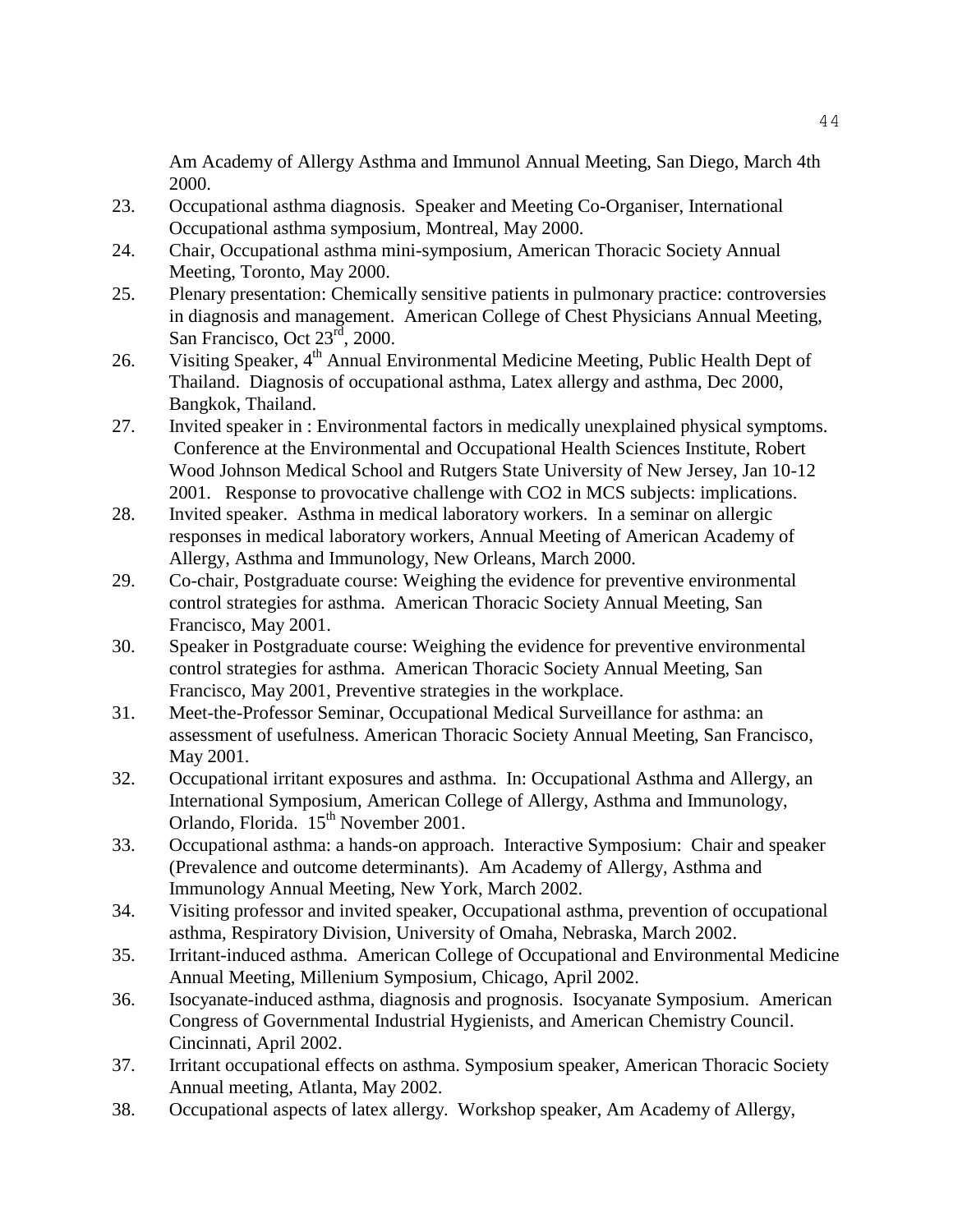Am Academy of Allergy Asthma and Immunol Annual Meeting, San Diego, March 4th 2000.

23. Occupational asthma diagnosis. Speaker and Meeting Co-Organiser, International Occupational asthma symposium, Montreal, May 2000.
24. Chair, Occupational asthma mini-symposium, American Thoracic Society Annual Meeting, Toronto, May 2000.
25. Plenary presentation: Chemically sensitive patients in pulmonary practice: controversies in diagnosis and management. American College of Chest Physicians Annual Meeting, San Francisco, Oct 23rd, 2000.
26. Visiting Speaker, 4th Annual Environmental Medicine Meeting, Public Health Dept of Thailand. Diagnosis of occupational asthma, Latex allergy and asthma, Dec 2000, Bangkok, Thailand.
27. Invited speaker in : Environmental factors in medically unexplained physical symptoms. Conference at the Environmental and Occupational Health Sciences Institute, Robert Wood Johnson Medical School and Rutgers State University of New Jersey, Jan 10-12 2001. Response to provocative challenge with CO2 in MCS subjects: implications.
28. Invited speaker. Asthma in medical laboratory workers. In a seminar on allergic responses in medical laboratory workers, Annual Meeting of American Academy of Allergy, Asthma and Immunology, New Orleans, March 2000.
29. Co-chair, Postgraduate course: Weighing the evidence for preventive environmental control strategies for asthma. American Thoracic Society Annual Meeting, San Francisco, May 2001.
30. Speaker in Postgraduate course: Weighing the evidence for preventive environmental control strategies for asthma. American Thoracic Society Annual Meeting, San Francisco, May 2001, Preventive strategies in the workplace.
31. Meet-the-Professor Seminar, Occupational Medical Surveillance for asthma: an assessment of usefulness. American Thoracic Society Annual Meeting, San Francisco, May 2001.
32. Occupational irritant exposures and asthma. In: Occupational Asthma and Allergy, an International Symposium, American College of Allergy, Asthma and Immunology, Orlando, Florida. 15th November 2001.
33. Occupational asthma: a hands-on approach. Interactive Symposium: Chair and speaker (Prevalence and outcome determinants). Am Academy of Allergy, Asthma and Immunology Annual Meeting, New York, March 2002.
34. Visiting professor and invited speaker, Occupational asthma, prevention of occupational asthma, Respiratory Division, University of Omaha, Nebraska, March 2002.
35. Irritant-induced asthma. American College of Occupational and Environmental Medicine Annual Meeting, Millenium Symposium, Chicago, April 2002.
36. Isocyanate-induced asthma, diagnosis and prognosis. Isocyanate Symposium. American Congress of Governmental Industrial Hygienists, and American Chemistry Council. Cincinnati, April 2002.
37. Irritant occupational effects on asthma. Symposium speaker, American Thoracic Society Annual meeting, Atlanta, May 2002.
38. Occupational aspects of latex allergy. Workshop speaker, Am Academy of Allergy,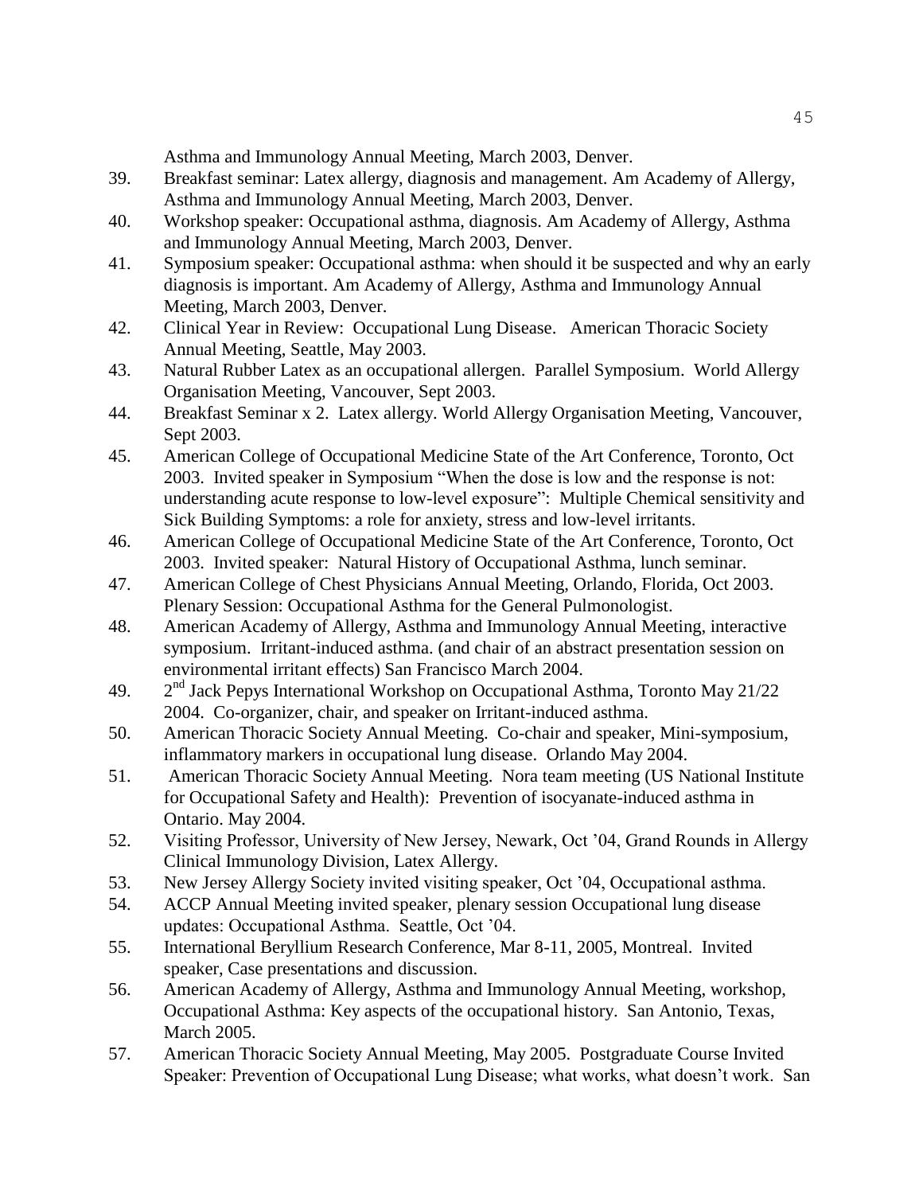Asthma and Immunology Annual Meeting, March 2003, Denver.

39. Breakfast seminar: Latex allergy, diagnosis and management. Am Academy of Allergy, Asthma and Immunology Annual Meeting, March 2003, Denver.
40. Workshop speaker: Occupational asthma, diagnosis. Am Academy of Allergy, Asthma and Immunology Annual Meeting, March 2003, Denver.
41. Symposium speaker: Occupational asthma: when should it be suspected and why an early diagnosis is important. Am Academy of Allergy, Asthma and Immunology Annual Meeting, March 2003, Denver.
42. Clinical Year in Review: Occupational Lung Disease. American Thoracic Society Annual Meeting, Seattle, May 2003.
43. Natural Rubber Latex as an occupational allergen. Parallel Symposium. World Allergy Organisation Meeting, Vancouver, Sept 2003.
44. Breakfast Seminar x 2. Latex allergy. World Allergy Organisation Meeting, Vancouver, Sept 2003.
45. American College of Occupational Medicine State of the Art Conference, Toronto, Oct 2003. Invited speaker in Symposium "When the dose is low and the response is not: understanding acute response to low-level exposure": Multiple Chemical sensitivity and Sick Building Symptoms: a role for anxiety, stress and low-level irritants.
46. American College of Occupational Medicine State of the Art Conference, Toronto, Oct 2003. Invited speaker: Natural History of Occupational Asthma, lunch seminar.
47. American College of Chest Physicians Annual Meeting, Orlando, Florida, Oct 2003. Plenary Session: Occupational Asthma for the General Pulmonologist.
48. American Academy of Allergy, Asthma and Immunology Annual Meeting, interactive symposium. Irritant-induced asthma. (and chair of an abstract presentation session on environmental irritant effects) San Francisco March 2004.
49. 2nd Jack Pepys International Workshop on Occupational Asthma, Toronto May 21/22 2004. Co-organizer, chair, and speaker on Irritant-induced asthma.
50. American Thoracic Society Annual Meeting. Co-chair and speaker, Mini-symposium, inflammatory markers in occupational lung disease. Orlando May 2004.
51. American Thoracic Society Annual Meeting. Nora team meeting (US National Institute for Occupational Safety and Health): Prevention of isocyanate-induced asthma in Ontario. May 2004.
52. Visiting Professor, University of New Jersey, Newark, Oct '04, Grand Rounds in Allergy Clinical Immunology Division, Latex Allergy.
53. New Jersey Allergy Society invited visiting speaker, Oct '04, Occupational asthma.
54. ACCP Annual Meeting invited speaker, plenary session Occupational lung disease updates: Occupational Asthma. Seattle, Oct '04.
55. International Beryllium Research Conference, Mar 8-11, 2005, Montreal. Invited speaker, Case presentations and discussion.
56. American Academy of Allergy, Asthma and Immunology Annual Meeting, workshop, Occupational Asthma: Key aspects of the occupational history. San Antonio, Texas, March 2005.
57. American Thoracic Society Annual Meeting, May 2005. Postgraduate Course Invited Speaker: Prevention of Occupational Lung Disease; what works, what doesn't work. San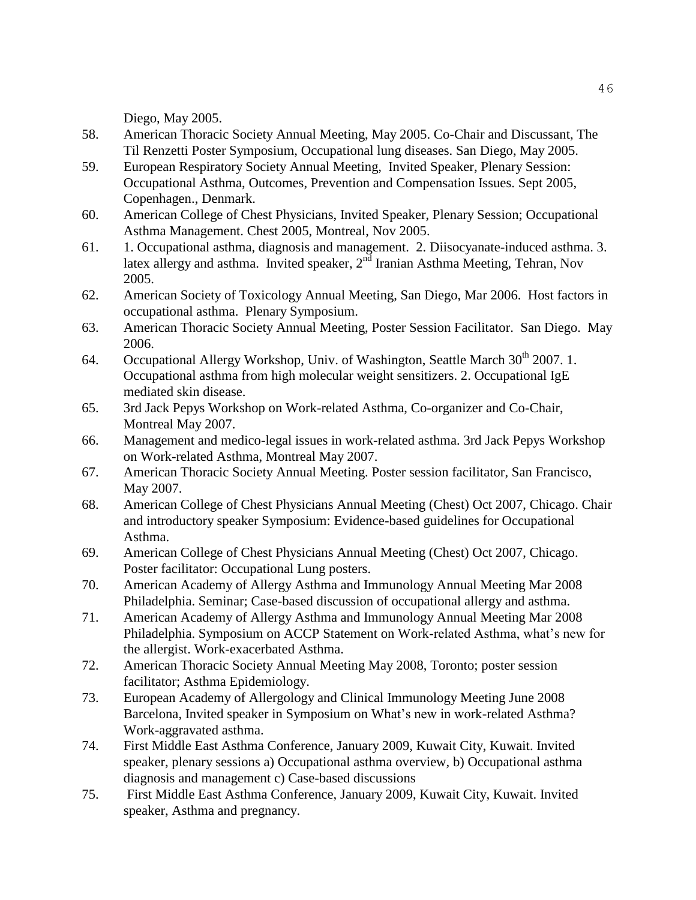Diego, May 2005.

58. American Thoracic Society Annual Meeting, May 2005. Co-Chair and Discussant, The Til Renzetti Poster Symposium, Occupational lung diseases. San Diego, May 2005.
59. European Respiratory Society Annual Meeting, Invited Speaker, Plenary Session: Occupational Asthma, Outcomes, Prevention and Compensation Issues. Sept 2005, Copenhagen., Denmark.
60. American College of Chest Physicians, Invited Speaker, Plenary Session; Occupational Asthma Management. Chest 2005, Montreal, Nov 2005.
61. 1. Occupational asthma, diagnosis and management. 2. Diisocyanate-induced asthma. 3. latex allergy and asthma. Invited speaker, 2nd Iranian Asthma Meeting, Tehran, Nov 2005.
62. American Society of Toxicology Annual Meeting, San Diego, Mar 2006. Host factors in occupational asthma. Plenary Symposium.
63. American Thoracic Society Annual Meeting, Poster Session Facilitator. San Diego. May 2006.
64. Occupational Allergy Workshop, Univ. of Washington, Seattle March 30th 2007. 1. Occupational asthma from high molecular weight sensitizers. 2. Occupational IgE mediated skin disease.
65. 3rd Jack Pepys Workshop on Work-related Asthma, Co-organizer and Co-Chair, Montreal May 2007.
66. Management and medico-legal issues in work-related asthma. 3rd Jack Pepys Workshop on Work-related Asthma, Montreal May 2007.
67. American Thoracic Society Annual Meeting. Poster session facilitator, San Francisco, May 2007.
68. American College of Chest Physicians Annual Meeting (Chest) Oct 2007, Chicago. Chair and introductory speaker Symposium: Evidence-based guidelines for Occupational Asthma.
69. American College of Chest Physicians Annual Meeting (Chest) Oct 2007, Chicago. Poster facilitator: Occupational Lung posters.
70. American Academy of Allergy Asthma and Immunology Annual Meeting Mar 2008 Philadelphia. Seminar; Case-based discussion of occupational allergy and asthma.
71. American Academy of Allergy Asthma and Immunology Annual Meeting Mar 2008 Philadelphia. Symposium on ACCP Statement on Work-related Asthma, what's new for the allergist. Work-exacerbated Asthma.
72. American Thoracic Society Annual Meeting May 2008, Toronto; poster session facilitator; Asthma Epidemiology.
73. European Academy of Allergology and Clinical Immunology Meeting June 2008 Barcelona, Invited speaker in Symposium on What's new in work-related Asthma? Work-aggravated asthma.
74. First Middle East Asthma Conference, January 2009, Kuwait City, Kuwait. Invited speaker, plenary sessions a) Occupational asthma overview, b) Occupational asthma diagnosis and management c) Case-based discussions
75. First Middle East Asthma Conference, January 2009, Kuwait City, Kuwait. Invited speaker, Asthma and pregnancy.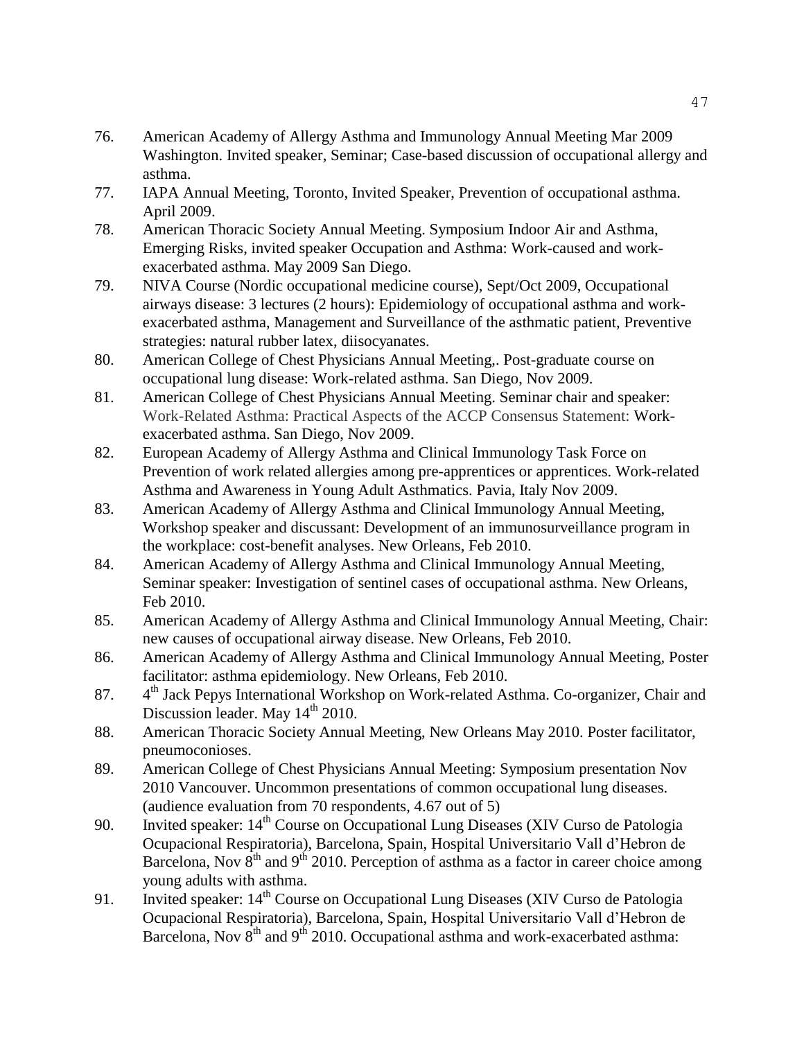76. American Academy of Allergy Asthma and Immunology Annual Meeting Mar 2009 Washington. Invited speaker, Seminar; Case-based discussion of occupational allergy and asthma.
77. IAPA Annual Meeting, Toronto, Invited Speaker, Prevention of occupational asthma. April 2009.
78. American Thoracic Society Annual Meeting. Symposium Indoor Air and Asthma, Emerging Risks, invited speaker Occupation and Asthma: Work-caused and work-exacerbated asthma. May 2009 San Diego.
79. NIVA Course (Nordic occupational medicine course), Sept/Oct 2009, Occupational airways disease: 3 lectures (2 hours): Epidemiology of occupational asthma and work-exacerbated asthma, Management and Surveillance of the asthmatic patient, Preventive strategies: natural rubber latex, diisocyanates.
80. American College of Chest Physicians Annual Meeting,. Post-graduate course on occupational lung disease: Work-related asthma. San Diego, Nov 2009.
81. American College of Chest Physicians Annual Meeting. Seminar chair and speaker: Work-Related Asthma: Practical Aspects of the ACCP Consensus Statement: Work-exacerbated asthma. San Diego, Nov 2009.
82. European Academy of Allergy Asthma and Clinical Immunology Task Force on Prevention of work related allergies among pre-apprentices or apprentices. Work-related Asthma and Awareness in Young Adult Asthmatics. Pavia, Italy Nov 2009.
83. American Academy of Allergy Asthma and Clinical Immunology Annual Meeting, Workshop speaker and discussant: Development of an immunosurveillance program in the workplace: cost-benefit analyses. New Orleans, Feb 2010.
84. American Academy of Allergy Asthma and Clinical Immunology Annual Meeting, Seminar speaker: Investigation of sentinel cases of occupational asthma. New Orleans, Feb 2010.
85. American Academy of Allergy Asthma and Clinical Immunology Annual Meeting, Chair: new causes of occupational airway disease. New Orleans, Feb 2010.
86. American Academy of Allergy Asthma and Clinical Immunology Annual Meeting, Poster facilitator: asthma epidemiology. New Orleans, Feb 2010.
87. 4th Jack Pepys International Workshop on Work-related Asthma. Co-organizer, Chair and Discussion leader. May 14th 2010.
88. American Thoracic Society Annual Meeting, New Orleans May 2010. Poster facilitator, pneumoconioses.
89. American College of Chest Physicians Annual Meeting: Symposium presentation Nov 2010 Vancouver. Uncommon presentations of common occupational lung diseases. (audience evaluation from 70 respondents, 4.67 out of 5)
90. Invited speaker: 14th Course on Occupational Lung Diseases (XIV Curso de Patologia Ocupacional Respiratoria), Barcelona, Spain, Hospital Universitario Vall d'Hebron de Barcelona, Nov 8th and 9th 2010. Perception of asthma as a factor in career choice among young adults with asthma.
91. Invited speaker: 14th Course on Occupational Lung Diseases (XIV Curso de Patologia Ocupacional Respiratoria), Barcelona, Spain, Hospital Universitario Vall d'Hebron de Barcelona, Nov 8th and 9th 2010. Occupational asthma and work-exacerbated asthma: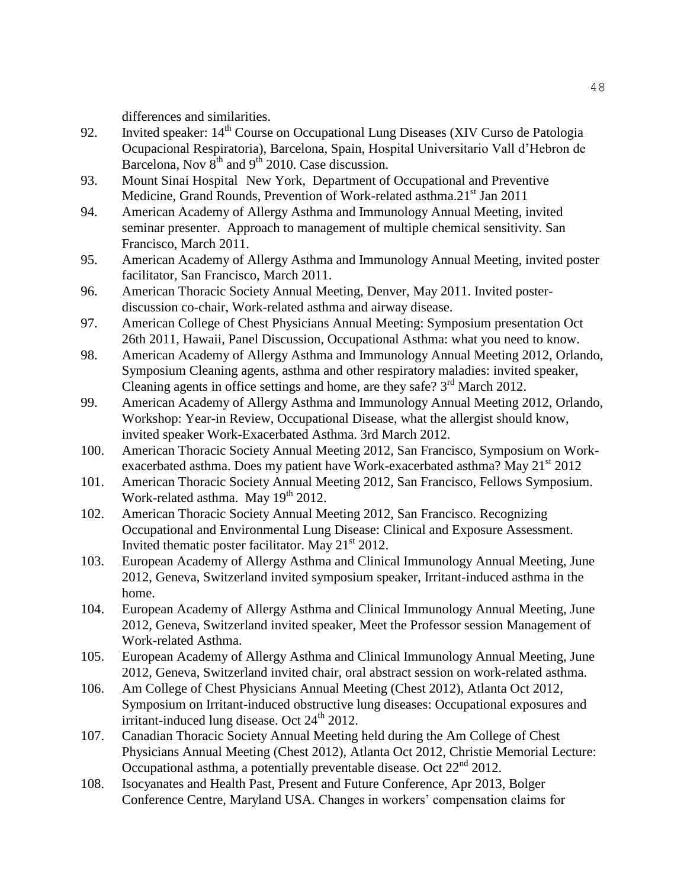differences and similarities.

92. Invited speaker: 14th Course on Occupational Lung Diseases (XIV Curso de Patologia Ocupacional Respiratoria), Barcelona, Spain, Hospital Universitario Vall d'Hebron de Barcelona, Nov 8th and 9th 2010. Case discussion.
93. Mount Sinai Hospital New York, Department of Occupational and Preventive Medicine, Grand Rounds, Prevention of Work-related asthma.21st Jan 2011
94. American Academy of Allergy Asthma and Immunology Annual Meeting, invited seminar presenter. Approach to management of multiple chemical sensitivity. San Francisco, March 2011.
95. American Academy of Allergy Asthma and Immunology Annual Meeting, invited poster facilitator, San Francisco, March 2011.
96. American Thoracic Society Annual Meeting, Denver, May 2011. Invited poster-discussion co-chair, Work-related asthma and airway disease.
97. American College of Chest Physicians Annual Meeting: Symposium presentation Oct 26th 2011, Hawaii, Panel Discussion, Occupational Asthma: what you need to know.
98. American Academy of Allergy Asthma and Immunology Annual Meeting 2012, Orlando, Symposium Cleaning agents, asthma and other respiratory maladies: invited speaker, Cleaning agents in office settings and home, are they safe? 3rd March 2012.
99. American Academy of Allergy Asthma and Immunology Annual Meeting 2012, Orlando, Workshop: Year-in Review, Occupational Disease, what the allergist should know, invited speaker Work-Exacerbated Asthma. 3rd March 2012.
100. American Thoracic Society Annual Meeting 2012, San Francisco, Symposium on Work-exacerbated asthma. Does my patient have Work-exacerbated asthma? May 21st 2012
101. American Thoracic Society Annual Meeting 2012, San Francisco, Fellows Symposium. Work-related asthma. May 19th 2012.
102. American Thoracic Society Annual Meeting 2012, San Francisco. Recognizing Occupational and Environmental Lung Disease: Clinical and Exposure Assessment. Invited thematic poster facilitator. May 21st 2012.
103. European Academy of Allergy Asthma and Clinical Immunology Annual Meeting, June 2012, Geneva, Switzerland invited symposium speaker, Irritant-induced asthma in the home.
104. European Academy of Allergy Asthma and Clinical Immunology Annual Meeting, June 2012, Geneva, Switzerland invited speaker, Meet the Professor session Management of Work-related Asthma.
105. European Academy of Allergy Asthma and Clinical Immunology Annual Meeting, June 2012, Geneva, Switzerland invited chair, oral abstract session on work-related asthma.
106. Am College of Chest Physicians Annual Meeting (Chest 2012), Atlanta Oct 2012, Symposium on Irritant-induced obstructive lung diseases: Occupational exposures and irritant-induced lung disease. Oct 24th 2012.
107. Canadian Thoracic Society Annual Meeting held during the Am College of Chest Physicians Annual Meeting (Chest 2012), Atlanta Oct 2012, Christie Memorial Lecture: Occupational asthma, a potentially preventable disease. Oct 22nd 2012.
108. Isocyanates and Health Past, Present and Future Conference, Apr 2013, Bolger Conference Centre, Maryland USA. Changes in workers' compensation claims for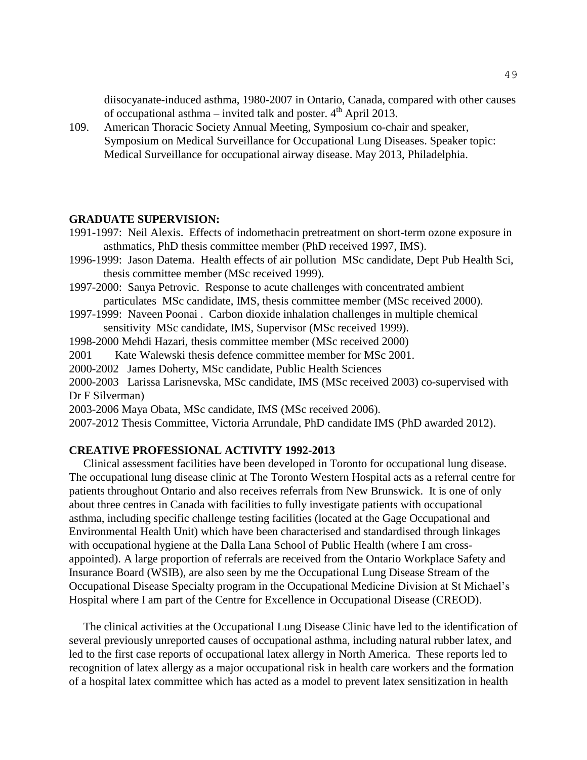diisocyanate-induced asthma, 1980-2007 in Ontario, Canada, compared with other causes of occupational asthma – invited talk and poster. 4th April 2013.

109. American Thoracic Society Annual Meeting, Symposium co-chair and speaker, Symposium on Medical Surveillance for Occupational Lung Diseases. Speaker topic: Medical Surveillance for occupational airway disease. May 2013, Philadelphia.

**GRADUATE SUPERVISION:**

1991-1997: Neil Alexis. Effects of indomethacin pretreatment on short-term ozone exposure in asthmatics, PhD thesis committee member (PhD received 1997, IMS).

1996-1999: Jason Datema. Health effects of air pollution MSc candidate, Dept Pub Health Sci, thesis committee member (MSc received 1999).

1997-2000: Sanya Petrovic. Response to acute challenges with concentrated ambient particulates MSc candidate, IMS, thesis committee member (MSc received 2000).

1997-1999: Naveen Poonai . Carbon dioxide inhalation challenges in multiple chemical sensitivity MSc candidate, IMS, Supervisor (MSc received 1999).

1998-2000 Mehdi Hazari, thesis committee member (MSc received 2000)

2001 Kate Walewski thesis defence committee member for MSc 2001.

2000-2002 James Doherty, MSc candidate, Public Health Sciences

2000-2003 Larissa Larisnevska, MSc candidate, IMS (MSc received 2003) co-supervised with Dr F Silverman)

2003-2006 Maya Obata, MSc candidate, IMS (MSc received 2006).

2007-2012 Thesis Committee, Victoria Arrundale, PhD candidate IMS (PhD awarded 2012).

**CREATIVE PROFESSIONAL ACTIVITY 1992-2013**

Clinical assessment facilities have been developed in Toronto for occupational lung disease. The occupational lung disease clinic at The Toronto Western Hospital acts as a referral centre for patients throughout Ontario and also receives referrals from New Brunswick. It is one of only about three centres in Canada with facilities to fully investigate patients with occupational asthma, including specific challenge testing facilities (located at the Gage Occupational and Environmental Health Unit) which have been characterised and standardised through linkages with occupational hygiene at the Dalla Lana School of Public Health (where I am cross-appointed). A large proportion of referrals are received from the Ontario Workplace Safety and Insurance Board (WSIB), are also seen by me the Occupational Lung Disease Stream of the Occupational Disease Specialty program in the Occupational Medicine Division at St Michael's Hospital where I am part of the Centre for Excellence in Occupational Disease (CREOD).

The clinical activities at the Occupational Lung Disease Clinic have led to the identification of several previously unreported causes of occupational asthma, including natural rubber latex, and led to the first case reports of occupational latex allergy in North America. These reports led to recognition of latex allergy as a major occupational risk in health care workers and the formation of a hospital latex committee which has acted as a model to prevent latex sensitization in health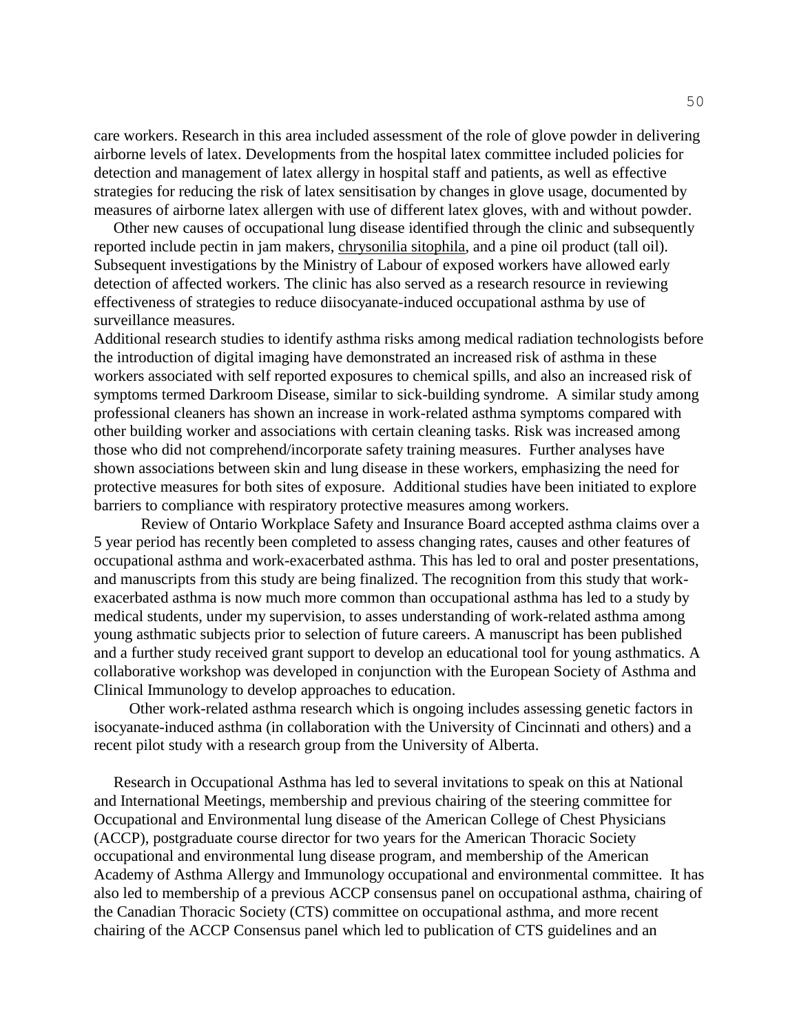care workers. Research in this area included assessment of the role of glove powder in delivering airborne levels of latex. Developments from the hospital latex committee included policies for detection and management of latex allergy in hospital staff and patients, as well as effective strategies for reducing the risk of latex sensitisation by changes in glove usage, documented by measures of airborne latex allergen with use of different latex gloves, with and without powder.

Other new causes of occupational lung disease identified through the clinic and subsequently reported include pectin in jam makers, chrysonilia sitophila, and a pine oil product (tall oil). Subsequent investigations by the Ministry of Labour of exposed workers have allowed early detection of affected workers. The clinic has also served as a research resource in reviewing effectiveness of strategies to reduce diisocyanate-induced occupational asthma by use of surveillance measures.

Additional research studies to identify asthma risks among medical radiation technologists before the introduction of digital imaging have demonstrated an increased risk of asthma in these workers associated with self reported exposures to chemical spills, and also an increased risk of symptoms termed Darkroom Disease, similar to sick-building syndrome. A similar study among professional cleaners has shown an increase in work-related asthma symptoms compared with other building worker and associations with certain cleaning tasks. Risk was increased among those who did not comprehend/incorporate safety training measures. Further analyses have shown associations between skin and lung disease in these workers, emphasizing the need for protective measures for both sites of exposure. Additional studies have been initiated to explore barriers to compliance with respiratory protective measures among workers.

Review of Ontario Workplace Safety and Insurance Board accepted asthma claims over a 5 year period has recently been completed to assess changing rates, causes and other features of occupational asthma and work-exacerbated asthma. This has led to oral and poster presentations, and manuscripts from this study are being finalized. The recognition from this study that work-exacerbated asthma is now much more common than occupational asthma has led to a study by medical students, under my supervision, to asses understanding of work-related asthma among young asthmatic subjects prior to selection of future careers. A manuscript has been published and a further study received grant support to develop an educational tool for young asthmatics. A collaborative workshop was developed in conjunction with the European Society of Asthma and Clinical Immunology to develop approaches to education.

Other work-related asthma research which is ongoing includes assessing genetic factors in isocyanate-induced asthma (in collaboration with the University of Cincinnati and others) and a recent pilot study with a research group from the University of Alberta.

Research in Occupational Asthma has led to several invitations to speak on this at National and International Meetings, membership and previous chairing of the steering committee for Occupational and Environmental lung disease of the American College of Chest Physicians (ACCP), postgraduate course director for two years for the American Thoracic Society occupational and environmental lung disease program, and membership of the American Academy of Asthma Allergy and Immunology occupational and environmental committee. It has also led to membership of a previous ACCP consensus panel on occupational asthma, chairing of the Canadian Thoracic Society (CTS) committee on occupational asthma, and more recent chairing of the ACCP Consensus panel which led to publication of CTS guidelines and an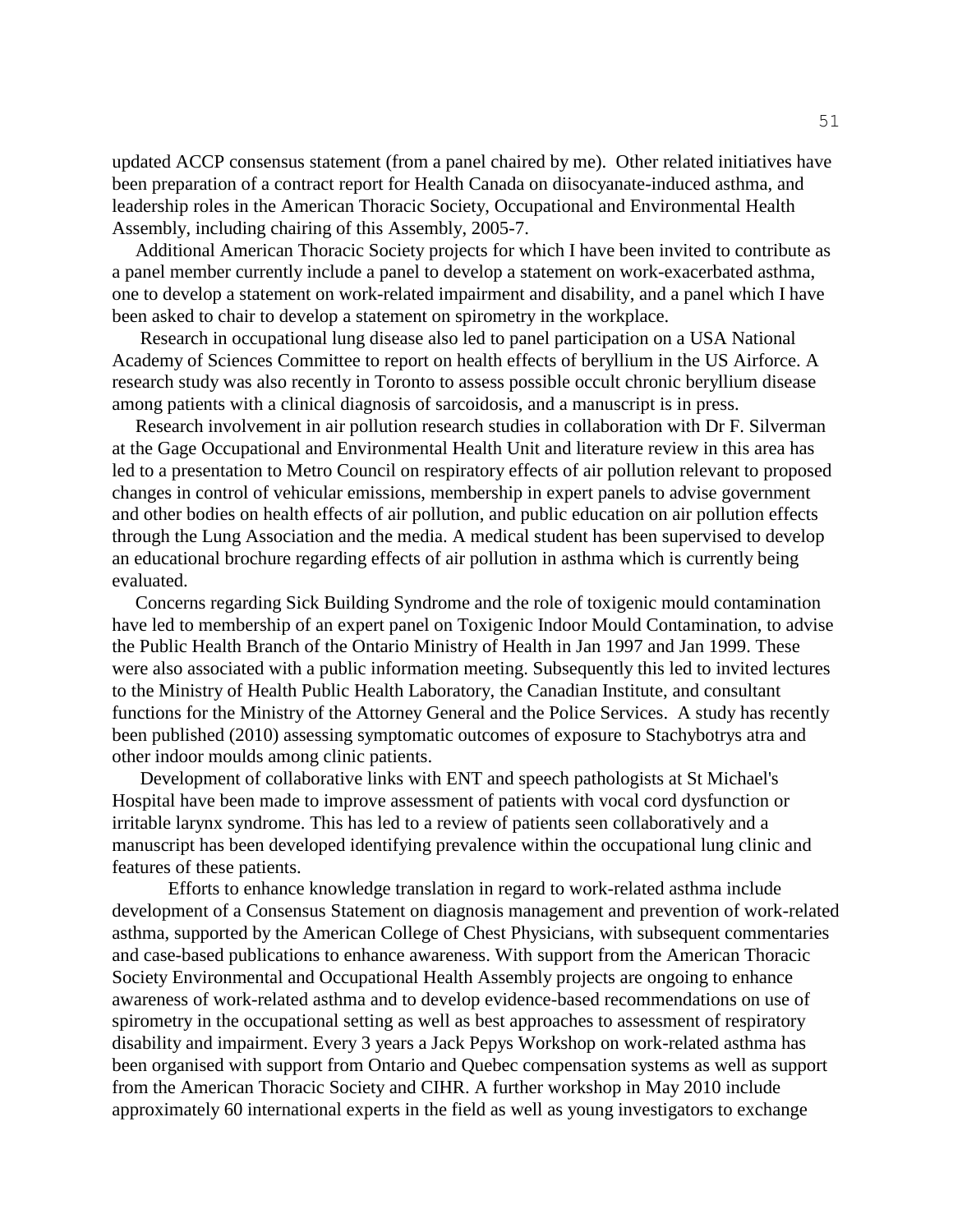updated ACCP consensus statement (from a panel chaired by me). Other related initiatives have been preparation of a contract report for Health Canada on diisocyanate-induced asthma, and leadership roles in the American Thoracic Society, Occupational and Environmental Health Assembly, including chairing of this Assembly, 2005-7.

Additional American Thoracic Society projects for which I have been invited to contribute as a panel member currently include a panel to develop a statement on work-exacerbated asthma, one to develop a statement on work-related impairment and disability, and a panel which I have been asked to chair to develop a statement on spirometry in the workplace.

Research in occupational lung disease also led to panel participation on a USA National Academy of Sciences Committee to report on health effects of beryllium in the US Airforce. A research study was also recently in Toronto to assess possible occult chronic beryllium disease among patients with a clinical diagnosis of sarcoidosis, and a manuscript is in press.

Research involvement in air pollution research studies in collaboration with Dr F. Silverman at the Gage Occupational and Environmental Health Unit and literature review in this area has led to a presentation to Metro Council on respiratory effects of air pollution relevant to proposed changes in control of vehicular emissions, membership in expert panels to advise government and other bodies on health effects of air pollution, and public education on air pollution effects through the Lung Association and the media. A medical student has been supervised to develop an educational brochure regarding effects of air pollution in asthma which is currently being evaluated.

Concerns regarding Sick Building Syndrome and the role of toxigenic mould contamination have led to membership of an expert panel on Toxigenic Indoor Mould Contamination, to advise the Public Health Branch of the Ontario Ministry of Health in Jan 1997 and Jan 1999. These were also associated with a public information meeting. Subsequently this led to invited lectures to the Ministry of Health Public Health Laboratory, the Canadian Institute, and consultant functions for the Ministry of the Attorney General and the Police Services. A study has recently been published (2010) assessing symptomatic outcomes of exposure to Stachybotrys atra and other indoor moulds among clinic patients.

Development of collaborative links with ENT and speech pathologists at St Michael's Hospital have been made to improve assessment of patients with vocal cord dysfunction or irritable larynx syndrome. This has led to a review of patients seen collaboratively and a manuscript has been developed identifying prevalence within the occupational lung clinic and features of these patients.

Efforts to enhance knowledge translation in regard to work-related asthma include development of a Consensus Statement on diagnosis management and prevention of work-related asthma, supported by the American College of Chest Physicians, with subsequent commentaries and case-based publications to enhance awareness. With support from the American Thoracic Society Environmental and Occupational Health Assembly projects are ongoing to enhance awareness of work-related asthma and to develop evidence-based recommendations on use of spirometry in the occupational setting as well as best approaches to assessment of respiratory disability and impairment. Every 3 years a Jack Pepys Workshop on work-related asthma has been organised with support from Ontario and Quebec compensation systems as well as support from the American Thoracic Society and CIHR. A further workshop in May 2010 include approximately 60 international experts in the field as well as young investigators to exchange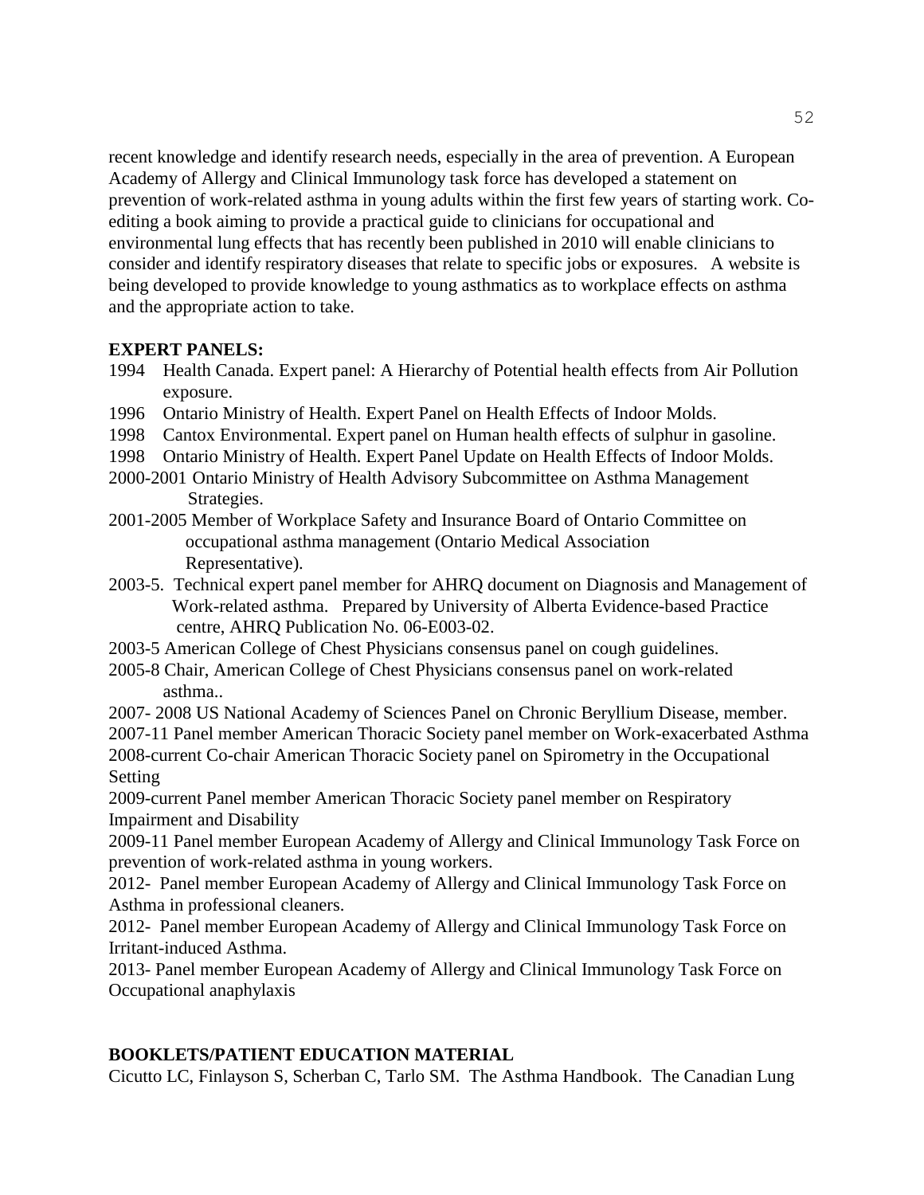recent knowledge and identify research needs, especially in the area of prevention. A European Academy of Allergy and Clinical Immunology task force has developed a statement on prevention of work-related asthma in young adults within the first few years of starting work. Co-editing a book aiming to provide a practical guide to clinicians for occupational and environmental lung effects that has recently been published in 2010 will enable clinicians to consider and identify respiratory diseases that relate to specific jobs or exposures. A website is being developed to provide knowledge to young asthmatics as to workplace effects on asthma and the appropriate action to take.

**EXPERT PANELS:**

1994 Health Canada. Expert panel: A Hierarchy of Potential health effects from Air Pollution exposure.

1996 Ontario Ministry of Health. Expert Panel on Health Effects of Indoor Molds.

1998 Cantox Environmental. Expert panel on Human health effects of sulphur in gasoline.

1998 Ontario Ministry of Health. Expert Panel Update on Health Effects of Indoor Molds.

2000-2001 Ontario Ministry of Health Advisory Subcommittee on Asthma Management Strategies.

2001-2005 Member of Workplace Safety and Insurance Board of Ontario Committee on occupational asthma management (Ontario Medical Association Representative).

2003-5. Technical expert panel member for AHRQ document on Diagnosis and Management of Work-related asthma. Prepared by University of Alberta Evidence-based Practice centre, AHRQ Publication No. 06-E003-02.

2003-5 American College of Chest Physicians consensus panel on cough guidelines.

2005-8 Chair, American College of Chest Physicians consensus panel on work-related asthma..

2007- 2008 US National Academy of Sciences Panel on Chronic Beryllium Disease, member.

2007-11 Panel member American Thoracic Society panel member on Work-exacerbated Asthma

2008-current Co-chair American Thoracic Society panel on Spirometry in the Occupational Setting

2009-current Panel member American Thoracic Society panel member on Respiratory Impairment and Disability

2009-11 Panel member European Academy of Allergy and Clinical Immunology Task Force on prevention of work-related asthma in young workers.

2012- Panel member European Academy of Allergy and Clinical Immunology Task Force on Asthma in professional cleaners.

2012- Panel member European Academy of Allergy and Clinical Immunology Task Force on Irritant-induced Asthma.

2013- Panel member European Academy of Allergy and Clinical Immunology Task Force on Occupational anaphylaxis

**BOOKLETS/PATIENT EDUCATION MATERIAL**

Cicutto LC, Finlayson S, Scherban C, Tarlo SM. The Asthma Handbook. The Canadian Lung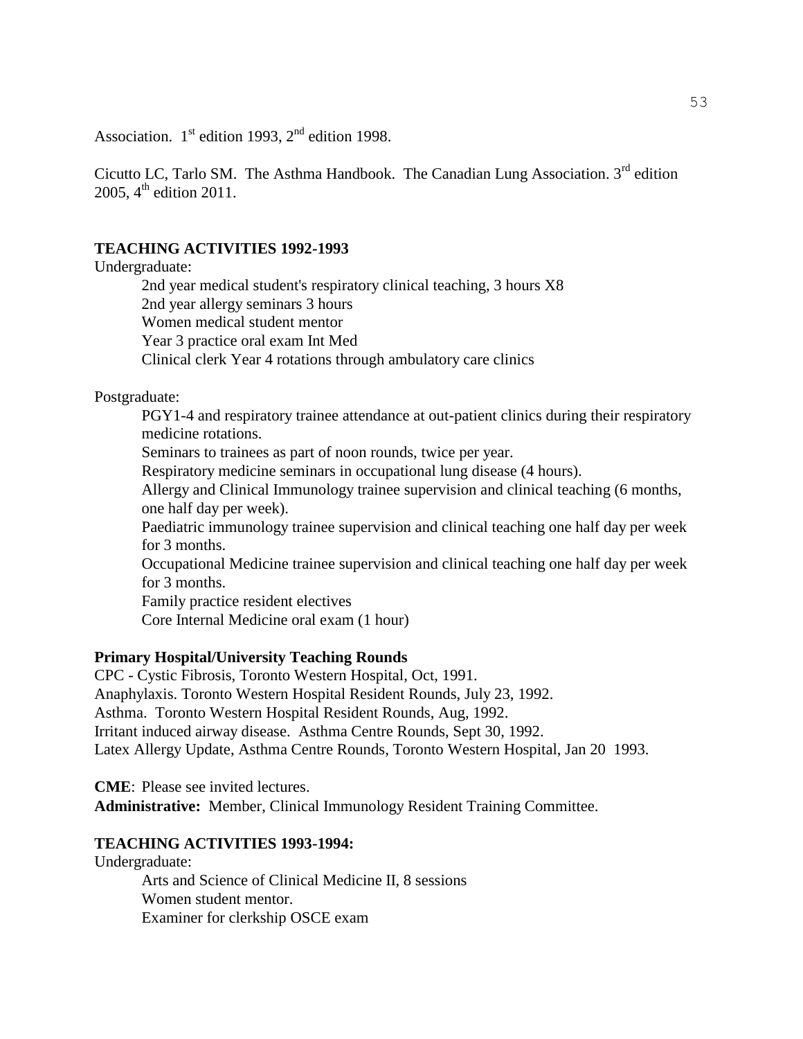Association. 1st edition 1993, 2nd edition 1998.

Cicutto LC, Tarlo SM. The Asthma Handbook. The Canadian Lung Association. 3rd edition 2005, 4th edition 2011.

**TEACHING ACTIVITIES 1992-1993**

Undergraduate:

- 2nd year medical student's respiratory clinical teaching, 3 hours X8
- 2nd year allergy seminars 3 hours
- Women medical student mentor
- Year 3 practice oral exam Int Med
- Clinical clerk Year 4 rotations through ambulatory care clinics

Postgraduate:

- PGY1-4 and respiratory trainee attendance at out-patient clinics during their respiratory medicine rotations.
- Seminars to trainees as part of noon rounds, twice per year.
- Respiratory medicine seminars in occupational lung disease (4 hours).
- Allergy and Clinical Immunology trainee supervision and clinical teaching (6 months, one half day per week).
- Paediatric immunology trainee supervision and clinical teaching one half day per week for 3 months.
- Occupational Medicine trainee supervision and clinical teaching one half day per week for 3 months.
- Family practice resident electives
- Core Internal Medicine oral exam (1 hour)

**Primary Hospital/University Teaching Rounds**

CPC - Cystic Fibrosis, Toronto Western Hospital, Oct, 1991.
Anaphylaxis. Toronto Western Hospital Resident Rounds, July 23, 1992.
Asthma. Toronto Western Hospital Resident Rounds, Aug, 1992.
Irritant induced airway disease. Asthma Centre Rounds, Sept 30, 1992.
Latex Allergy Update, Asthma Centre Rounds, Toronto Western Hospital, Jan 20 1993.

**CME**: Please see invited lectures.
**Administrative:** Member, Clinical Immunology Resident Training Committee.

**TEACHING ACTIVITIES 1993-1994:**

Undergraduate:

- Arts and Science of Clinical Medicine II, 8 sessions
- Women student mentor.
- Examiner for clerkship OSCE exam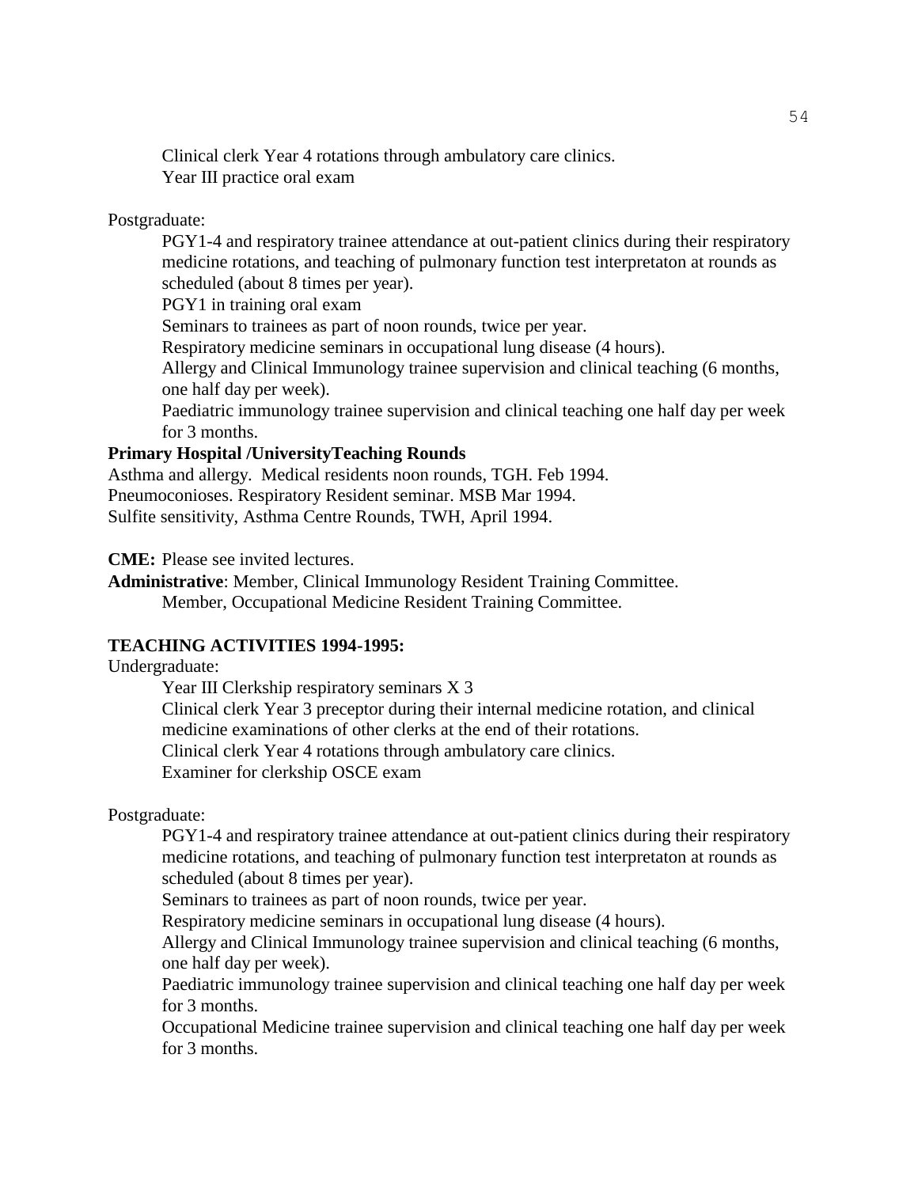Clinical clerk Year 4 rotations through ambulatory care clinics.
Year III practice oral exam

Postgraduate:

PGY1-4 and respiratory trainee attendance at out-patient clinics during their respiratory medicine rotations, and teaching of pulmonary function test interpretaton at rounds as scheduled (about 8 times per year).
PGY1 in training oral exam
Seminars to trainees as part of noon rounds, twice per year.
Respiratory medicine seminars in occupational lung disease (4 hours).
Allergy and Clinical Immunology trainee supervision and clinical teaching (6 months, one half day per week).
Paediatric immunology trainee supervision and clinical teaching one half day per week for 3 months.

**Primary Hospital /UniversityTeaching Rounds**

Asthma and allergy. Medical residents noon rounds, TGH. Feb 1994.
Pneumoconioses. Respiratory Resident seminar. MSB Mar 1994.
Sulfite sensitivity, Asthma Centre Rounds, TWH, April 1994.

**CME:** Please see invited lectures.

**Administrative**: Member, Clinical Immunology Resident Training Committee.
Member, Occupational Medicine Resident Training Committee.

**TEACHING ACTIVITIES 1994-1995:**

Undergraduate:

Year III Clerkship respiratory seminars X 3
Clinical clerk Year 3 preceptor during their internal medicine rotation, and clinical medicine examinations of other clerks at the end of their rotations.
Clinical clerk Year 4 rotations through ambulatory care clinics.
Examiner for clerkship OSCE exam

Postgraduate:

PGY1-4 and respiratory trainee attendance at out-patient clinics during their respiratory medicine rotations, and teaching of pulmonary function test interpretaton at rounds as scheduled (about 8 times per year).
Seminars to trainees as part of noon rounds, twice per year.
Respiratory medicine seminars in occupational lung disease (4 hours).
Allergy and Clinical Immunology trainee supervision and clinical teaching (6 months, one half day per week).
Paediatric immunology trainee supervision and clinical teaching one half day per week for 3 months.
Occupational Medicine trainee supervision and clinical teaching one half day per week for 3 months.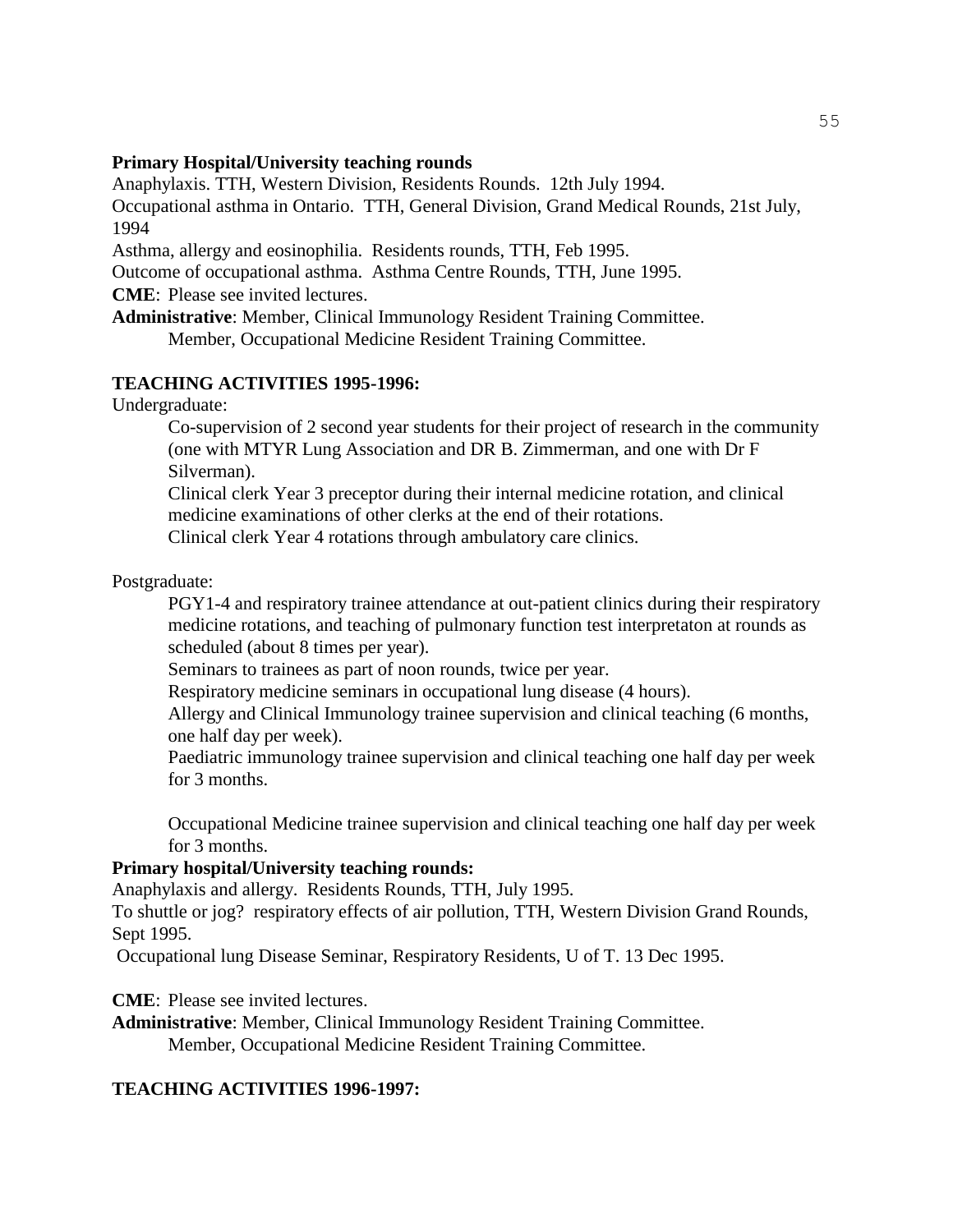**Primary Hospital/University teaching rounds**

Anaphylaxis. TTH, Western Division, Residents Rounds. 12th July 1994.

Occupational asthma in Ontario. TTH, General Division, Grand Medical Rounds, 21st July, 1994

Asthma, allergy and eosinophilia. Residents rounds, TTH, Feb 1995.

Outcome of occupational asthma. Asthma Centre Rounds, TTH, June 1995.

**CME**: Please see invited lectures.

**Administrative**: Member, Clinical Immunology Resident Training Committee.

Member, Occupational Medicine Resident Training Committee.

**TEACHING ACTIVITIES 1995-1996:**

Undergraduate:

Co-supervision of 2 second year students for their project of research in the community (one with MTYR Lung Association and DR B. Zimmerman, and one with Dr F Silverman).

Clinical clerk Year 3 preceptor during their internal medicine rotation, and clinical medicine examinations of other clerks at the end of their rotations.

Clinical clerk Year 4 rotations through ambulatory care clinics.

Postgraduate:

PGY1-4 and respiratory trainee attendance at out-patient clinics during their respiratory medicine rotations, and teaching of pulmonary function test interpretaton at rounds as scheduled (about 8 times per year).

Seminars to trainees as part of noon rounds, twice per year.

Respiratory medicine seminars in occupational lung disease (4 hours).

Allergy and Clinical Immunology trainee supervision and clinical teaching (6 months, one half day per week).

Paediatric immunology trainee supervision and clinical teaching one half day per week for 3 months.

Occupational Medicine trainee supervision and clinical teaching one half day per week for 3 months.

**Primary hospital/University teaching rounds:**

Anaphylaxis and allergy. Residents Rounds, TTH, July 1995.

To shuttle or jog? respiratory effects of air pollution, TTH, Western Division Grand Rounds, Sept 1995.

Occupational lung Disease Seminar, Respiratory Residents, U of T. 13 Dec 1995.

**CME**: Please see invited lectures.

**Administrative**: Member, Clinical Immunology Resident Training Committee.

Member, Occupational Medicine Resident Training Committee.

**TEACHING ACTIVITIES 1996-1997:**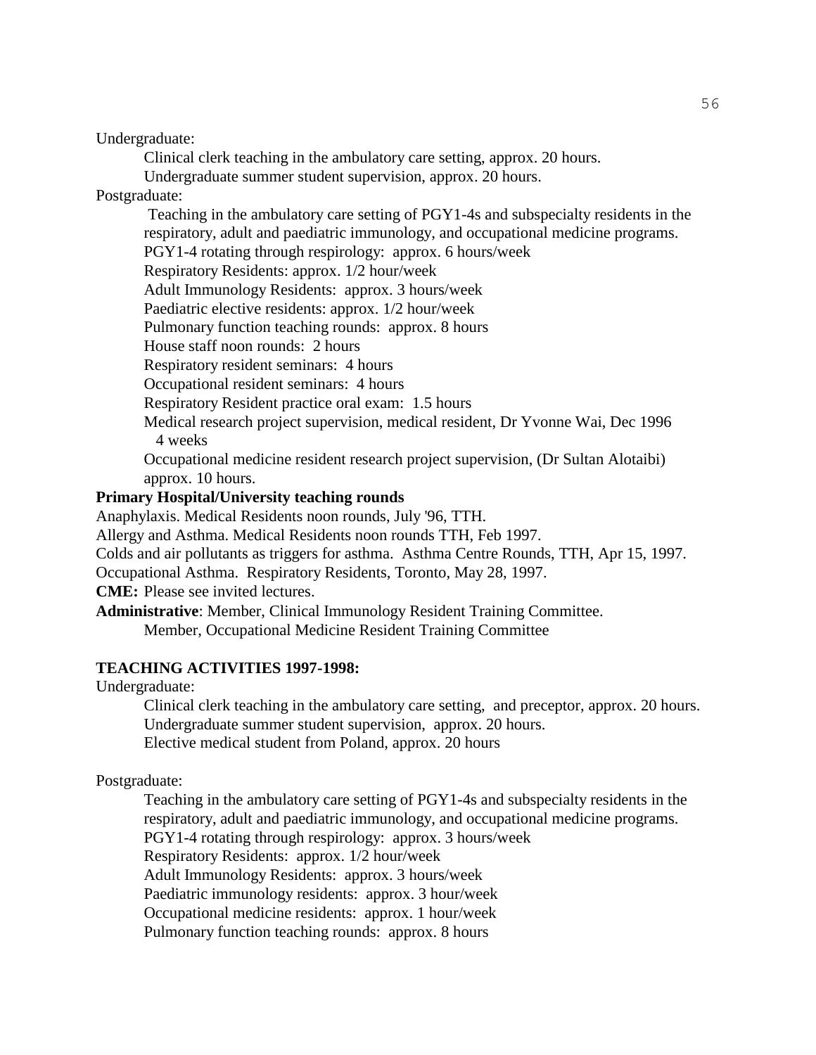Undergraduate:

Clinical clerk teaching in the ambulatory care setting, approx. 20 hours.
Undergraduate summer student supervision, approx. 20 hours.

Postgraduate:

Teaching in the ambulatory care setting of PGY1-4s and subspecialty residents in the respiratory, adult and paediatric immunology, and occupational medicine programs.
PGY1-4 rotating through respirology: approx. 6 hours/week
Respiratory Residents: approx. 1/2 hour/week
Adult Immunology Residents: approx. 3 hours/week
Paediatric elective residents: approx. 1/2 hour/week
Pulmonary function teaching rounds: approx. 8 hours
House staff noon rounds: 2 hours
Respiratory resident seminars: 4 hours
Occupational resident seminars: 4 hours
Respiratory Resident practice oral exam: 1.5 hours
Medical research project supervision, medical resident, Dr Yvonne Wai, Dec 1996 4 weeks
Occupational medicine resident research project supervision, (Dr Sultan Alotaibi) approx. 10 hours.

**Primary Hospital/University teaching rounds**

Anaphylaxis. Medical Residents noon rounds, July '96, TTH.
Allergy and Asthma. Medical Residents noon rounds TTH, Feb 1997.
Colds and air pollutants as triggers for asthma. Asthma Centre Rounds, TTH, Apr 15, 1997.
Occupational Asthma. Respiratory Residents, Toronto, May 28, 1997.

**CME:** Please see invited lectures.

**Administrative**: Member, Clinical Immunology Resident Training Committee.
Member, Occupational Medicine Resident Training Committee

**TEACHING ACTIVITIES 1997-1998:**

Undergraduate:

Clinical clerk teaching in the ambulatory care setting, and preceptor, approx. 20 hours.
Undergraduate summer student supervision, approx. 20 hours.
Elective medical student from Poland, approx. 20 hours

Postgraduate:

Teaching in the ambulatory care setting of PGY1-4s and subspecialty residents in the respiratory, adult and paediatric immunology, and occupational medicine programs.
PGY1-4 rotating through respirology: approx. 3 hours/week
Respiratory Residents: approx. 1/2 hour/week
Adult Immunology Residents: approx. 3 hours/week
Paediatric immunology residents: approx. 3 hour/week
Occupational medicine residents: approx. 1 hour/week
Pulmonary function teaching rounds: approx. 8 hours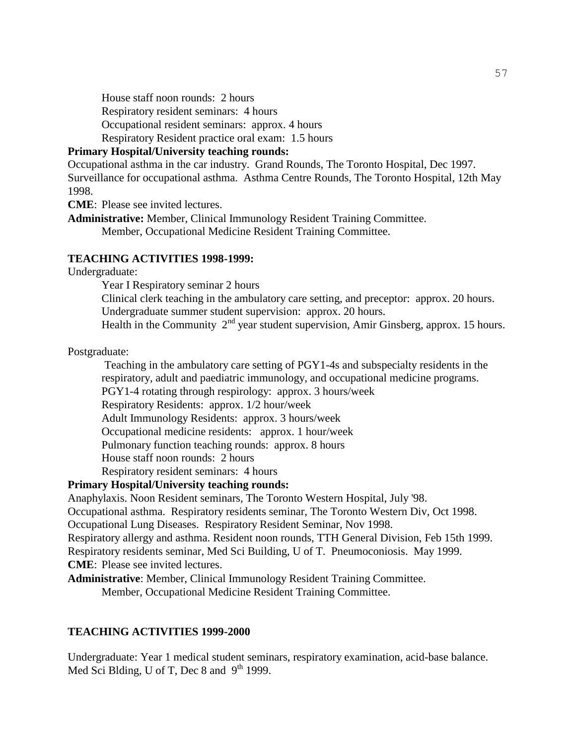House staff noon rounds: 2 hours
Respiratory resident seminars: 4 hours
Occupational resident seminars: approx. 4 hours
Respiratory Resident practice oral exam: 1.5 hours

**Primary Hospital/University teaching rounds:**

Occupational asthma in the car industry. Grand Rounds, The Toronto Hospital, Dec 1997.
Surveillance for occupational asthma. Asthma Centre Rounds, The Toronto Hospital, 12th May 1998.

**CME**: Please see invited lectures.

**Administrative:** Member, Clinical Immunology Resident Training Committee.
Member, Occupational Medicine Resident Training Committee.

**TEACHING ACTIVITIES 1998-1999:**

Undergraduate:

Year I Respiratory seminar 2 hours
Clinical clerk teaching in the ambulatory care setting, and preceptor: approx. 20 hours.
Undergraduate summer student supervision: approx. 20 hours.
Health in the Community 2nd year student supervision, Amir Ginsberg, approx. 15 hours.

Postgraduate:

Teaching in the ambulatory care setting of PGY1-4s and subspecialty residents in the respiratory, adult and paediatric immunology, and occupational medicine programs.
PGY1-4 rotating through respirology: approx. 3 hours/week
Respiratory Residents: approx. 1/2 hour/week
Adult Immunology Residents: approx. 3 hours/week
Occupational medicine residents: approx. 1 hour/week
Pulmonary function teaching rounds: approx. 8 hours
House staff noon rounds: 2 hours
Respiratory resident seminars: 4 hours

**Primary Hospital/University teaching rounds:**

Anaphylaxis. Noon Resident seminars, The Toronto Western Hospital, July '98.
Occupational asthma. Respiratory residents seminar, The Toronto Western Div, Oct 1998.
Occupational Lung Diseases. Respiratory Resident Seminar, Nov 1998.
Respiratory allergy and asthma. Resident noon rounds, TTH General Division, Feb 15th 1999.
Respiratory residents seminar, Med Sci Building, U of T. Pneumoconiosis. May 1999.

**CME**: Please see invited lectures.

**Administrative**: Member, Clinical Immunology Resident Training Committee.
Member, Occupational Medicine Resident Training Committee.

**TEACHING ACTIVITIES 1999-2000**

Undergraduate: Year 1 medical student seminars, respiratory examination, acid-base balance. Med Sci Blding, U of T, Dec 8 and 9th 1999.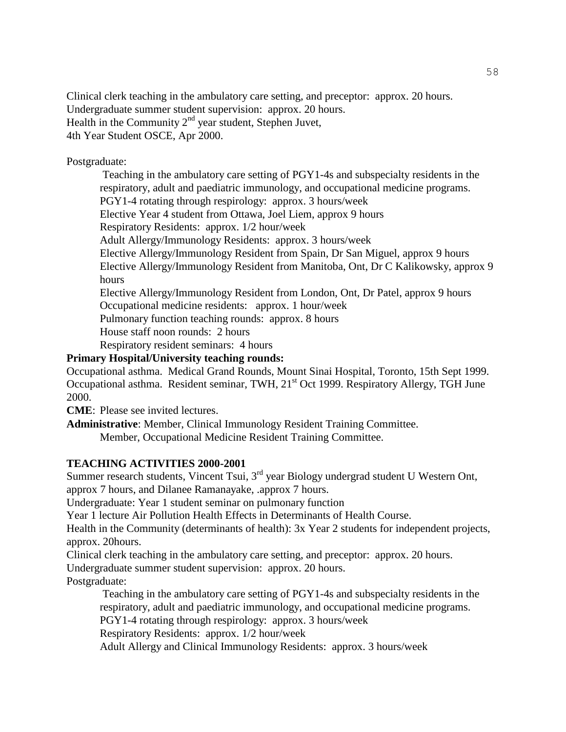Clinical clerk teaching in the ambulatory care setting, and preceptor: approx. 20 hours.
Undergraduate summer student supervision: approx. 20 hours.
Health in the Community 2nd year student, Stephen Juvet,
4th Year Student OSCE, Apr 2000.

Postgraduate:

Teaching in the ambulatory care setting of PGY1-4s and subspecialty residents in the respiratory, adult and paediatric immunology, and occupational medicine programs.
PGY1-4 rotating through respirology: approx. 3 hours/week
Elective Year 4 student from Ottawa, Joel Liem, approx 9 hours
Respiratory Residents: approx. 1/2 hour/week
Adult Allergy/Immunology Residents: approx. 3 hours/week
Elective Allergy/Immunology Resident from Spain, Dr San Miguel, approx 9 hours
Elective Allergy/Immunology Resident from Manitoba, Ont, Dr C Kalikowsky, approx 9 hours
Elective Allergy/Immunology Resident from London, Ont, Dr Patel, approx 9 hours
Occupational medicine residents: approx. 1 hour/week
Pulmonary function teaching rounds: approx. 8 hours
House staff noon rounds: 2 hours
Respiratory resident seminars: 4 hours

**Primary Hospital/University teaching rounds:**
Occupational asthma. Medical Grand Rounds, Mount Sinai Hospital, Toronto, 15th Sept 1999.
Occupational asthma. Resident seminar, TWH, 21st Oct 1999. Respiratory Allergy, TGH June 2000.

**CME**: Please see invited lectures.

**Administrative**: Member, Clinical Immunology Resident Training Committee.
Member, Occupational Medicine Resident Training Committee.

**TEACHING ACTIVITIES 2000-2001**

Summer research students, Vincent Tsui, 3rd year Biology undergrad student U Western Ont, approx 7 hours, and Dilanee Ramanayake, .approx 7 hours.
Undergraduate: Year 1 student seminar on pulmonary function
Year 1 lecture Air Pollution Health Effects in Determinants of Health Course.
Health in the Community (determinants of health): 3x Year 2 students for independent projects, approx. 20hours.
Clinical clerk teaching in the ambulatory care setting, and preceptor: approx. 20 hours.
Undergraduate summer student supervision: approx. 20 hours.
Postgraduate:

Teaching in the ambulatory care setting of PGY1-4s and subspecialty residents in the respiratory, adult and paediatric immunology, and occupational medicine programs.
PGY1-4 rotating through respirology: approx. 3 hours/week
Respiratory Residents: approx. 1/2 hour/week
Adult Allergy and Clinical Immunology Residents: approx. 3 hours/week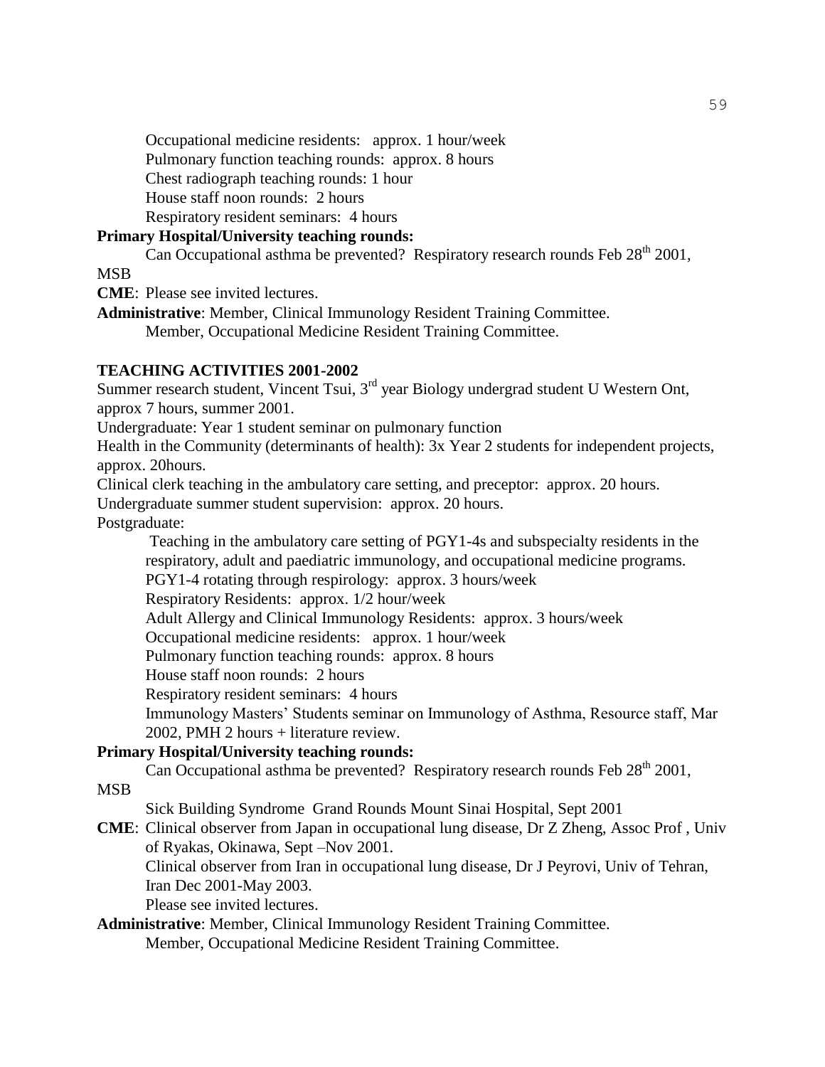Occupational medicine residents: approx. 1 hour/week
Pulmonary function teaching rounds: approx. 8 hours
Chest radiograph teaching rounds: 1 hour
House staff noon rounds: 2 hours
Respiratory resident seminars: 4 hours

**Primary Hospital/University teaching rounds:**

Can Occupational asthma be prevented? Respiratory research rounds Feb 28th 2001, MSB

**CME**: Please see invited lectures.

**Administrative**: Member, Clinical Immunology Resident Training Committee.
Member, Occupational Medicine Resident Training Committee.

**TEACHING ACTIVITIES 2001-2002**

Summer research student, Vincent Tsui, 3rd year Biology undergrad student U Western Ont, approx 7 hours, summer 2001.

Undergraduate: Year 1 student seminar on pulmonary function

Health in the Community (determinants of health): 3x Year 2 students for independent projects, approx. 20hours.

Clinical clerk teaching in the ambulatory care setting, and preceptor: approx. 20 hours.

Undergraduate summer student supervision: approx. 20 hours.

Postgraduate:

Teaching in the ambulatory care setting of PGY1-4s and subspecialty residents in the respiratory, adult and paediatric immunology, and occupational medicine programs.
PGY1-4 rotating through respirology: approx. 3 hours/week
Respiratory Residents: approx. 1/2 hour/week
Adult Allergy and Clinical Immunology Residents: approx. 3 hours/week
Occupational medicine residents: approx. 1 hour/week
Pulmonary function teaching rounds: approx. 8 hours
House staff noon rounds: 2 hours
Respiratory resident seminars: 4 hours
Immunology Masters' Students seminar on Immunology of Asthma, Resource staff, Mar 2002, PMH 2 hours + literature review.

**Primary Hospital/University teaching rounds:**

Can Occupational asthma be prevented? Respiratory research rounds Feb 28th 2001, MSB

Sick Building Syndrome Grand Rounds Mount Sinai Hospital, Sept 2001

**CME**: Clinical observer from Japan in occupational lung disease, Dr Z Zheng, Assoc Prof , Univ of Ryakas, Okinawa, Sept –Nov 2001.

Clinical observer from Iran in occupational lung disease, Dr J Peyrovi, Univ of Tehran, Iran Dec 2001-May 2003.

Please see invited lectures.

**Administrative**: Member, Clinical Immunology Resident Training Committee.
Member, Occupational Medicine Resident Training Committee.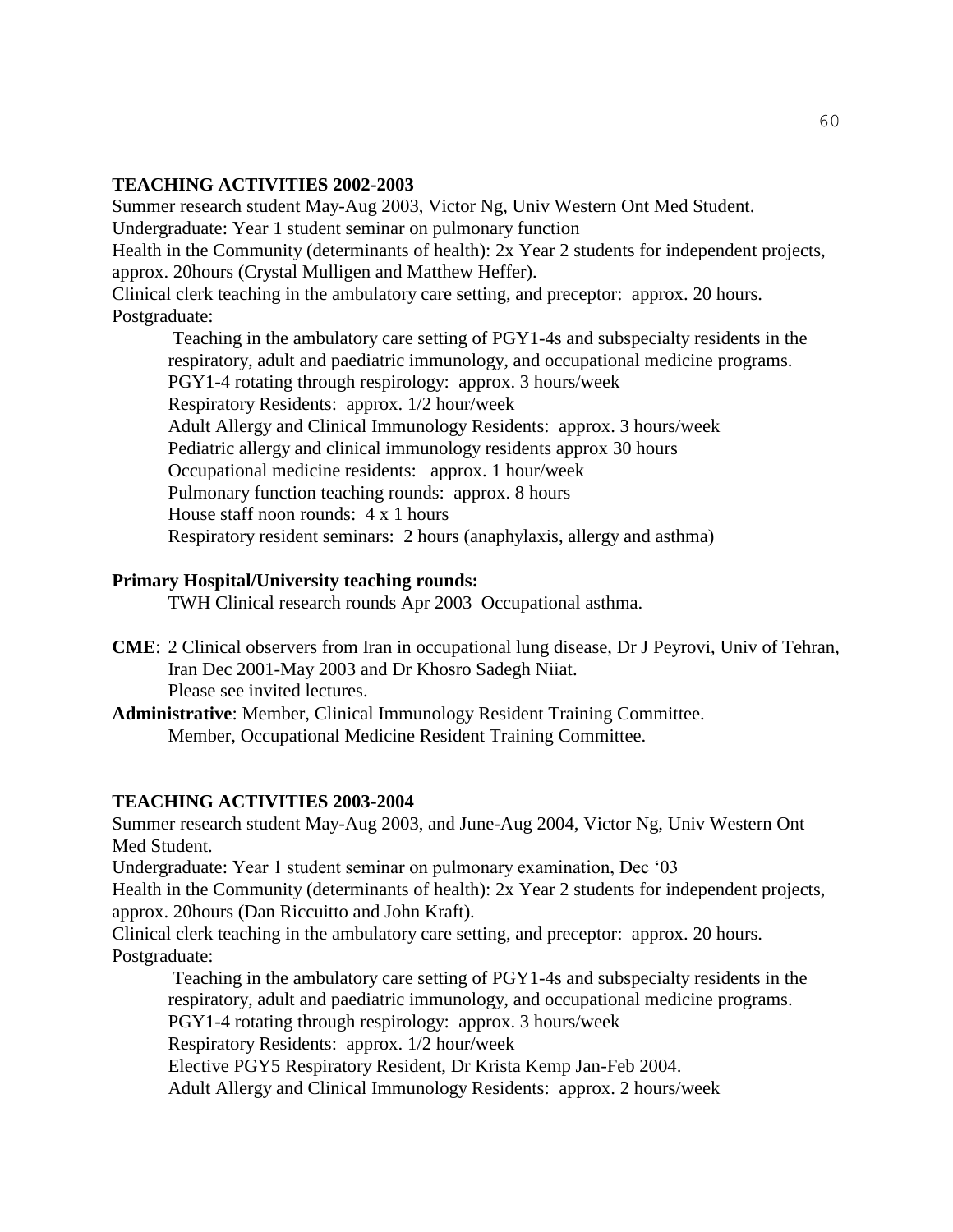**TEACHING ACTIVITIES 2002-2003**

Summer research student May-Aug 2003, Victor Ng, Univ Western Ont Med Student.
Undergraduate: Year 1 student seminar on pulmonary function
Health in the Community (determinants of health): 2x Year 2 students for independent projects, approx. 20hours (Crystal Mulligen and Matthew Heffer).
Clinical clerk teaching in the ambulatory care setting, and preceptor: approx. 20 hours.
Postgraduate:

Teaching in the ambulatory care setting of PGY1-4s and subspecialty residents in the respiratory, adult and paediatric immunology, and occupational medicine programs.
PGY1-4 rotating through respirology: approx. 3 hours/week
Respiratory Residents: approx. 1/2 hour/week
Adult Allergy and Clinical Immunology Residents: approx. 3 hours/week
Pediatric allergy and clinical immunology residents approx 30 hours
Occupational medicine residents: approx. 1 hour/week
Pulmonary function teaching rounds: approx. 8 hours
House staff noon rounds: 4 x 1 hours
Respiratory resident seminars: 2 hours (anaphylaxis, allergy and asthma)

**Primary Hospital/University teaching rounds:**

TWH Clinical research rounds Apr 2003 Occupational asthma.

**CME**: 2 Clinical observers from Iran in occupational lung disease, Dr J Peyrovi, Univ of Tehran, Iran Dec 2001-May 2003 and Dr Khosro Sadegh Niiat.
Please see invited lectures.

**Administrative**: Member, Clinical Immunology Resident Training Committee.
Member, Occupational Medicine Resident Training Committee.

**TEACHING ACTIVITIES 2003-2004**

Summer research student May-Aug 2003, and June-Aug 2004, Victor Ng, Univ Western Ont Med Student.
Undergraduate: Year 1 student seminar on pulmonary examination, Dec '03
Health in the Community (determinants of health): 2x Year 2 students for independent projects, approx. 20hours (Dan Riccuitto and John Kraft).
Clinical clerk teaching in the ambulatory care setting, and preceptor: approx. 20 hours.
Postgraduate:

Teaching in the ambulatory care setting of PGY1-4s and subspecialty residents in the respiratory, adult and paediatric immunology, and occupational medicine programs.
PGY1-4 rotating through respirology: approx. 3 hours/week
Respiratory Residents: approx. 1/2 hour/week
Elective PGY5 Respiratory Resident, Dr Krista Kemp Jan-Feb 2004.
Adult Allergy and Clinical Immunology Residents: approx. 2 hours/week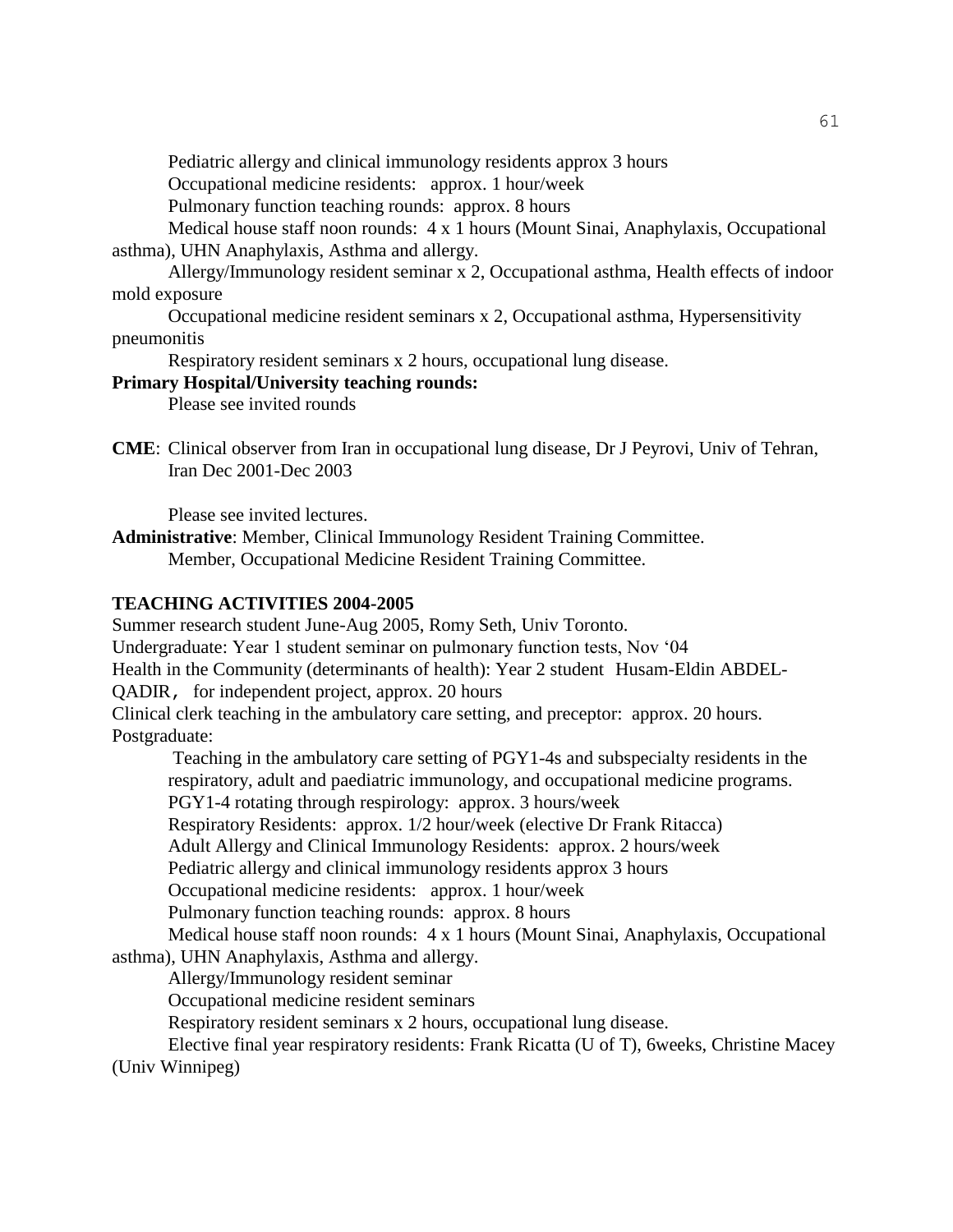Pediatric allergy and clinical immunology residents approx 3 hours

Occupational medicine residents: approx. 1 hour/week

Pulmonary function teaching rounds: approx. 8 hours

Medical house staff noon rounds: 4 x 1 hours (Mount Sinai, Anaphylaxis, Occupational asthma), UHN Anaphylaxis, Asthma and allergy.

Allergy/Immunology resident seminar x 2, Occupational asthma, Health effects of indoor mold exposure

Occupational medicine resident seminars x 2, Occupational asthma, Hypersensitivity pneumonitis

Respiratory resident seminars x 2 hours, occupational lung disease.

**Primary Hospital/University teaching rounds:**

Please see invited rounds

**CME**: Clinical observer from Iran in occupational lung disease, Dr J Peyrovi, Univ of Tehran, Iran Dec 2001-Dec 2003

Please see invited lectures.

**Administrative**: Member, Clinical Immunology Resident Training Committee.

Member, Occupational Medicine Resident Training Committee.

**TEACHING ACTIVITIES 2004-2005**

Summer research student June-Aug 2005, Romy Seth, Univ Toronto.

Undergraduate: Year 1 student seminar on pulmonary function tests, Nov '04

Health in the Community (determinants of health): Year 2 student Husam-Eldin ABDEL-QADIR, for independent project, approx. 20 hours

Clinical clerk teaching in the ambulatory care setting, and preceptor: approx. 20 hours.

Postgraduate:

Teaching in the ambulatory care setting of PGY1-4s and subspecialty residents in the respiratory, adult and paediatric immunology, and occupational medicine programs.

PGY1-4 rotating through respirology: approx. 3 hours/week

Respiratory Residents: approx. 1/2 hour/week (elective Dr Frank Ritacca)

Adult Allergy and Clinical Immunology Residents: approx. 2 hours/week

Pediatric allergy and clinical immunology residents approx 3 hours

Occupational medicine residents: approx. 1 hour/week

Pulmonary function teaching rounds: approx. 8 hours

Medical house staff noon rounds: 4 x 1 hours (Mount Sinai, Anaphylaxis, Occupational asthma), UHN Anaphylaxis, Asthma and allergy.

Allergy/Immunology resident seminar

Occupational medicine resident seminars

Respiratory resident seminars x 2 hours, occupational lung disease.

Elective final year respiratory residents: Frank Ricatta (U of T), 6weeks, Christine Macey (Univ Winnipeg)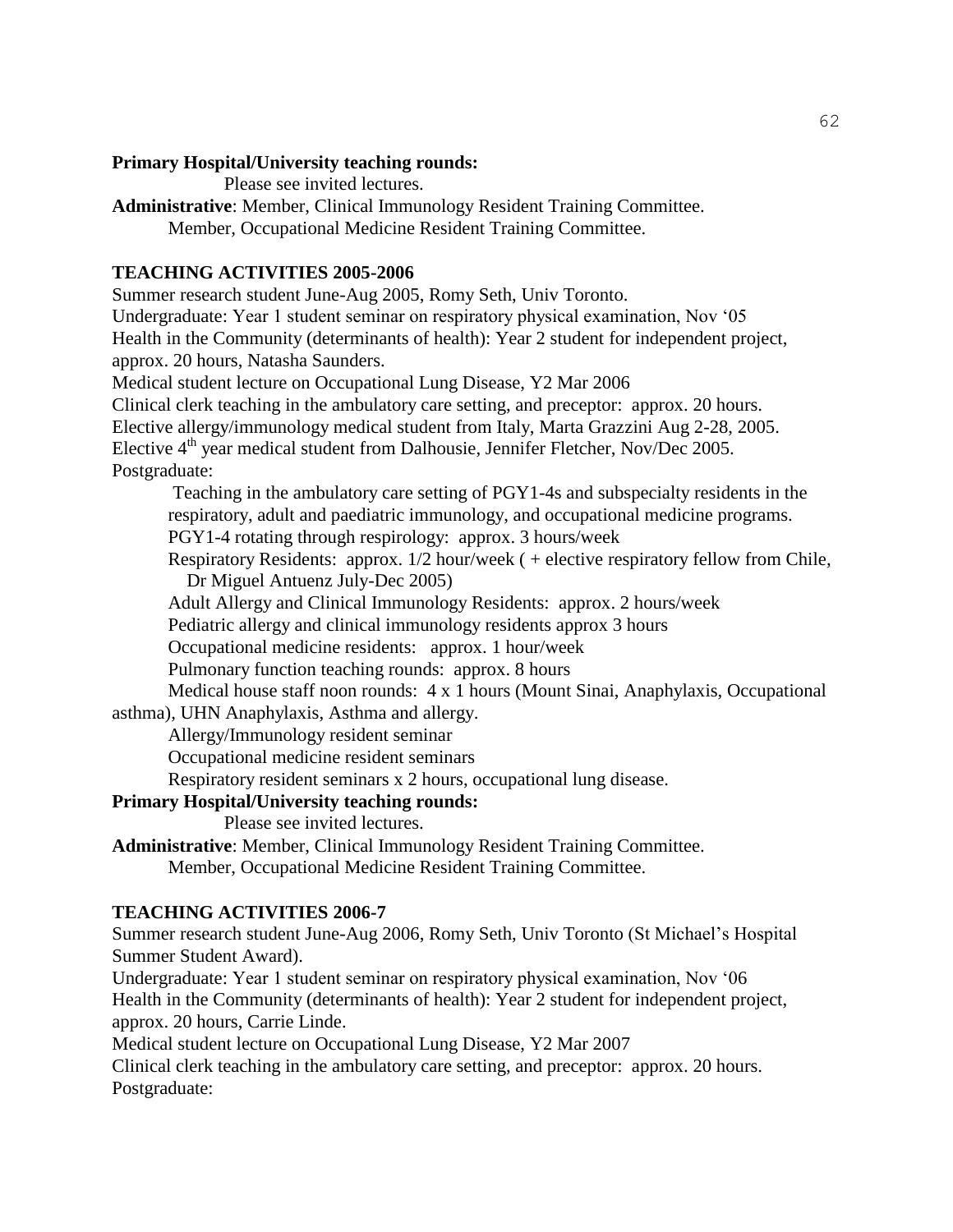**Primary Hospital/University teaching rounds:**

Please see invited lectures.

**Administrative**: Member, Clinical Immunology Resident Training Committee.

Member, Occupational Medicine Resident Training Committee.

### TEACHING ACTIVITIES 2005-2006

Summer research student June-Aug 2005, Romy Seth, Univ Toronto.

Undergraduate: Year 1 student seminar on respiratory physical examination, Nov '05

Health in the Community (determinants of health): Year 2 student for independent project, approx. 20 hours, Natasha Saunders.

Medical student lecture on Occupational Lung Disease, Y2 Mar 2006

Clinical clerk teaching in the ambulatory care setting, and preceptor: approx. 20 hours.

Elective allergy/immunology medical student from Italy, Marta Grazzini Aug 2-28, 2005.

Elective 4th year medical student from Dalhousie, Jennifer Fletcher, Nov/Dec 2005.

Postgraduate:

Teaching in the ambulatory care setting of PGY1-4s and subspecialty residents in the respiratory, adult and paediatric immunology, and occupational medicine programs.

PGY1-4 rotating through respirology: approx. 3 hours/week

Respiratory Residents: approx. 1/2 hour/week ( + elective respiratory fellow from Chile, Dr Miguel Antuenz July-Dec 2005)

Adult Allergy and Clinical Immunology Residents: approx. 2 hours/week

Pediatric allergy and clinical immunology residents approx 3 hours

Occupational medicine residents: approx. 1 hour/week

Pulmonary function teaching rounds: approx. 8 hours

Medical house staff noon rounds: 4 x 1 hours (Mount Sinai, Anaphylaxis, Occupational asthma), UHN Anaphylaxis, Asthma and allergy.

Allergy/Immunology resident seminar

Occupational medicine resident seminars

Respiratory resident seminars x 2 hours, occupational lung disease.

**Primary Hospital/University teaching rounds:**

Please see invited lectures.

**Administrative**: Member, Clinical Immunology Resident Training Committee.

Member, Occupational Medicine Resident Training Committee.

### TEACHING ACTIVITIES 2006-7

Summer research student June-Aug 2006, Romy Seth, Univ Toronto (St Michael's Hospital Summer Student Award).

Undergraduate: Year 1 student seminar on respiratory physical examination, Nov '06

Health in the Community (determinants of health): Year 2 student for independent project, approx. 20 hours, Carrie Linde.

Medical student lecture on Occupational Lung Disease, Y2 Mar 2007

Clinical clerk teaching in the ambulatory care setting, and preceptor: approx. 20 hours.

Postgraduate: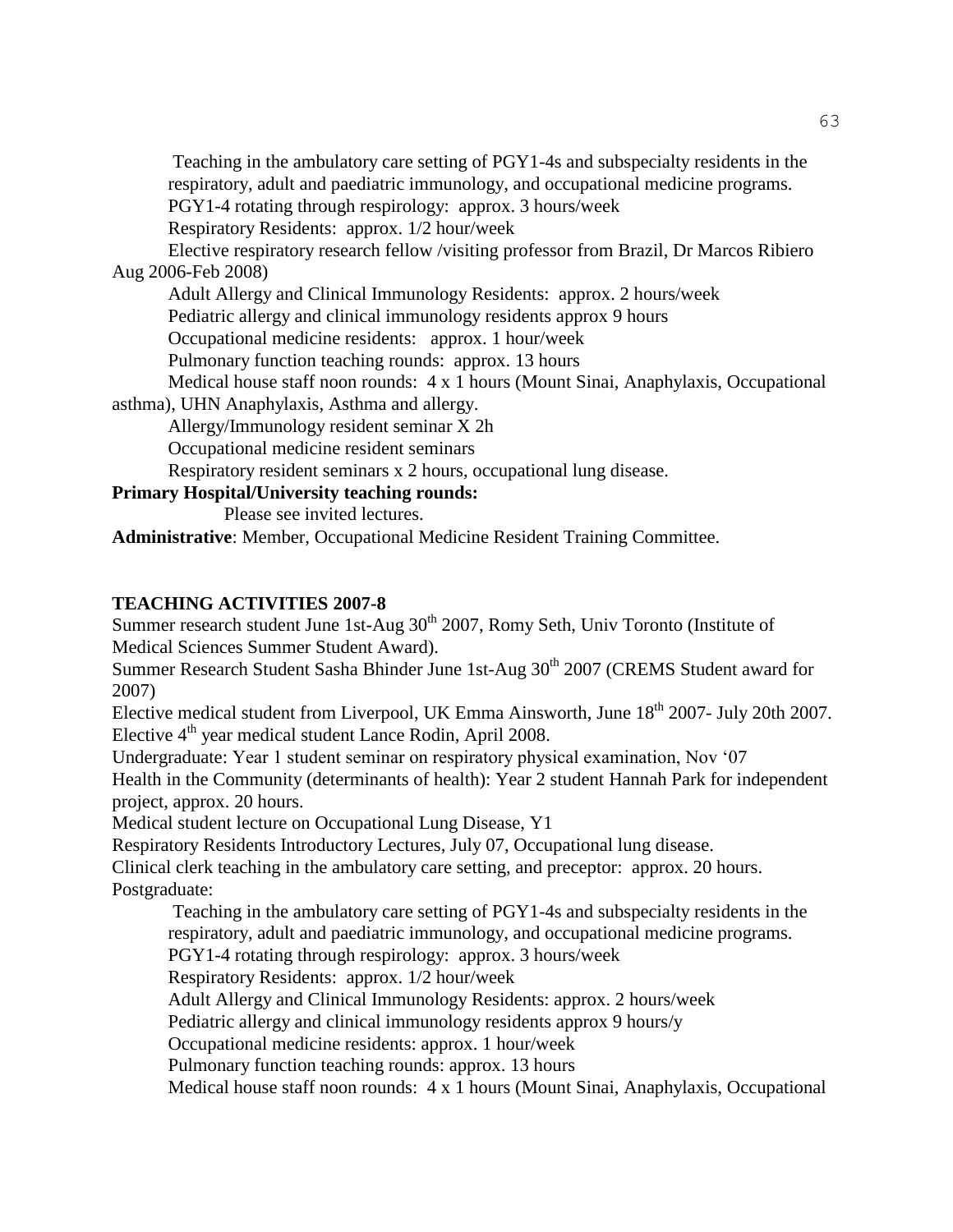Teaching in the ambulatory care setting of PGY1-4s and subspecialty residents in the respiratory, adult and paediatric immunology, and occupational medicine programs.

PGY1-4 rotating through respirology: approx. 3 hours/week

Respiratory Residents: approx. 1/2 hour/week

Elective respiratory research fellow /visiting professor from Brazil, Dr Marcos Ribiero Aug 2006-Feb 2008)

Adult Allergy and Clinical Immunology Residents: approx. 2 hours/week

Pediatric allergy and clinical immunology residents approx 9 hours

Occupational medicine residents: approx. 1 hour/week

Pulmonary function teaching rounds: approx. 13 hours

Medical house staff noon rounds: 4 x 1 hours (Mount Sinai, Anaphylaxis, Occupational asthma), UHN Anaphylaxis, Asthma and allergy.

Allergy/Immunology resident seminar X 2h

Occupational medicine resident seminars

Respiratory resident seminars x 2 hours, occupational lung disease.

**Primary Hospital/University teaching rounds:**

Please see invited lectures.

**Administrative**: Member, Occupational Medicine Resident Training Committee.

**TEACHING ACTIVITIES 2007-8**

Summer research student June 1st-Aug 30th 2007, Romy Seth, Univ Toronto (Institute of Medical Sciences Summer Student Award).

Summer Research Student Sasha Bhinder June 1st-Aug 30th 2007 (CREMS Student award for 2007)

Elective medical student from Liverpool, UK Emma Ainsworth, June 18th 2007- July 20th 2007.

Elective 4th year medical student Lance Rodin, April 2008.

Undergraduate: Year 1 student seminar on respiratory physical examination, Nov '07

Health in the Community (determinants of health): Year 2 student Hannah Park for independent project, approx. 20 hours.

Medical student lecture on Occupational Lung Disease, Y1

Respiratory Residents Introductory Lectures, July 07, Occupational lung disease.

Clinical clerk teaching in the ambulatory care setting, and preceptor: approx. 20 hours.

Postgraduate:

Teaching in the ambulatory care setting of PGY1-4s and subspecialty residents in the respiratory, adult and paediatric immunology, and occupational medicine programs.

PGY1-4 rotating through respirology: approx. 3 hours/week

Respiratory Residents: approx. 1/2 hour/week

Adult Allergy and Clinical Immunology Residents: approx. 2 hours/week

Pediatric allergy and clinical immunology residents approx 9 hours/y

Occupational medicine residents: approx. 1 hour/week

Pulmonary function teaching rounds: approx. 13 hours

Medical house staff noon rounds: 4 x 1 hours (Mount Sinai, Anaphylaxis, Occupational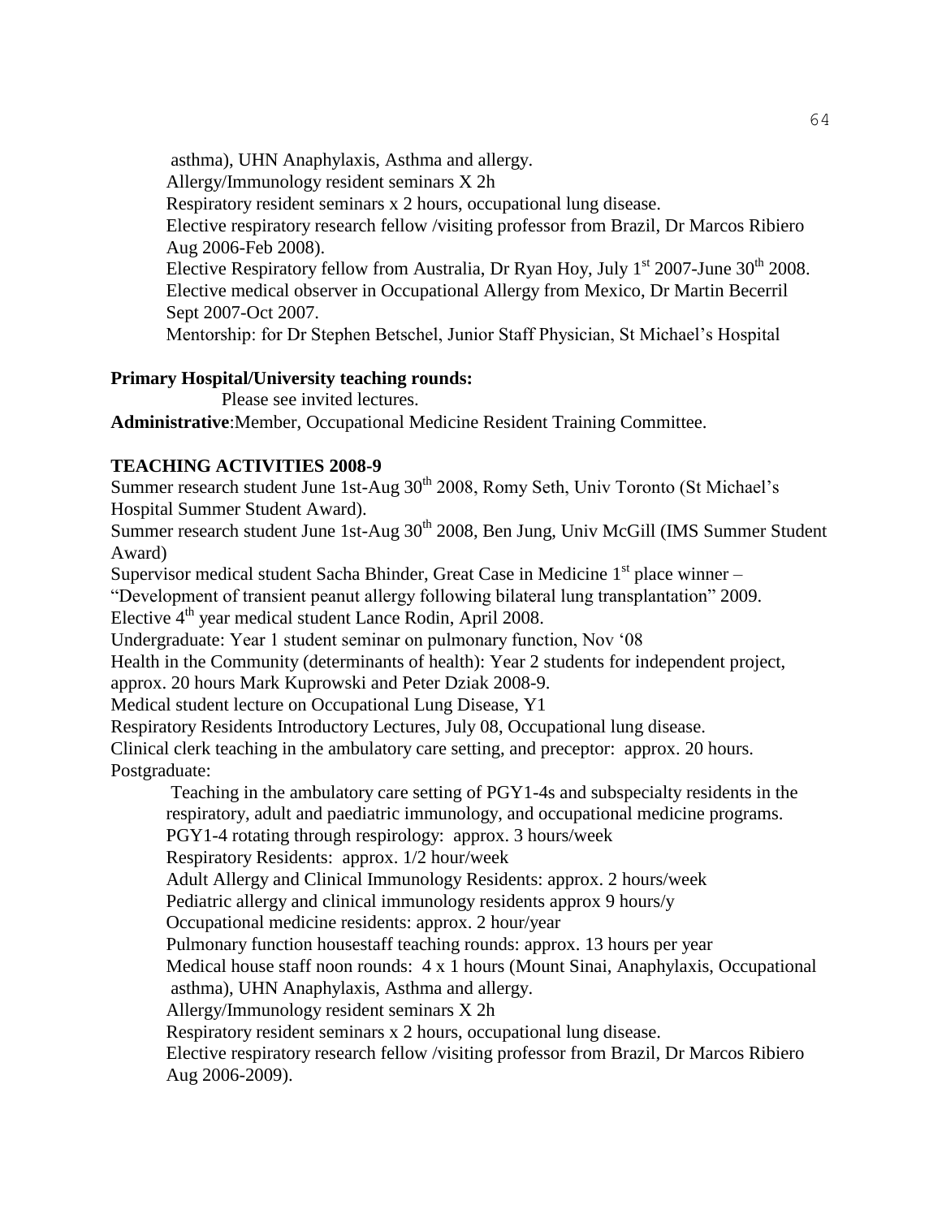asthma), UHN Anaphylaxis, Asthma and allergy.
Allergy/Immunology resident seminars X 2h
Respiratory resident seminars x 2 hours, occupational lung disease.
Elective respiratory research fellow /visiting professor from Brazil, Dr Marcos Ribiero Aug 2006-Feb 2008).
Elective Respiratory fellow from Australia, Dr Ryan Hoy, July 1st 2007-June 30th 2008.
Elective medical observer in Occupational Allergy from Mexico, Dr Martin Becerril Sept 2007-Oct 2007.
Mentorship: for Dr Stephen Betschel, Junior Staff Physician, St Michael's Hospital

**Primary Hospital/University teaching rounds:**
Please see invited lectures.

**Administrative**:Member, Occupational Medicine Resident Training Committee.

**TEACHING ACTIVITIES 2008-9**

Summer research student June 1st-Aug 30th 2008, Romy Seth, Univ Toronto (St Michael's Hospital Summer Student Award).
Summer research student June 1st-Aug 30th 2008, Ben Jung, Univ McGill (IMS Summer Student Award)
Supervisor medical student Sacha Bhinder, Great Case in Medicine 1st place winner – "Development of transient peanut allergy following bilateral lung transplantation" 2009.
Elective 4th year medical student Lance Rodin, April 2008.
Undergraduate: Year 1 student seminar on pulmonary function, Nov '08
Health in the Community (determinants of health): Year 2 students for independent project, approx. 20 hours Mark Kuprowski and Peter Dziak 2008-9.
Medical student lecture on Occupational Lung Disease, Y1
Respiratory Residents Introductory Lectures, July 08, Occupational lung disease.
Clinical clerk teaching in the ambulatory care setting, and preceptor: approx. 20 hours.
Postgraduate:

Teaching in the ambulatory care setting of PGY1-4s and subspecialty residents in the respiratory, adult and paediatric immunology, and occupational medicine programs.
PGY1-4 rotating through respirology: approx. 3 hours/week
Respiratory Residents: approx. 1/2 hour/week
Adult Allergy and Clinical Immunology Residents: approx. 2 hours/week
Pediatric allergy and clinical immunology residents approx 9 hours/y
Occupational medicine residents: approx. 2 hour/year
Pulmonary function housestaff teaching rounds: approx. 13 hours per year
Medical house staff noon rounds: 4 x 1 hours (Mount Sinai, Anaphylaxis, Occupational asthma), UHN Anaphylaxis, Asthma and allergy.
Allergy/Immunology resident seminars X 2h
Respiratory resident seminars x 2 hours, occupational lung disease.
Elective respiratory research fellow /visiting professor from Brazil, Dr Marcos Ribiero Aug 2006-2009).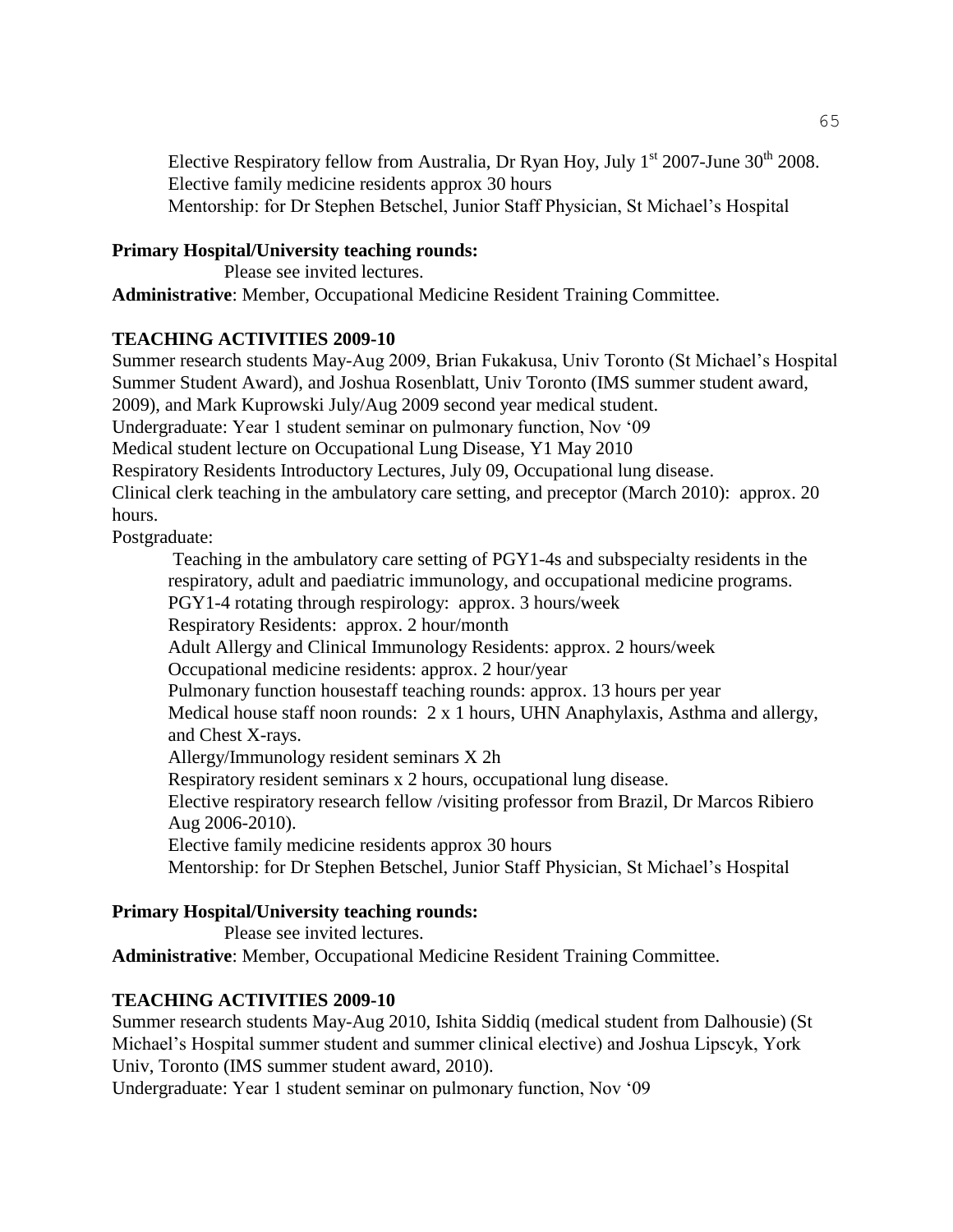Elective Respiratory fellow from Australia, Dr Ryan Hoy, July 1st 2007-June 30th 2008.
Elective family medicine residents approx 30 hours
Mentorship: for Dr Stephen Betschel, Junior Staff Physician, St Michael's Hospital

**Primary Hospital/University teaching rounds:**
Please see invited lectures.
**Administrative**: Member, Occupational Medicine Resident Training Committee.

**TEACHING ACTIVITIES 2009-10**

Summer research students May-Aug 2009, Brian Fukakusa, Univ Toronto (St Michael's Hospital Summer Student Award), and Joshua Rosenblatt, Univ Toronto (IMS summer student award, 2009), and Mark Kuprowski July/Aug 2009 second year medical student.
Undergraduate: Year 1 student seminar on pulmonary function, Nov '09
Medical student lecture on Occupational Lung Disease, Y1 May 2010
Respiratory Residents Introductory Lectures, July 09, Occupational lung disease.
Clinical clerk teaching in the ambulatory care setting, and preceptor (March 2010): approx. 20 hours.
Postgraduate:

Teaching in the ambulatory care setting of PGY1-4s and subspecialty residents in the respiratory, adult and paediatric immunology, and occupational medicine programs.
PGY1-4 rotating through respirology: approx. 3 hours/week
Respiratory Residents: approx. 2 hour/month
Adult Allergy and Clinical Immunology Residents: approx. 2 hours/week
Occupational medicine residents: approx. 2 hour/year
Pulmonary function housestaff teaching rounds: approx. 13 hours per year
Medical house staff noon rounds: 2 x 1 hours, UHN Anaphylaxis, Asthma and allergy, and Chest X-rays.
Allergy/Immunology resident seminars X 2h
Respiratory resident seminars x 2 hours, occupational lung disease.
Elective respiratory research fellow /visiting professor from Brazil, Dr Marcos Ribiero Aug 2006-2010).
Elective family medicine residents approx 30 hours
Mentorship: for Dr Stephen Betschel, Junior Staff Physician, St Michael's Hospital

**Primary Hospital/University teaching rounds:**
Please see invited lectures.
**Administrative**: Member, Occupational Medicine Resident Training Committee.

**TEACHING ACTIVITIES 2009-10**

Summer research students May-Aug 2010, Ishita Siddiq (medical student from Dalhousie) (St Michael's Hospital summer student and summer clinical elective) and Joshua Lipscyk, York Univ, Toronto (IMS summer student award, 2010).
Undergraduate: Year 1 student seminar on pulmonary function, Nov '09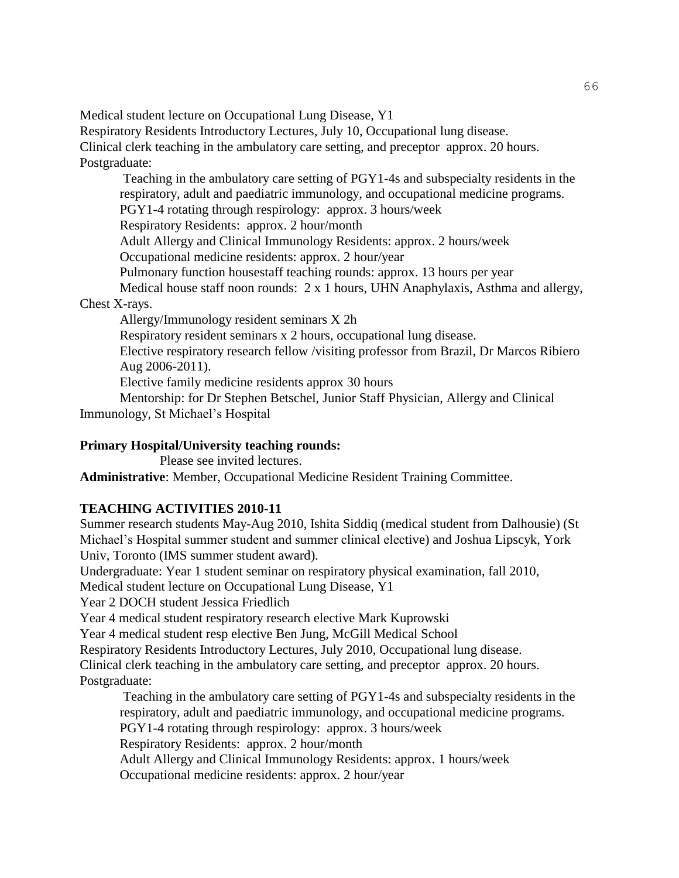Medical student lecture on Occupational Lung Disease, Y1

Respiratory Residents Introductory Lectures, July 10, Occupational lung disease.

Clinical clerk teaching in the ambulatory care setting, and preceptor approx. 20 hours.

Postgraduate:

- Teaching in the ambulatory care setting of PGY1-4s and subspecialty residents in the respiratory, adult and paediatric immunology, and occupational medicine programs.
- PGY1-4 rotating through respirology: approx. 3 hours/week
- Respiratory Residents: approx. 2 hour/month
- Adult Allergy and Clinical Immunology Residents: approx. 2 hours/week
- Occupational medicine residents: approx. 2 hour/year
- Pulmonary function housestaff teaching rounds: approx. 13 hours per year
- Medical house staff noon rounds: 2 x 1 hours, UHN Anaphylaxis, Asthma and allergy, Chest X-rays.
- Allergy/Immunology resident seminars X 2h
- Respiratory resident seminars x 2 hours, occupational lung disease.
- Elective respiratory research fellow /visiting professor from Brazil, Dr Marcos Ribiero Aug 2006-2011).
- Elective family medicine residents approx 30 hours
- Mentorship: for Dr Stephen Betschel, Junior Staff Physician, Allergy and Clinical Immunology, St Michael's Hospital

**Primary Hospital/University teaching rounds:**

Please see invited lectures.

**Administrative**: Member, Occupational Medicine Resident Training Committee.

**TEACHING ACTIVITIES 2010-11**

Summer research students May-Aug 2010, Ishita Siddiq (medical student from Dalhousie) (St Michael's Hospital summer student and summer clinical elective) and Joshua Lipscyk, York Univ, Toronto (IMS summer student award).

Undergraduate: Year 1 student seminar on respiratory physical examination, fall 2010,

Medical student lecture on Occupational Lung Disease, Y1

Year 2 DOCH student Jessica Friedlich

Year 4 medical student respiratory research elective Mark Kuprowski

Year 4 medical student resp elective Ben Jung, McGill Medical School

Respiratory Residents Introductory Lectures, July 2010, Occupational lung disease.

Clinical clerk teaching in the ambulatory care setting, and preceptor approx. 20 hours.

Postgraduate:

- Teaching in the ambulatory care setting of PGY1-4s and subspecialty residents in the respiratory, adult and paediatric immunology, and occupational medicine programs.
- PGY1-4 rotating through respirology: approx. 3 hours/week
- Respiratory Residents: approx. 2 hour/month
- Adult Allergy and Clinical Immunology Residents: approx. 1 hours/week
- Occupational medicine residents: approx. 2 hour/year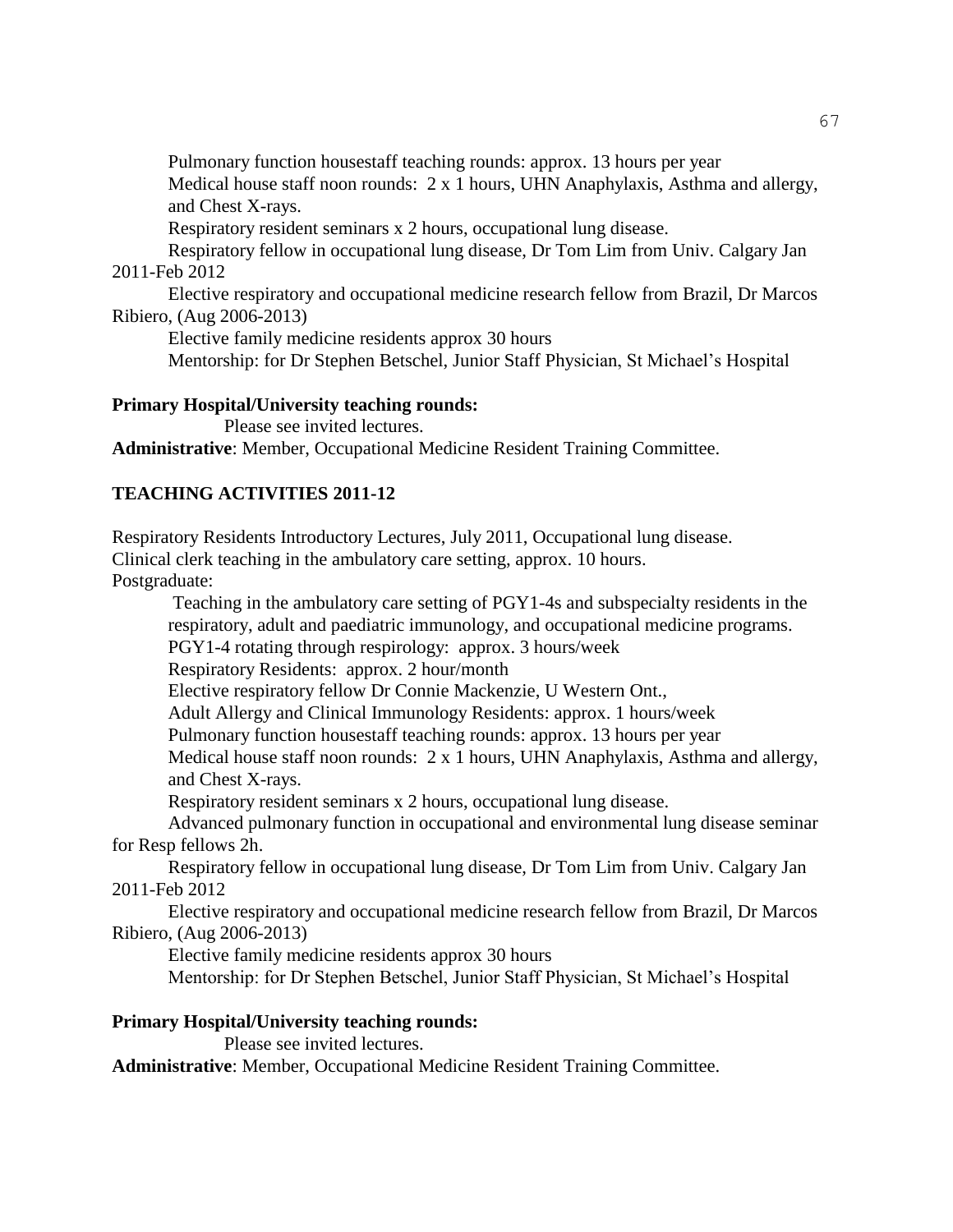Pulmonary function housestaff teaching rounds: approx. 13 hours per year

Medical house staff noon rounds: 2 x 1 hours, UHN Anaphylaxis, Asthma and allergy, and Chest X-rays.

Respiratory resident seminars x 2 hours, occupational lung disease.

Respiratory fellow in occupational lung disease, Dr Tom Lim from Univ. Calgary Jan 2011-Feb 2012

Elective respiratory and occupational medicine research fellow from Brazil, Dr Marcos Ribiero, (Aug 2006-2013)

Elective family medicine residents approx 30 hours

Mentorship: for Dr Stephen Betschel, Junior Staff Physician, St Michael's Hospital

**Primary Hospital/University teaching rounds:**

Please see invited lectures.

**Administrative**: Member, Occupational Medicine Resident Training Committee.

## TEACHING ACTIVITIES 2011-12

Respiratory Residents Introductory Lectures, July 2011, Occupational lung disease.

Clinical clerk teaching in the ambulatory care setting, approx. 10 hours.

Postgraduate:

Teaching in the ambulatory care setting of PGY1-4s and subspecialty residents in the respiratory, adult and paediatric immunology, and occupational medicine programs.

PGY1-4 rotating through respirology: approx. 3 hours/week

Respiratory Residents: approx. 2 hour/month

Elective respiratory fellow Dr Connie Mackenzie, U Western Ont.,

Adult Allergy and Clinical Immunology Residents: approx. 1 hours/week

Pulmonary function housestaff teaching rounds: approx. 13 hours per year

Medical house staff noon rounds: 2 x 1 hours, UHN Anaphylaxis, Asthma and allergy, and Chest X-rays.

Respiratory resident seminars x 2 hours, occupational lung disease.

Advanced pulmonary function in occupational and environmental lung disease seminar for Resp fellows 2h.

Respiratory fellow in occupational lung disease, Dr Tom Lim from Univ. Calgary Jan 2011-Feb 2012

Elective respiratory and occupational medicine research fellow from Brazil, Dr Marcos Ribiero, (Aug 2006-2013)

Elective family medicine residents approx 30 hours

Mentorship: for Dr Stephen Betschel, Junior Staff Physician, St Michael's Hospital

**Primary Hospital/University teaching rounds:**

Please see invited lectures.

**Administrative**: Member, Occupational Medicine Resident Training Committee.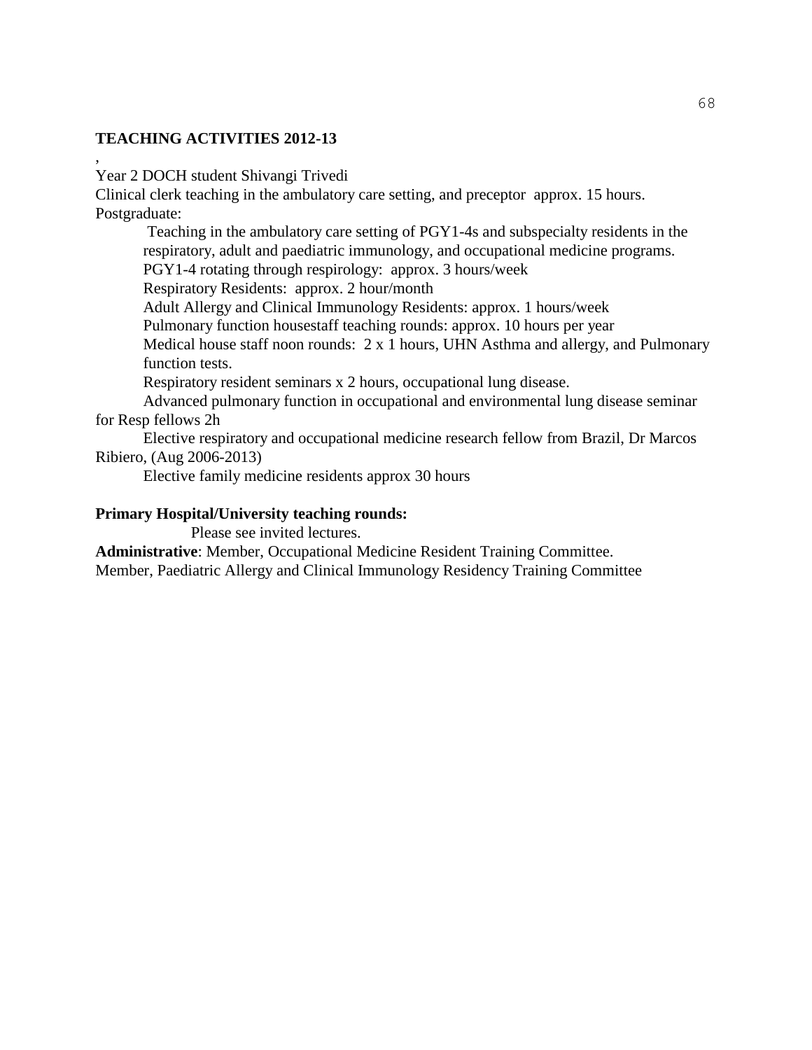**TEACHING ACTIVITIES 2012-13**

,

Year 2 DOCH student Shivangi Trivedi

Clinical clerk teaching in the ambulatory care setting, and preceptor approx. 15 hours.

Postgraduate:

Teaching in the ambulatory care setting of PGY1-4s and subspecialty residents in the respiratory, adult and paediatric immunology, and occupational medicine programs.

PGY1-4 rotating through respirology: approx. 3 hours/week

Respiratory Residents: approx. 2 hour/month

Adult Allergy and Clinical Immunology Residents: approx. 1 hours/week

Pulmonary function housestaff teaching rounds: approx. 10 hours per year

Medical house staff noon rounds: 2 x 1 hours, UHN Asthma and allergy, and Pulmonary function tests.

Respiratory resident seminars x 2 hours, occupational lung disease.

Advanced pulmonary function in occupational and environmental lung disease seminar for Resp fellows 2h

Elective respiratory and occupational medicine research fellow from Brazil, Dr Marcos Ribiero, (Aug 2006-2013)

Elective family medicine residents approx 30 hours

**Primary Hospital/University teaching rounds:**

Please see invited lectures.

**Administrative**: Member, Occupational Medicine Resident Training Committee.

Member, Paediatric Allergy and Clinical Immunology Residency Training Committee